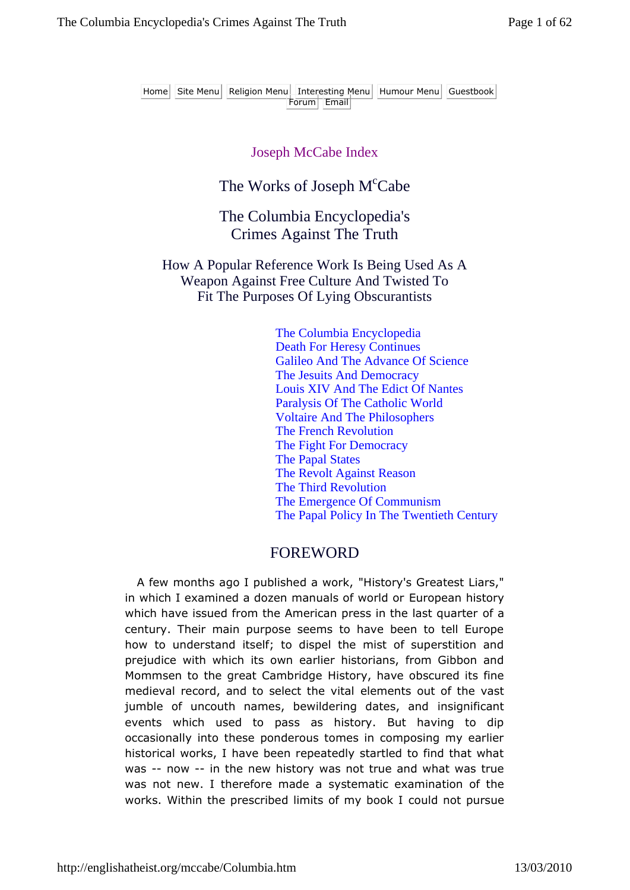Home | Site Menu | Religion Menu | Interesting Menu | Humour Menu | Guestbook | Forum | Email

Joseph McCabe Index

# The Works of Joseph McCabe

## The Columbia Encyclopedia's Crimes Against The Truth

### How A Popular Reference Work Is Being Used As A Weapon Against Free Culture And Twisted To Fit The Purposes Of Lying Obscurantists

- The Columbia Encyclopedia
- Death For Heresy Continues
- Galileo And The Advance Of Science
- The Jesuits And Democracy
- Louis XIV And The Edict Of Nantes
- Paralysis Of The Catholic World
- Voltaire And The Philosophers
- The French Revolution
- The Fight For Democracy
- The Papal States
- The Revolt Against Reason
- The Third Revolution
- The Emergence Of Communism
- The Papal Policy In The Twentieth Century

## FOREWORD

A few months ago I published a work, "History's Greatest Liars," in which I examined a dozen manuals of world or European history which have issued from the American press in the last quarter of a century. Their main purpose seems to have been to tell Europe how to understand itself; to dispel the mist of superstition and prejudice with which its own earlier historians, from Gibbon and Mommsen to the great Cambridge History, have obscured its fine medieval record, and to select the vital elements out of the vast jumble of uncouth names, bewildering dates, and insignificant events which used to pass as history. But having to dip occasionally into these ponderous tomes in composing my earlier historical works, I have been repeatedly startled to find that what was -- now -- in the new history was not true and what was true was not new. I therefore made a systematic examination of the works. Within the prescribed limits of my book I could not pursue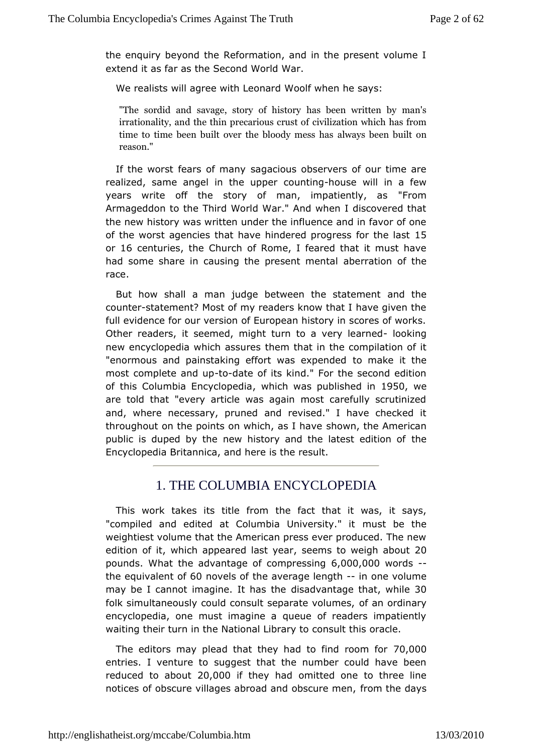the enquiry beyond the Reformation, and in the present volume I extend it as far as the Second World War.

We realists will agree with Leonard Woolf when he says:

> "The sordid and savage, story of history has been written by man's irrationality, and the thin precarious crust of civilization which has from time to time been built over the bloody mess has always been built on reason."

If the worst fears of many sagacious observers of our time are realized, same angel in the upper counting-house will in a few years write off the story of man, impatiently, as "From Armageddon to the Third World War." And when I discovered that the new history was written under the influence and in favor of one of the worst agencies that have hindered progress for the last 15 or 16 centuries, the Church of Rome, I feared that it must have had some share in causing the present mental aberration of the race.

But how shall a man judge between the statement and the counter-statement? Most of my readers know that I have given the full evidence for our version of European history in scores of works. Other readers, it seemed, might turn to a very learned- looking new encyclopedia which assures them that in the compilation of it "enormous and painstaking effort was expended to make it the most complete and up-to-date of its kind." For the second edition of this Columbia Encyclopedia, which was published in 1950, we are told that "every article was again most carefully scrutinized and, where necessary, pruned and revised." I have checked it throughout on the points on which, as I have shown, the American public is duped by the new history and the latest edition of the Encyclopedia Britannica, and here is the result.

## 1. THE COLUMBIA ENCYCLOPEDIA

This work takes its title from the fact that it was, it says, "compiled and edited at Columbia University." it must be the weightiest volume that the American press ever produced. The new edition of it, which appeared last year, seems to weigh about 20 pounds. What the advantage of compressing 6,000,000 words -- the equivalent of 60 novels of the average length -- in one volume may be I cannot imagine. It has the disadvantage that, while 30 folk simultaneously could consult separate volumes, of an ordinary encyclopedia, one must imagine a queue of readers impatiently waiting their turn in the National Library to consult this oracle.

The editors may plead that they had to find room for 70,000 entries. I venture to suggest that the number could have been reduced to about 20,000 if they had omitted one to three line notices of obscure villages abroad and obscure men, from the days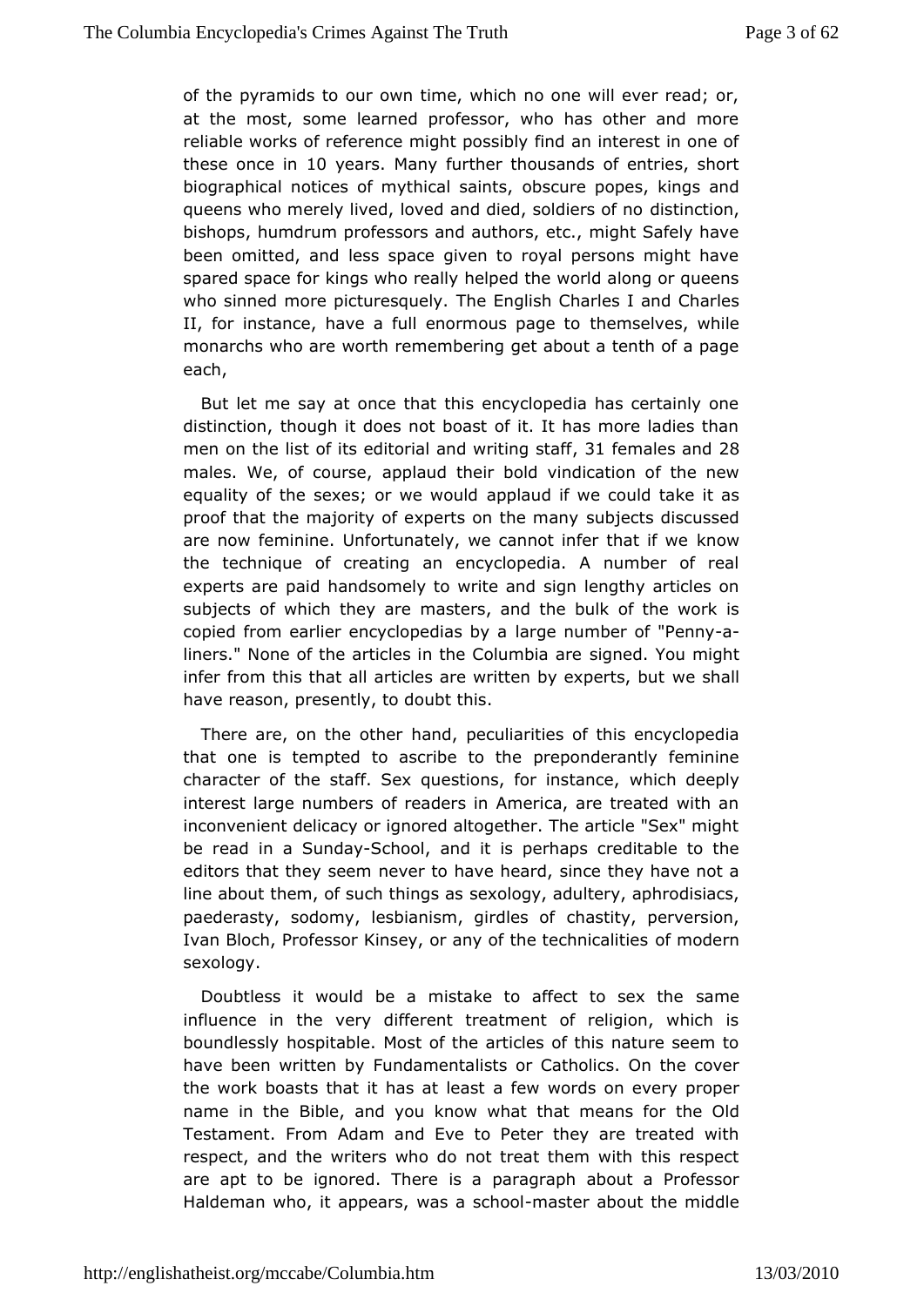of the pyramids to our own time, which no one will ever read; or, at the most, some learned professor, who has other and more reliable works of reference might possibly find an interest in one of these once in 10 years. Many further thousands of entries, short biographical notices of mythical saints, obscure popes, kings and queens who merely lived, loved and died, soldiers of no distinction, bishops, humdrum professors and authors, etc., might Safely have been omitted, and less space given to royal persons might have spared space for kings who really helped the world along or queens who sinned more picturesquely. The English Charles I and Charles II, for instance, have a full enormous page to themselves, while monarchs who are worth remembering get about a tenth of a page each,

But let me say at once that this encyclopedia has certainly one distinction, though it does not boast of it. It has more ladies than men on the list of its editorial and writing staff, 31 females and 28 males. We, of course, applaud their bold vindication of the new equality of the sexes; or we would applaud if we could take it as proof that the majority of experts on the many subjects discussed are now feminine. Unfortunately, we cannot infer that if we know the technique of creating an encyclopedia. A number of real experts are paid handsomely to write and sign lengthy articles on subjects of which they are masters, and the bulk of the work is copied from earlier encyclopedias by a large number of "Penny-a-liners." None of the articles in the Columbia are signed. You might infer from this that all articles are written by experts, but we shall have reason, presently, to doubt this.

There are, on the other hand, peculiarities of this encyclopedia that one is tempted to ascribe to the preponderantly feminine character of the staff. Sex questions, for instance, which deeply interest large numbers of readers in America, are treated with an inconvenient delicacy or ignored altogether. The article "Sex" might be read in a Sunday-School, and it is perhaps creditable to the editors that they seem never to have heard, since they have not a line about them, of such things as sexology, adultery, aphrodisiacs, paederasty, sodomy, lesbianism, girdles of chastity, perversion, Ivan Bloch, Professor Kinsey, or any of the technicalities of modern sexology.

Doubtless it would be a mistake to affect to sex the same influence in the very different treatment of religion, which is boundlessly hospitable. Most of the articles of this nature seem to have been written by Fundamentalists or Catholics. On the cover the work boasts that it has at least a few words on every proper name in the Bible, and you know what that means for the Old Testament. From Adam and Eve to Peter they are treated with respect, and the writers who do not treat them with this respect are apt to be ignored. There is a paragraph about a Professor Haldeman who, it appears, was a school-master about the middle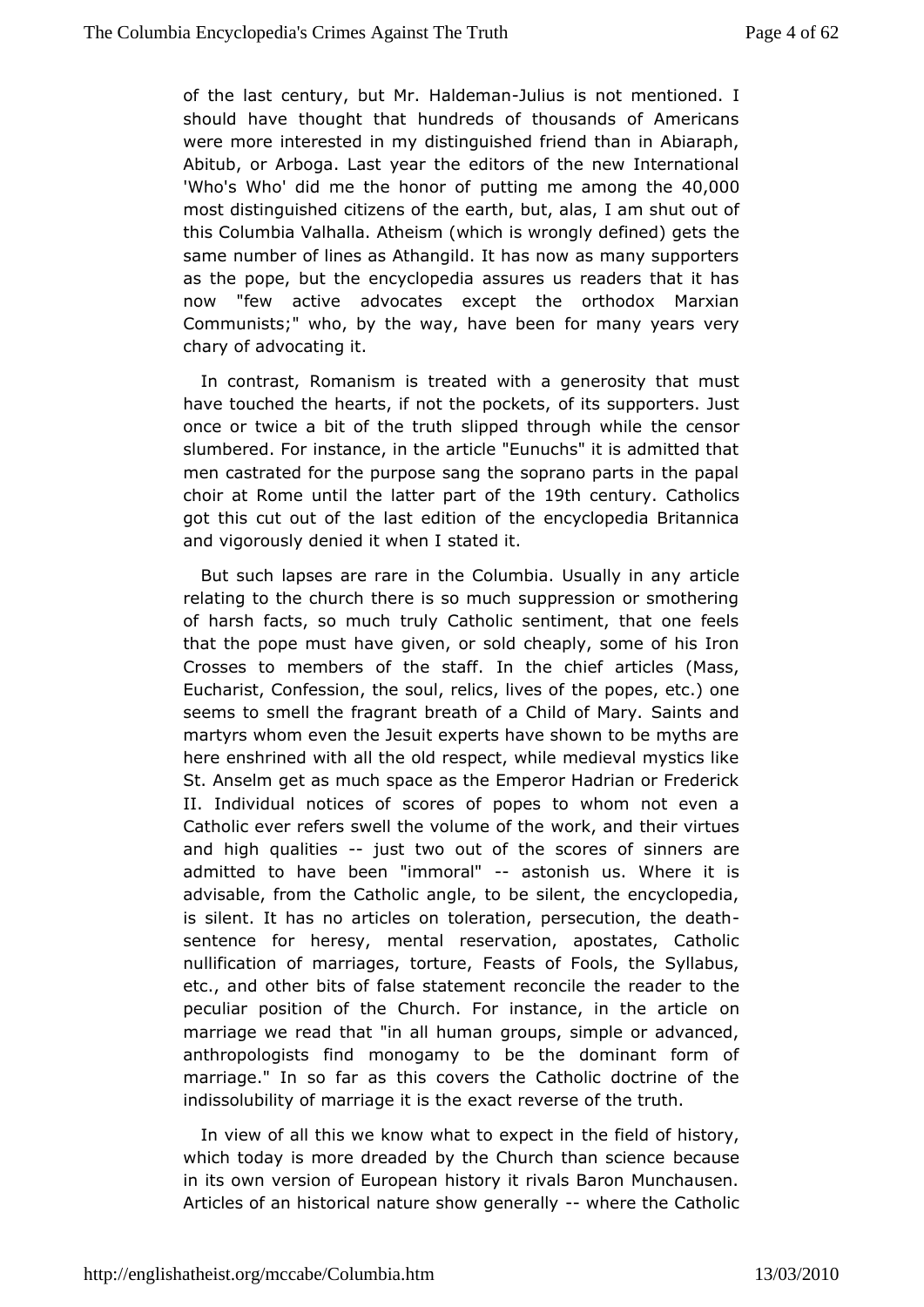of the last century, but Mr. Haldeman-Julius is not mentioned. I should have thought that hundreds of thousands of Americans were more interested in my distinguished friend than in Abiaraph, Abitub, or Arboga. Last year the editors of the new International 'Who's Who' did me the honor of putting me among the 40,000 most distinguished citizens of the earth, but, alas, I am shut out of this Columbia Valhalla. Atheism (which is wrongly defined) gets the same number of lines as Athangild. It has now as many supporters as the pope, but the encyclopedia assures us readers that it has now "few active advocates except the orthodox Marxian Communists;" who, by the way, have been for many years very chary of advocating it.

In contrast, Romanism is treated with a generosity that must have touched the hearts, if not the pockets, of its supporters. Just once or twice a bit of the truth slipped through while the censor slumbered. For instance, in the article "Eunuchs" it is admitted that men castrated for the purpose sang the soprano parts in the papal choir at Rome until the latter part of the 19th century. Catholics got this cut out of the last edition of the encyclopedia Britannica and vigorously denied it when I stated it.

But such lapses are rare in the Columbia. Usually in any article relating to the church there is so much suppression or smothering of harsh facts, so much truly Catholic sentiment, that one feels that the pope must have given, or sold cheaply, some of his Iron Crosses to members of the staff. In the chief articles (Mass, Eucharist, Confession, the soul, relics, lives of the popes, etc.) one seems to smell the fragrant breath of a Child of Mary. Saints and martyrs whom even the Jesuit experts have shown to be myths are here enshrined with all the old respect, while medieval mystics like St. Anselm get as much space as the Emperor Hadrian or Frederick II. Individual notices of scores of popes to whom not even a Catholic ever refers swell the volume of the work, and their virtues and high qualities -- just two out of the scores of sinners are admitted to have been "immoral" -- astonish us. Where it is advisable, from the Catholic angle, to be silent, the encyclopedia, is silent. It has no articles on toleration, persecution, the death-sentence for heresy, mental reservation, apostates, Catholic nullification of marriages, torture, Feasts of Fools, the Syllabus, etc., and other bits of false statement reconcile the reader to the peculiar position of the Church. For instance, in the article on marriage we read that "in all human groups, simple or advanced, anthropologists find monogamy to be the dominant form of marriage." In so far as this covers the Catholic doctrine of the indissolubility of marriage it is the exact reverse of the truth.

In view of all this we know what to expect in the field of history, which today is more dreaded by the Church than science because in its own version of European history it rivals Baron Munchausen. Articles of an historical nature show generally -- where the Catholic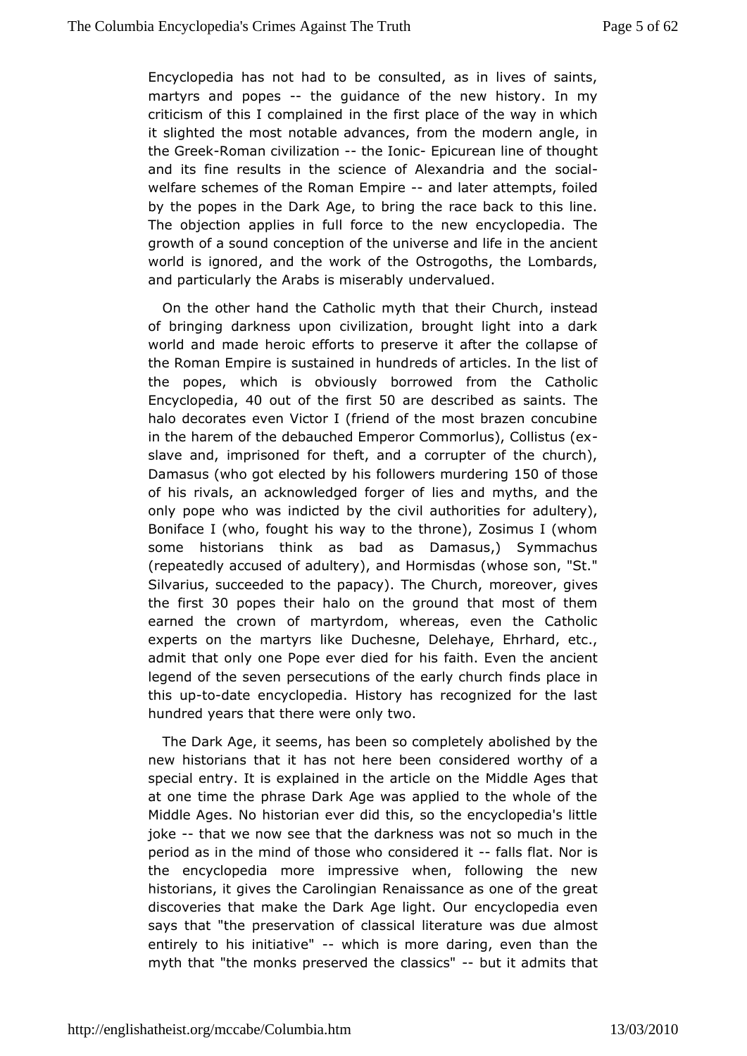Encyclopedia has not had to be consulted, as in lives of saints, martyrs and popes -- the guidance of the new history. In my criticism of this I complained in the first place of the way in which it slighted the most notable advances, from the modern angle, in the Greek-Roman civilization -- the Ionic- Epicurean line of thought and its fine results in the science of Alexandria and the social-welfare schemes of the Roman Empire -- and later attempts, foiled by the popes in the Dark Age, to bring the race back to this line. The objection applies in full force to the new encyclopedia. The growth of a sound conception of the universe and life in the ancient world is ignored, and the work of the Ostrogoths, the Lombards, and particularly the Arabs is miserably undervalued.

On the other hand the Catholic myth that their Church, instead of bringing darkness upon civilization, brought light into a dark world and made heroic efforts to preserve it after the collapse of the Roman Empire is sustained in hundreds of articles. In the list of the popes, which is obviously borrowed from the Catholic Encyclopedia, 40 out of the first 50 are described as saints. The halo decorates even Victor I (friend of the most brazen concubine in the harem of the debauched Emperor Commorlus), Collistus (ex-slave and, imprisoned for theft, and a corrupter of the church), Damasus (who got elected by his followers murdering 150 of those of his rivals, an acknowledged forger of lies and myths, and the only pope who was indicted by the civil authorities for adultery), Boniface I (who, fought his way to the throne), Zosimus I (whom some historians think as bad as Damasus,) Symmachus (repeatedly accused of adultery), and Hormisdas (whose son, "St." Silvarius, succeeded to the papacy). The Church, moreover, gives the first 30 popes their halo on the ground that most of them earned the crown of martyrdom, whereas, even the Catholic experts on the martyrs like Duchesne, Delehaye, Ehrhard, etc., admit that only one Pope ever died for his faith. Even the ancient legend of the seven persecutions of the early church finds place in this up-to-date encyclopedia. History has recognized for the last hundred years that there were only two.

The Dark Age, it seems, has been so completely abolished by the new historians that it has not here been considered worthy of a special entry. It is explained in the article on the Middle Ages that at one time the phrase Dark Age was applied to the whole of the Middle Ages. No historian ever did this, so the encyclopedia's little joke -- that we now see that the darkness was not so much in the period as in the mind of those who considered it -- falls flat. Nor is the encyclopedia more impressive when, following the new historians, it gives the Carolingian Renaissance as one of the great discoveries that make the Dark Age light. Our encyclopedia even says that "the preservation of classical literature was due almost entirely to his initiative" -- which is more daring, even than the myth that "the monks preserved the classics" -- but it admits that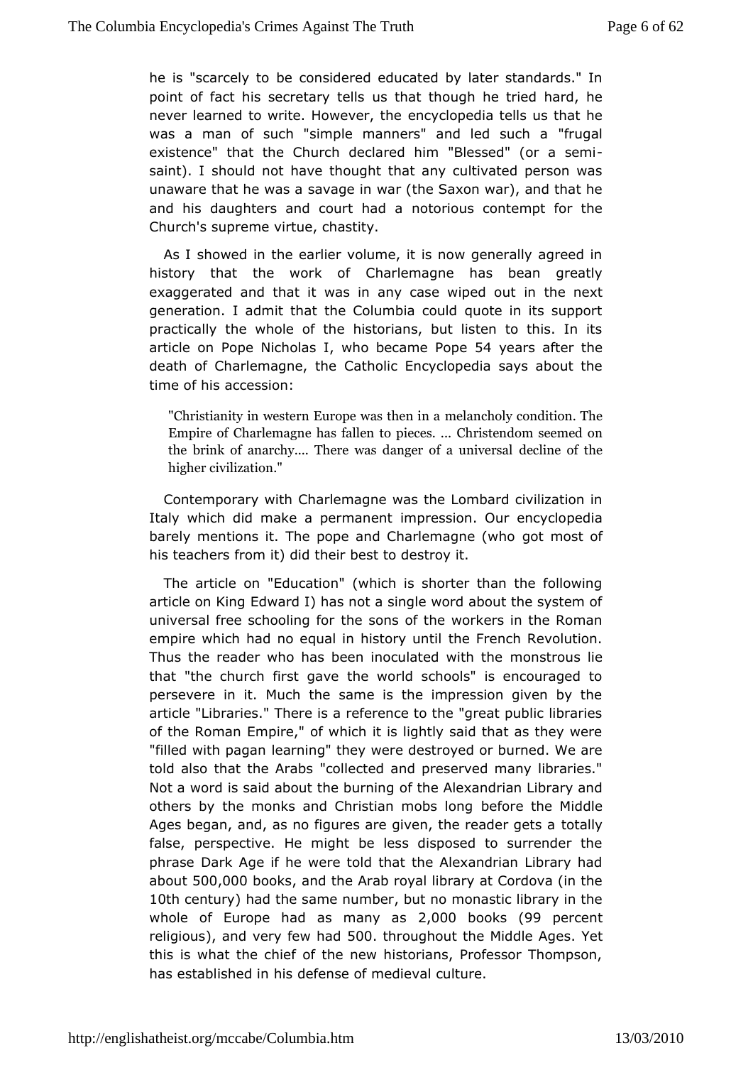he is "scarcely to be considered educated by later standards." In point of fact his secretary tells us that though he tried hard, he never learned to write. However, the encyclopedia tells us that he was a man of such "simple manners" and led such a "frugal existence" that the Church declared him "Blessed" (or a semi-saint). I should not have thought that any cultivated person was unaware that he was a savage in war (the Saxon war), and that he and his daughters and court had a notorious contempt for the Church's supreme virtue, chastity.

As I showed in the earlier volume, it is now generally agreed in history that the work of Charlemagne has bean greatly exaggerated and that it was in any case wiped out in the next generation. I admit that the Columbia could quote in its support practically the whole of the historians, but listen to this. In its article on Pope Nicholas I, who became Pope 54 years after the death of Charlemagne, the Catholic Encyclopedia says about the time of his accession:

> "Christianity in western Europe was then in a melancholy condition. The Empire of Charlemagne has fallen to pieces. ... Christendom seemed on the brink of anarchy.... There was danger of a universal decline of the higher civilization."

Contemporary with Charlemagne was the Lombard civilization in Italy which did make a permanent impression. Our encyclopedia barely mentions it. The pope and Charlemagne (who got most of his teachers from it) did their best to destroy it.

The article on "Education" (which is shorter than the following article on King Edward I) has not a single word about the system of universal free schooling for the sons of the workers in the Roman empire which had no equal in history until the French Revolution. Thus the reader who has been inoculated with the monstrous lie that "the church first gave the world schools" is encouraged to persevere in it. Much the same is the impression given by the article "Libraries." There is a reference to the "great public libraries of the Roman Empire," of which it is lightly said that as they were "filled with pagan learning" they were destroyed or burned. We are told also that the Arabs "collected and preserved many libraries." Not a word is said about the burning of the Alexandrian Library and others by the monks and Christian mobs long before the Middle Ages began, and, as no figures are given, the reader gets a totally false, perspective. He might be less disposed to surrender the phrase Dark Age if he were told that the Alexandrian Library had about 500,000 books, and the Arab royal library at Cordova (in the 10th century) had the same number, but no monastic library in the whole of Europe had as many as 2,000 books (99 percent religious), and very few had 500. throughout the Middle Ages. Yet this is what the chief of the new historians, Professor Thompson, has established in his defense of medieval culture.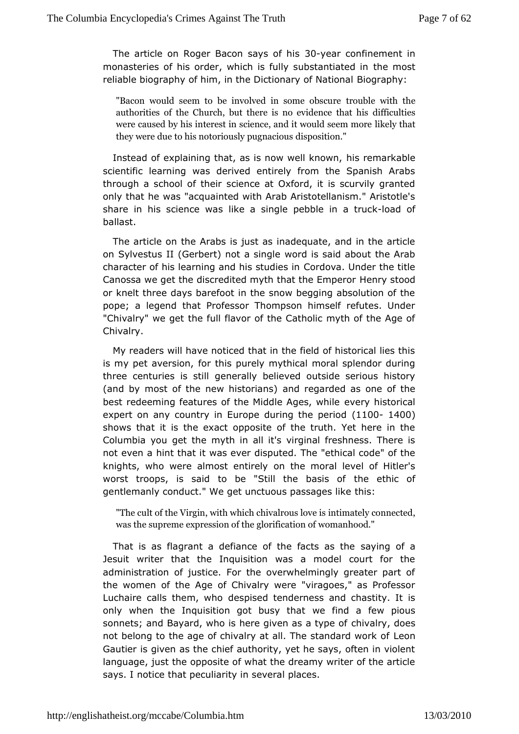The article on Roger Bacon says of his 30-year confinement in monasteries of his order, which is fully substantiated in the most reliable biography of him, in the Dictionary of National Biography:

> "Bacon would seem to be involved in some obscure trouble with the authorities of the Church, but there is no evidence that his difficulties were caused by his interest in science, and it would seem more likely that they were due to his notoriously pugnacious disposition."

Instead of explaining that, as is now well known, his remarkable scientific learning was derived entirely from the Spanish Arabs through a school of their science at Oxford, it is scurvily granted only that he was "acquainted with Arab Aristotellanism." Aristotle's share in his science was like a single pebble in a truck-load of ballast.

The article on the Arabs is just as inadequate, and in the article on Sylvestus II (Gerbert) not a single word is said about the Arab character of his learning and his studies in Cordova. Under the title Canossa we get the discredited myth that the Emperor Henry stood or knelt three days barefoot in the snow begging absolution of the pope; a legend that Professor Thompson himself refutes. Under "Chivalry" we get the full flavor of the Catholic myth of the Age of Chivalry.

My readers will have noticed that in the field of historical lies this is my pet aversion, for this purely mythical moral splendor during three centuries is still generally believed outside serious history (and by most of the new historians) and regarded as one of the best redeeming features of the Middle Ages, while every historical expert on any country in Europe during the period (1100- 1400) shows that it is the exact opposite of the truth. Yet here in the Columbia you get the myth in all it's virginal freshness. There is not even a hint that it was ever disputed. The "ethical code" of the knights, who were almost entirely on the moral level of Hitler's worst troops, is said to be "Still the basis of the ethic of gentlemanly conduct." We get unctuous passages like this:

> "The cult of the Virgin, with which chivalrous love is intimately connected, was the supreme expression of the glorification of womanhood."

That is as flagrant a defiance of the facts as the saying of a Jesuit writer that the Inquisition was a model court for the administration of justice. For the overwhelmingly greater part of the women of the Age of Chivalry were "viragoes," as Professor Luchaire calls them, who despised tenderness and chastity. It is only when the Inquisition got busy that we find a few pious sonnets; and Bayard, who is here given as a type of chivalry, does not belong to the age of chivalry at all. The standard work of Leon Gautier is given as the chief authority, yet he says, often in violent language, just the opposite of what the dreamy writer of the article says. I notice that peculiarity in several places.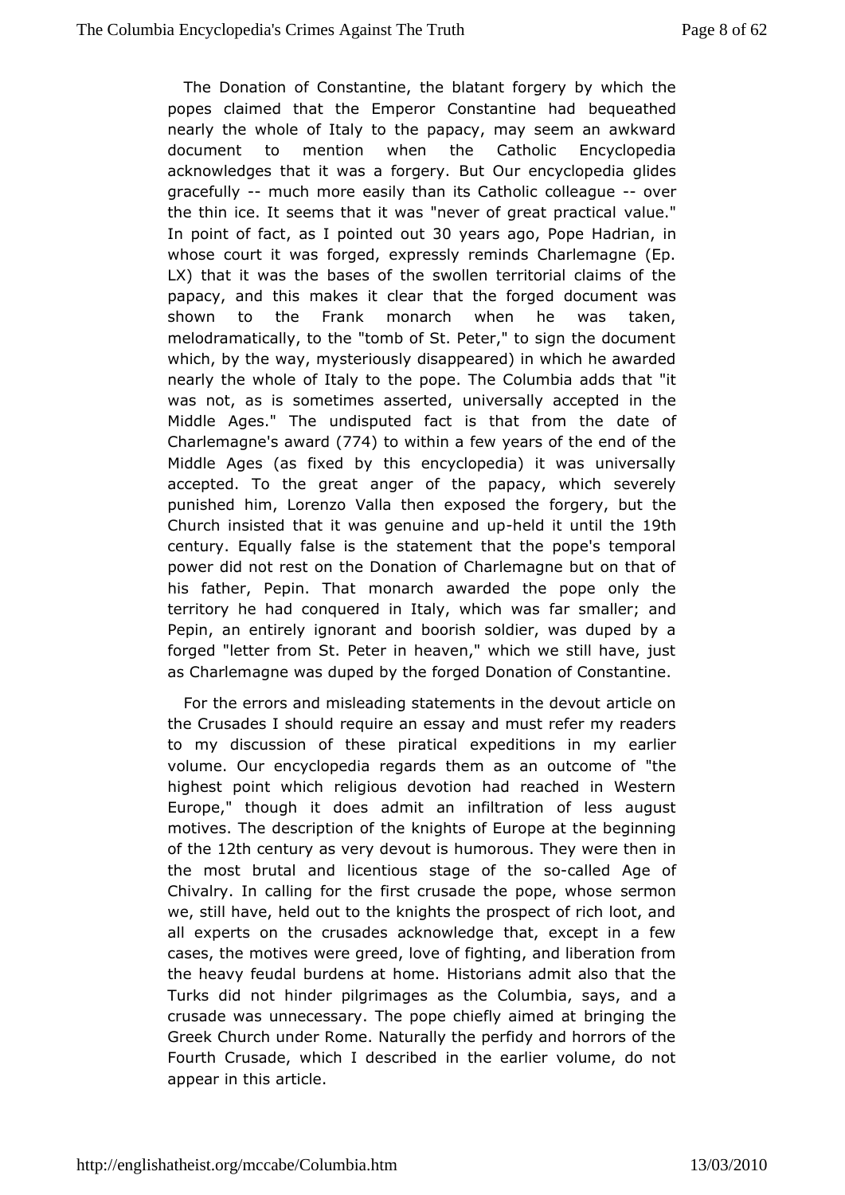The Donation of Constantine, the blatant forgery by which the popes claimed that the Emperor Constantine had bequeathed nearly the whole of Italy to the papacy, may seem an awkward document to mention when the Catholic Encyclopedia acknowledges that it was a forgery. But Our encyclopedia glides gracefully -- much more easily than its Catholic colleague -- over the thin ice. It seems that it was "never of great practical value." In point of fact, as I pointed out 30 years ago, Pope Hadrian, in whose court it was forged, expressly reminds Charlemagne (Ep. LX) that it was the bases of the swollen territorial claims of the papacy, and this makes it clear that the forged document was shown to the Frank monarch when he was taken, melodramatically, to the "tomb of St. Peter," to sign the document which, by the way, mysteriously disappeared) in which he awarded nearly the whole of Italy to the pope. The Columbia adds that "it was not, as is sometimes asserted, universally accepted in the Middle Ages." The undisputed fact is that from the date of Charlemagne's award (774) to within a few years of the end of the Middle Ages (as fixed by this encyclopedia) it was universally accepted. To the great anger of the papacy, which severely punished him, Lorenzo Valla then exposed the forgery, but the Church insisted that it was genuine and up-held it until the 19th century. Equally false is the statement that the pope's temporal power did not rest on the Donation of Charlemagne but on that of his father, Pepin. That monarch awarded the pope only the territory he had conquered in Italy, which was far smaller; and Pepin, an entirely ignorant and boorish soldier, was duped by a forged "letter from St. Peter in heaven," which we still have, just as Charlemagne was duped by the forged Donation of Constantine.

For the errors and misleading statements in the devout article on the Crusades I should require an essay and must refer my readers to my discussion of these piratical expeditions in my earlier volume. Our encyclopedia regards them as an outcome of "the highest point which religious devotion had reached in Western Europe," though it does admit an infiltration of less august motives. The description of the knights of Europe at the beginning of the 12th century as very devout is humorous. They were then in the most brutal and licentious stage of the so-called Age of Chivalry. In calling for the first crusade the pope, whose sermon we, still have, held out to the knights the prospect of rich loot, and all experts on the crusades acknowledge that, except in a few cases, the motives were greed, love of fighting, and liberation from the heavy feudal burdens at home. Historians admit also that the Turks did not hinder pilgrimages as the Columbia, says, and a crusade was unnecessary. The pope chiefly aimed at bringing the Greek Church under Rome. Naturally the perfidy and horrors of the Fourth Crusade, which I described in the earlier volume, do not appear in this article.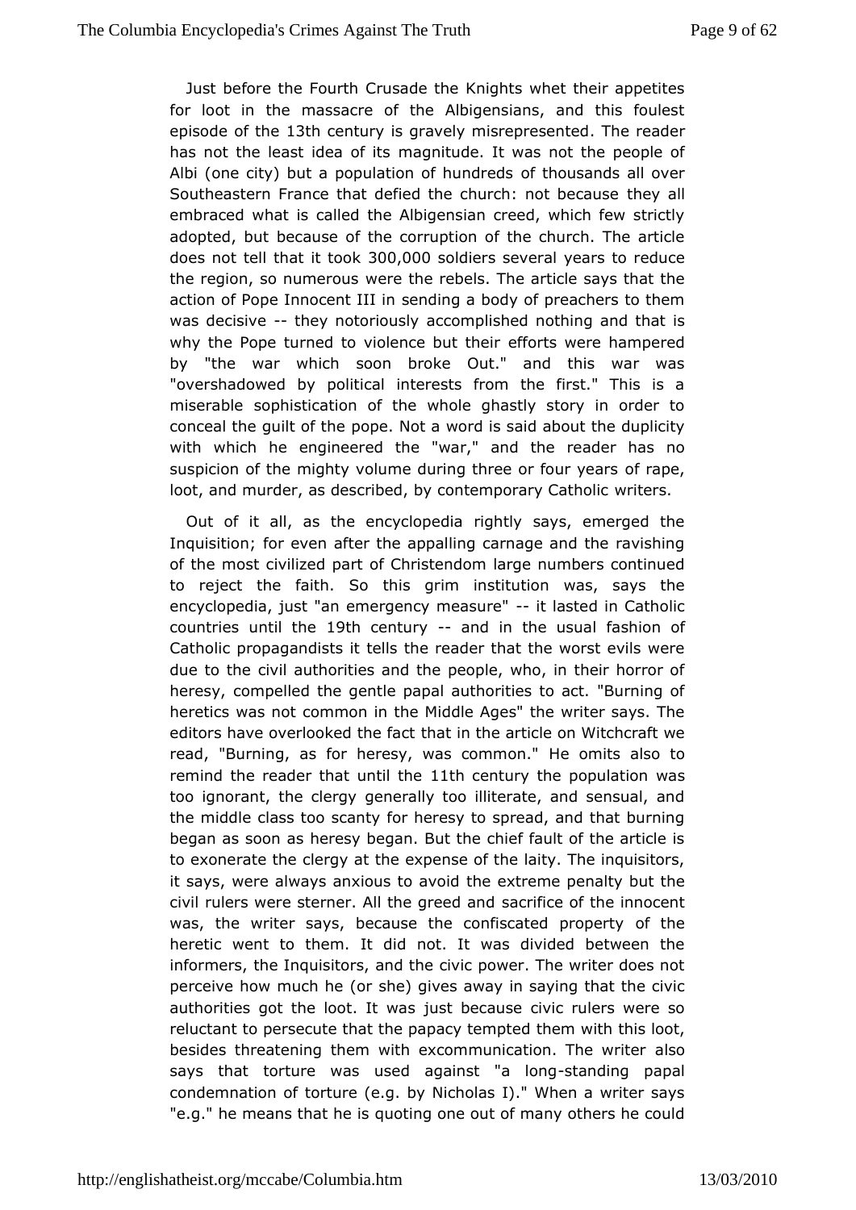Just before the Fourth Crusade the Knights whet their appetites for loot in the massacre of the Albigensians, and this foulest episode of the 13th century is gravely misrepresented. The reader has not the least idea of its magnitude. It was not the people of Albi (one city) but a population of hundreds of thousands all over Southeastern France that defied the church: not because they all embraced what is called the Albigensian creed, which few strictly adopted, but because of the corruption of the church. The article does not tell that it took 300,000 soldiers several years to reduce the region, so numerous were the rebels. The article says that the action of Pope Innocent III in sending a body of preachers to them was decisive -- they notoriously accomplished nothing and that is why the Pope turned to violence but their efforts were hampered by "the war which soon broke Out." and this war was "overshadowed by political interests from the first." This is a miserable sophistication of the whole ghastly story in order to conceal the guilt of the pope. Not a word is said about the duplicity with which he engineered the "war," and the reader has no suspicion of the mighty volume during three or four years of rape, loot, and murder, as described, by contemporary Catholic writers.

Out of it all, as the encyclopedia rightly says, emerged the Inquisition; for even after the appalling carnage and the ravishing of the most civilized part of Christendom large numbers continued to reject the faith. So this grim institution was, says the encyclopedia, just "an emergency measure" -- it lasted in Catholic countries until the 19th century -- and in the usual fashion of Catholic propagandists it tells the reader that the worst evils were due to the civil authorities and the people, who, in their horror of heresy, compelled the gentle papal authorities to act. "Burning of heretics was not common in the Middle Ages" the writer says. The editors have overlooked the fact that in the article on Witchcraft we read, "Burning, as for heresy, was common." He omits also to remind the reader that until the 11th century the population was too ignorant, the clergy generally too illiterate, and sensual, and the middle class too scanty for heresy to spread, and that burning began as soon as heresy began. But the chief fault of the article is to exonerate the clergy at the expense of the laity. The inquisitors, it says, were always anxious to avoid the extreme penalty but the civil rulers were sterner. All the greed and sacrifice of the innocent was, the writer says, because the confiscated property of the heretic went to them. It did not. It was divided between the informers, the Inquisitors, and the civic power. The writer does not perceive how much he (or she) gives away in saying that the civic authorities got the loot. It was just because civic rulers were so reluctant to persecute that the papacy tempted them with this loot, besides threatening them with excommunication. The writer also says that torture was used against "a long-standing papal condemnation of torture (e.g. by Nicholas I)." When a writer says "e.g." he means that he is quoting one out of many others he could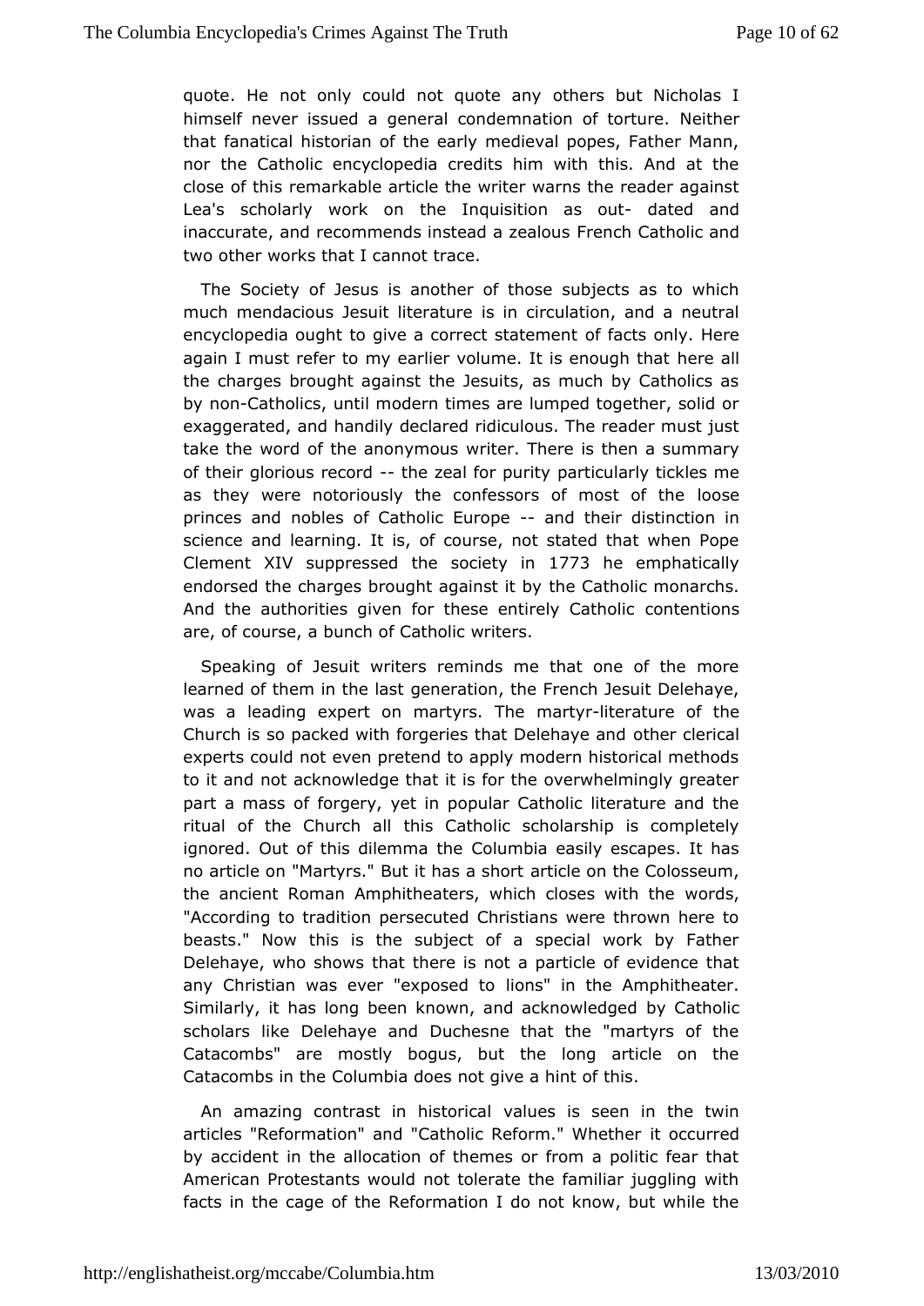quote. He not only could not quote any others but Nicholas I himself never issued a general condemnation of torture. Neither that fanatical historian of the early medieval popes, Father Mann, nor the Catholic encyclopedia credits him with this. And at the close of this remarkable article the writer warns the reader against Lea's scholarly work on the Inquisition as out- dated and inaccurate, and recommends instead a zealous French Catholic and two other works that I cannot trace.

The Society of Jesus is another of those subjects as to which much mendacious Jesuit literature is in circulation, and a neutral encyclopedia ought to give a correct statement of facts only. Here again I must refer to my earlier volume. It is enough that here all the charges brought against the Jesuits, as much by Catholics as by non-Catholics, until modern times are lumped together, solid or exaggerated, and handily declared ridiculous. The reader must just take the word of the anonymous writer. There is then a summary of their glorious record -- the zeal for purity particularly tickles me as they were notoriously the confessors of most of the loose princes and nobles of Catholic Europe -- and their distinction in science and learning. It is, of course, not stated that when Pope Clement XIV suppressed the society in 1773 he emphatically endorsed the charges brought against it by the Catholic monarchs. And the authorities given for these entirely Catholic contentions are, of course, a bunch of Catholic writers.

Speaking of Jesuit writers reminds me that one of the more learned of them in the last generation, the French Jesuit Delehaye, was a leading expert on martyrs. The martyr-literature of the Church is so packed with forgeries that Delehaye and other clerical experts could not even pretend to apply modern historical methods to it and not acknowledge that it is for the overwhelmingly greater part a mass of forgery, yet in popular Catholic literature and the ritual of the Church all this Catholic scholarship is completely ignored. Out of this dilemma the Columbia easily escapes. It has no article on "Martyrs." But it has a short article on the Colosseum, the ancient Roman Amphitheaters, which closes with the words, "According to tradition persecuted Christians were thrown here to beasts." Now this is the subject of a special work by Father Delehaye, who shows that there is not a particle of evidence that any Christian was ever "exposed to lions" in the Amphitheater. Similarly, it has long been known, and acknowledged by Catholic scholars like Delehaye and Duchesne that the "martyrs of the Catacombs" are mostly bogus, but the long article on the Catacombs in the Columbia does not give a hint of this.

An amazing contrast in historical values is seen in the twin articles "Reformation" and "Catholic Reform." Whether it occurred by accident in the allocation of themes or from a politic fear that American Protestants would not tolerate the familiar juggling with facts in the cage of the Reformation I do not know, but while the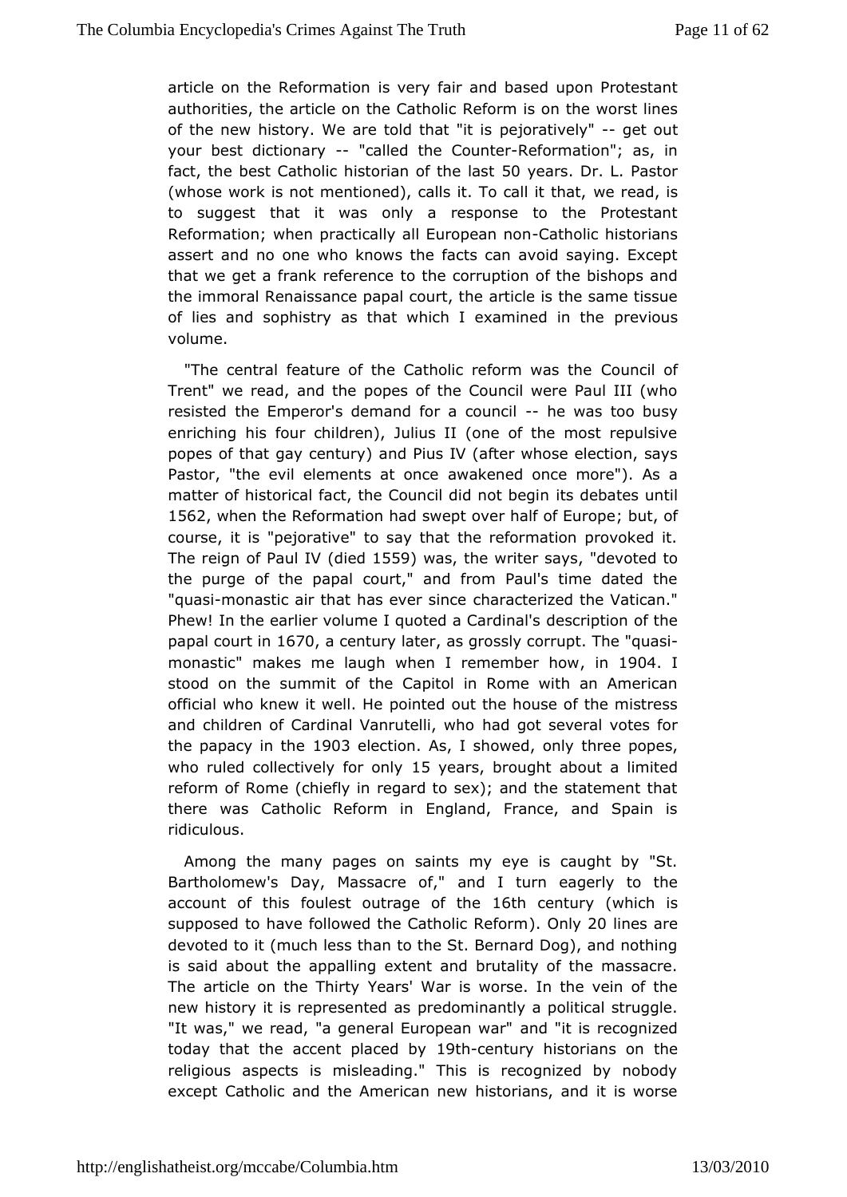article on the Reformation is very fair and based upon Protestant authorities, the article on the Catholic Reform is on the worst lines of the new history. We are told that "it is pejoratively" -- get out your best dictionary -- "called the Counter-Reformation"; as, in fact, the best Catholic historian of the last 50 years. Dr. L. Pastor (whose work is not mentioned), calls it. To call it that, we read, is to suggest that it was only a response to the Protestant Reformation; when practically all European non-Catholic historians assert and no one who knows the facts can avoid saying. Except that we get a frank reference to the corruption of the bishops and the immoral Renaissance papal court, the article is the same tissue of lies and sophistry as that which I examined in the previous volume.

"The central feature of the Catholic reform was the Council of Trent" we read, and the popes of the Council were Paul III (who resisted the Emperor's demand for a council -- he was too busy enriching his four children), Julius II (one of the most repulsive popes of that gay century) and Pius IV (after whose election, says Pastor, "the evil elements at once awakened once more"). As a matter of historical fact, the Council did not begin its debates until 1562, when the Reformation had swept over half of Europe; but, of course, it is "pejorative" to say that the reformation provoked it. The reign of Paul IV (died 1559) was, the writer says, "devoted to the purge of the papal court," and from Paul's time dated the "quasi-monastic air that has ever since characterized the Vatican." Phew! In the earlier volume I quoted a Cardinal's description of the papal court in 1670, a century later, as grossly corrupt. The "quasi-monastic" makes me laugh when I remember how, in 1904. I stood on the summit of the Capitol in Rome with an American official who knew it well. He pointed out the house of the mistress and children of Cardinal Vanrutelli, who had got several votes for the papacy in the 1903 election. As, I showed, only three popes, who ruled collectively for only 15 years, brought about a limited reform of Rome (chiefly in regard to sex); and the statement that there was Catholic Reform in England, France, and Spain is ridiculous.

Among the many pages on saints my eye is caught by "St. Bartholomew's Day, Massacre of," and I turn eagerly to the account of this foulest outrage of the 16th century (which is supposed to have followed the Catholic Reform). Only 20 lines are devoted to it (much less than to the St. Bernard Dog), and nothing is said about the appalling extent and brutality of the massacre. The article on the Thirty Years' War is worse. In the vein of the new history it is represented as predominantly a political struggle. "It was," we read, "a general European war" and "it is recognized today that the accent placed by 19th-century historians on the religious aspects is misleading." This is recognized by nobody except Catholic and the American new historians, and it is worse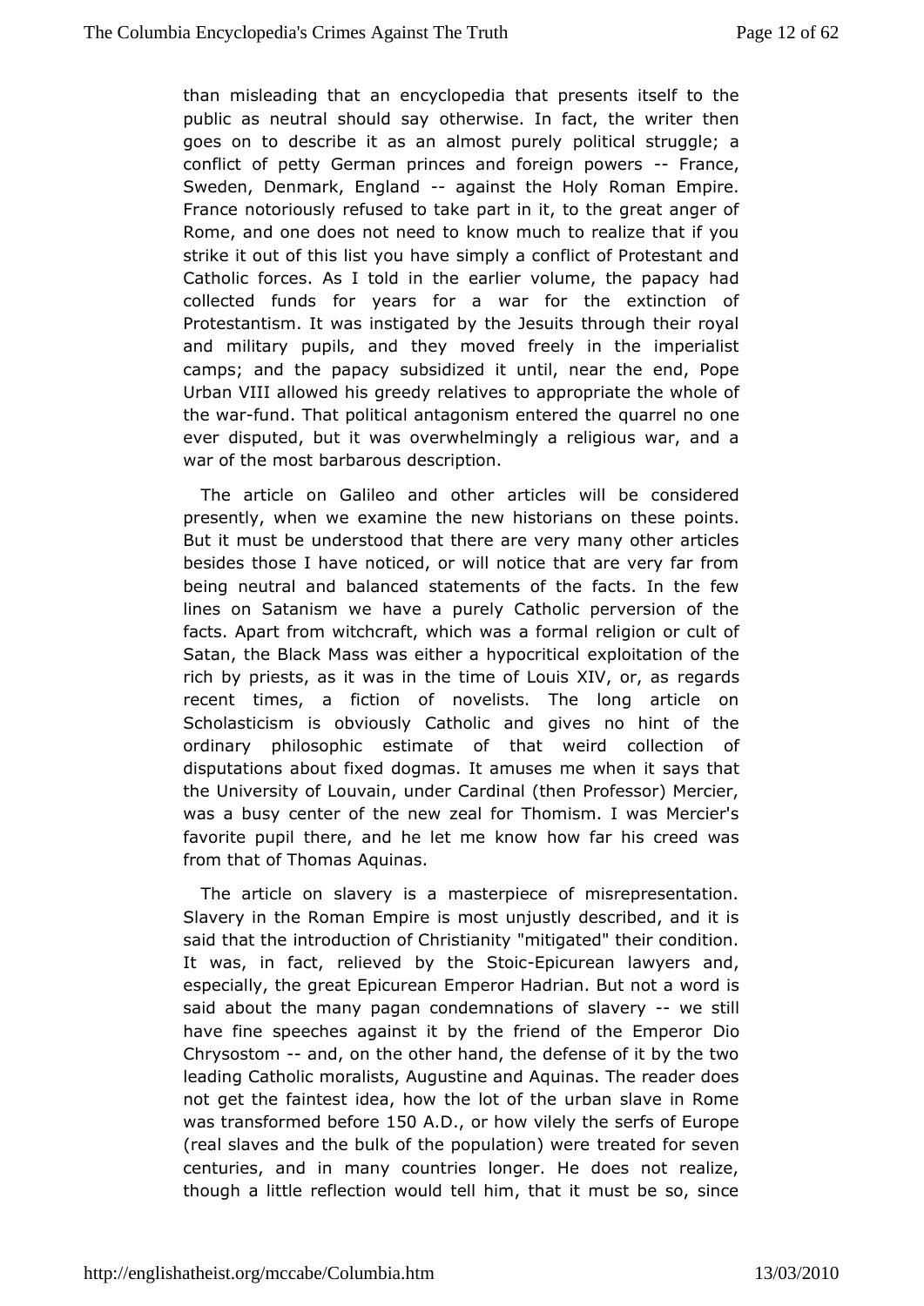than misleading that an encyclopedia that presents itself to the public as neutral should say otherwise. In fact, the writer then goes on to describe it as an almost purely political struggle; a conflict of petty German princes and foreign powers -- France, Sweden, Denmark, England -- against the Holy Roman Empire. France notoriously refused to take part in it, to the great anger of Rome, and one does not need to know much to realize that if you strike it out of this list you have simply a conflict of Protestant and Catholic forces. As I told in the earlier volume, the papacy had collected funds for years for a war for the extinction of Protestantism. It was instigated by the Jesuits through their royal and military pupils, and they moved freely in the imperialist camps; and the papacy subsidized it until, near the end, Pope Urban VIII allowed his greedy relatives to appropriate the whole of the war-fund. That political antagonism entered the quarrel no one ever disputed, but it was overwhelmingly a religious war, and a war of the most barbarous description.

The article on Galileo and other articles will be considered presently, when we examine the new historians on these points. But it must be understood that there are very many other articles besides those I have noticed, or will notice that are very far from being neutral and balanced statements of the facts. In the few lines on Satanism we have a purely Catholic perversion of the facts. Apart from witchcraft, which was a formal religion or cult of Satan, the Black Mass was either a hypocritical exploitation of the rich by priests, as it was in the time of Louis XIV, or, as regards recent times, a fiction of novelists. The long article on Scholasticism is obviously Catholic and gives no hint of the ordinary philosophic estimate of that weird collection of disputations about fixed dogmas. It amuses me when it says that the University of Louvain, under Cardinal (then Professor) Mercier, was a busy center of the new zeal for Thomism. I was Mercier's favorite pupil there, and he let me know how far his creed was from that of Thomas Aquinas.

The article on slavery is a masterpiece of misrepresentation. Slavery in the Roman Empire is most unjustly described, and it is said that the introduction of Christianity "mitigated" their condition. It was, in fact, relieved by the Stoic-Epicurean lawyers and, especially, the great Epicurean Emperor Hadrian. But not a word is said about the many pagan condemnations of slavery -- we still have fine speeches against it by the friend of the Emperor Dio Chrysostom -- and, on the other hand, the defense of it by the two leading Catholic moralists, Augustine and Aquinas. The reader does not get the faintest idea, how the lot of the urban slave in Rome was transformed before 150 A.D., or how vilely the serfs of Europe (real slaves and the bulk of the population) were treated for seven centuries, and in many countries longer. He does not realize, though a little reflection would tell him, that it must be so, since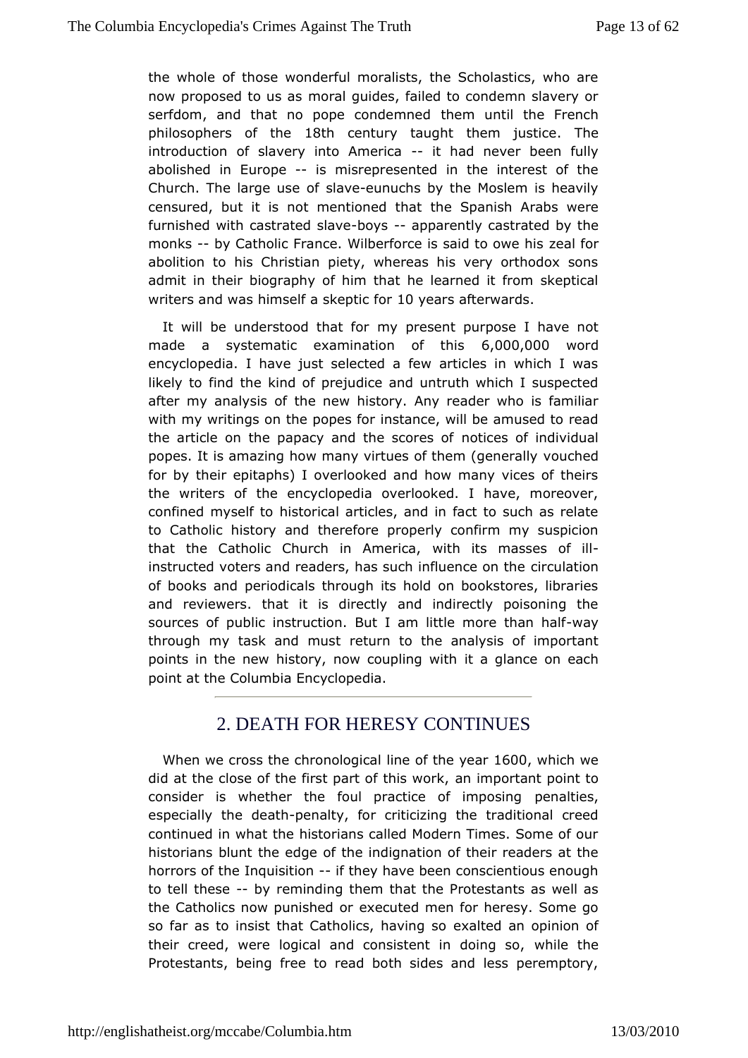the whole of those wonderful moralists, the Scholastics, who are now proposed to us as moral guides, failed to condemn slavery or serfdom, and that no pope condemned them until the French philosophers of the 18th century taught them justice. The introduction of slavery into America -- it had never been fully abolished in Europe -- is misrepresented in the interest of the Church. The large use of slave-eunuchs by the Moslem is heavily censured, but it is not mentioned that the Spanish Arabs were furnished with castrated slave-boys -- apparently castrated by the monks -- by Catholic France. Wilberforce is said to owe his zeal for abolition to his Christian piety, whereas his very orthodox sons admit in their biography of him that he learned it from skeptical writers and was himself a skeptic for 10 years afterwards.

It will be understood that for my present purpose I have not made a systematic examination of this 6,000,000 word encyclopedia. I have just selected a few articles in which I was likely to find the kind of prejudice and untruth which I suspected after my analysis of the new history. Any reader who is familiar with my writings on the popes for instance, will be amused to read the article on the papacy and the scores of notices of individual popes. It is amazing how many virtues of them (generally vouched for by their epitaphs) I overlooked and how many vices of theirs the writers of the encyclopedia overlooked. I have, moreover, confined myself to historical articles, and in fact to such as relate to Catholic history and therefore properly confirm my suspicion that the Catholic Church in America, with its masses of ill-instructed voters and readers, has such influence on the circulation of books and periodicals through its hold on bookstores, libraries and reviewers. that it is directly and indirectly poisoning the sources of public instruction. But I am little more than half-way through my task and must return to the analysis of important points in the new history, now coupling with it a glance on each point at the Columbia Encyclopedia.

---

## 2. DEATH FOR HERESY CONTINUES

When we cross the chronological line of the year 1600, which we did at the close of the first part of this work, an important point to consider is whether the foul practice of imposing penalties, especially the death-penalty, for criticizing the traditional creed continued in what the historians called Modern Times. Some of our historians blunt the edge of the indignation of their readers at the horrors of the Inquisition -- if they have been conscientious enough to tell these -- by reminding them that the Protestants as well as the Catholics now punished or executed men for heresy. Some go so far as to insist that Catholics, having so exalted an opinion of their creed, were logical and consistent in doing so, while the Protestants, being free to read both sides and less peremptory,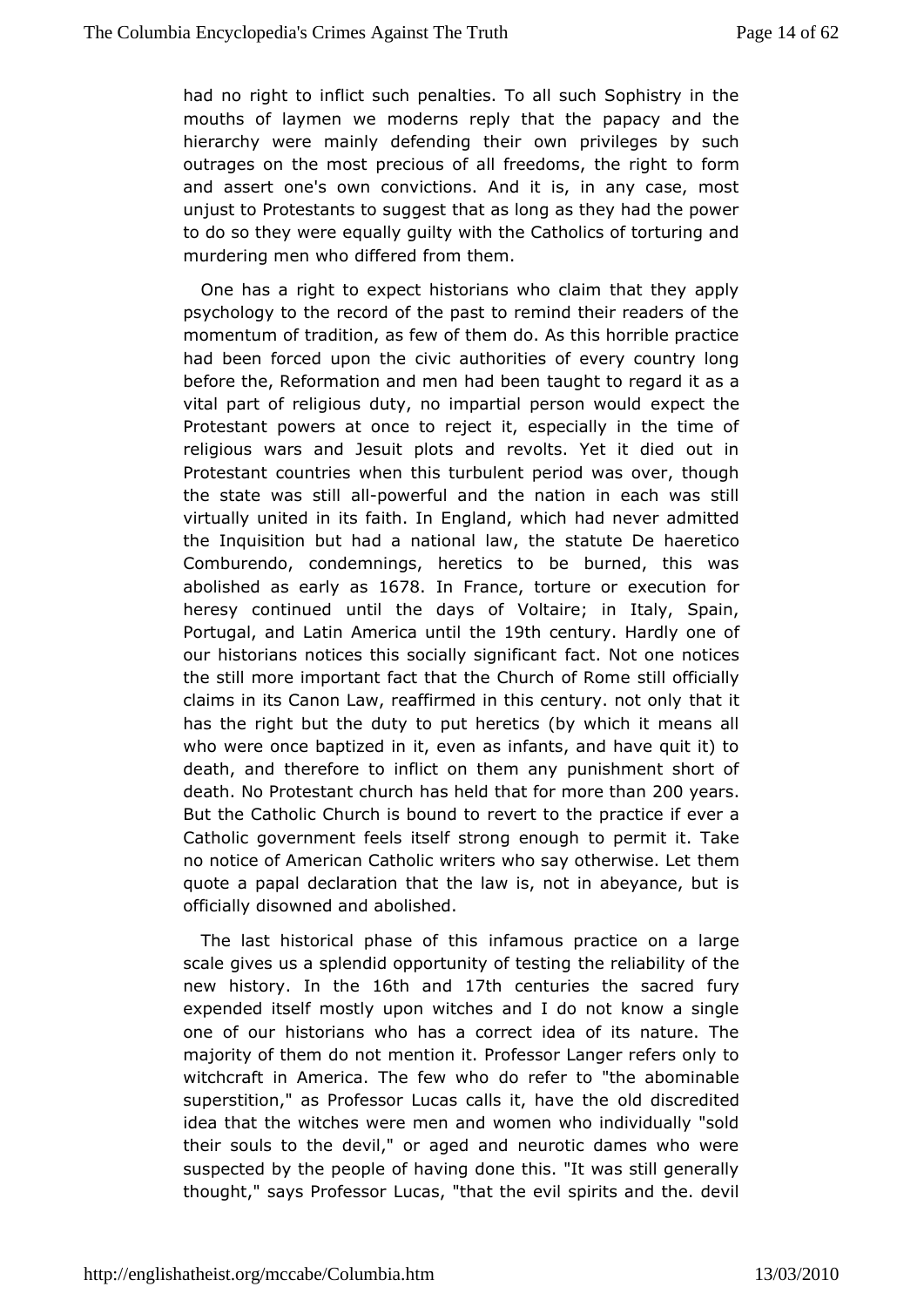had no right to inflict such penalties. To all such Sophistry in the mouths of laymen we moderns reply that the papacy and the hierarchy were mainly defending their own privileges by such outrages on the most precious of all freedoms, the right to form and assert one's own convictions. And it is, in any case, most unjust to Protestants to suggest that as long as they had the power to do so they were equally guilty with the Catholics of torturing and murdering men who differed from them.

One has a right to expect historians who claim that they apply psychology to the record of the past to remind their readers of the momentum of tradition, as few of them do. As this horrible practice had been forced upon the civic authorities of every country long before the, Reformation and men had been taught to regard it as a vital part of religious duty, no impartial person would expect the Protestant powers at once to reject it, especially in the time of religious wars and Jesuit plots and revolts. Yet it died out in Protestant countries when this turbulent period was over, though the state was still all-powerful and the nation in each was still virtually united in its faith. In England, which had never admitted the Inquisition but had a national law, the statute De haeretico Comburendo, condemnings, heretics to be burned, this was abolished as early as 1678. In France, torture or execution for heresy continued until the days of Voltaire; in Italy, Spain, Portugal, and Latin America until the 19th century. Hardly one of our historians notices this socially significant fact. Not one notices the still more important fact that the Church of Rome still officially claims in its Canon Law, reaffirmed in this century. not only that it has the right but the duty to put heretics (by which it means all who were once baptized in it, even as infants, and have quit it) to death, and therefore to inflict on them any punishment short of death. No Protestant church has held that for more than 200 years. But the Catholic Church is bound to revert to the practice if ever a Catholic government feels itself strong enough to permit it. Take no notice of American Catholic writers who say otherwise. Let them quote a papal declaration that the law is, not in abeyance, but is officially disowned and abolished.

The last historical phase of this infamous practice on a large scale gives us a splendid opportunity of testing the reliability of the new history. In the 16th and 17th centuries the sacred fury expended itself mostly upon witches and I do not know a single one of our historians who has a correct idea of its nature. The majority of them do not mention it. Professor Langer refers only to witchcraft in America. The few who do refer to "the abominable superstition," as Professor Lucas calls it, have the old discredited idea that the witches were men and women who individually "sold their souls to the devil," or aged and neurotic dames who were suspected by the people of having done this. "It was still generally thought," says Professor Lucas, "that the evil spirits and the. devil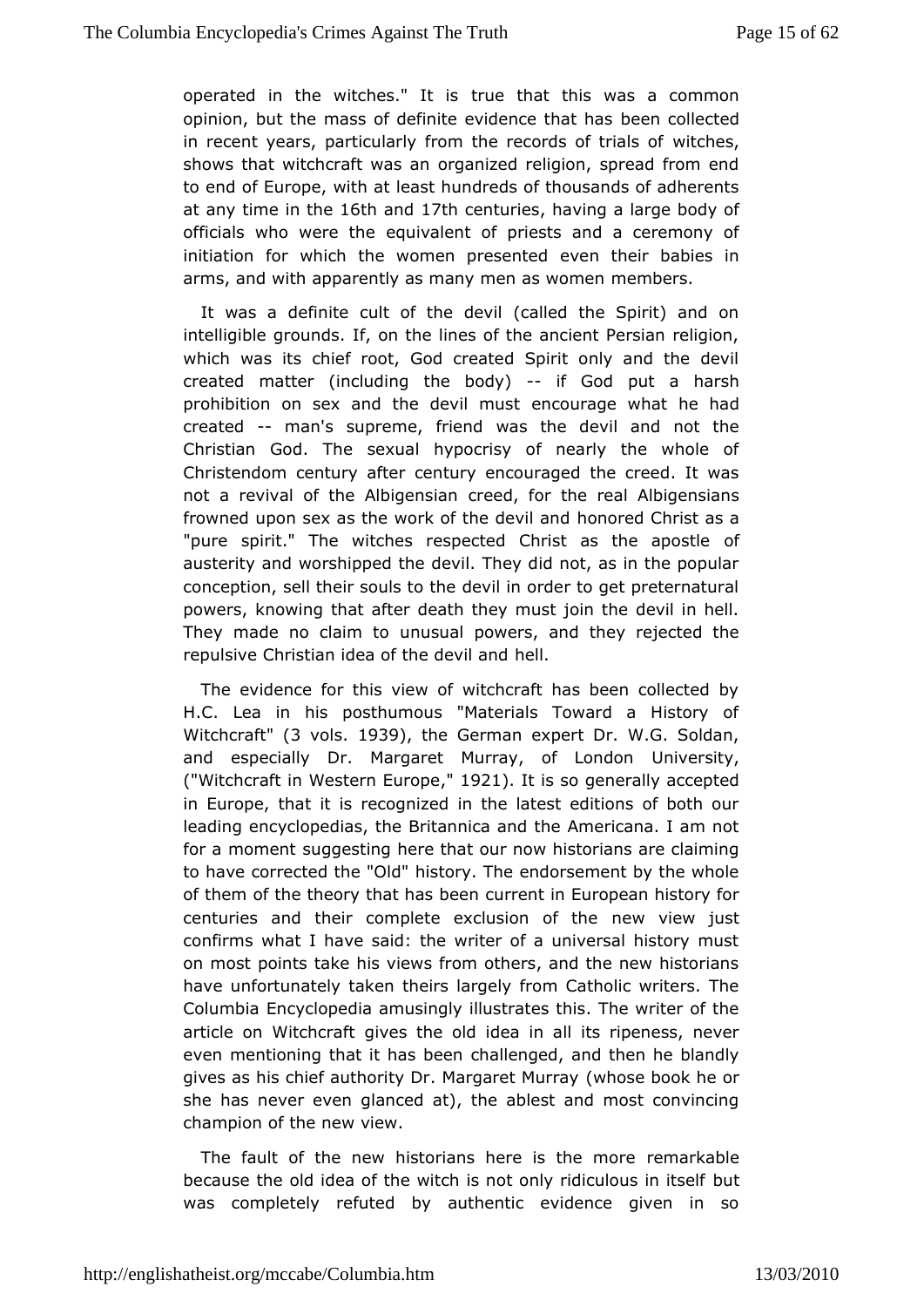operated in the witches." It is true that this was a common opinion, but the mass of definite evidence that has been collected in recent years, particularly from the records of trials of witches, shows that witchcraft was an organized religion, spread from end to end of Europe, with at least hundreds of thousands of adherents at any time in the 16th and 17th centuries, having a large body of officials who were the equivalent of priests and a ceremony of initiation for which the women presented even their babies in arms, and with apparently as many men as women members.

It was a definite cult of the devil (called the Spirit) and on intelligible grounds. If, on the lines of the ancient Persian religion, which was its chief root, God created Spirit only and the devil created matter (including the body) -- if God put a harsh prohibition on sex and the devil must encourage what he had created -- man's supreme, friend was the devil and not the Christian God. The sexual hypocrisy of nearly the whole of Christendom century after century encouraged the creed. It was not a revival of the Albigensian creed, for the real Albigensians frowned upon sex as the work of the devil and honored Christ as a "pure spirit." The witches respected Christ as the apostle of austerity and worshipped the devil. They did not, as in the popular conception, sell their souls to the devil in order to get preternatural powers, knowing that after death they must join the devil in hell. They made no claim to unusual powers, and they rejected the repulsive Christian idea of the devil and hell.

The evidence for this view of witchcraft has been collected by H.C. Lea in his posthumous "Materials Toward a History of Witchcraft" (3 vols. 1939), the German expert Dr. W.G. Soldan, and especially Dr. Margaret Murray, of London University, ("Witchcraft in Western Europe," 1921). It is so generally accepted in Europe, that it is recognized in the latest editions of both our leading encyclopedias, the Britannica and the Americana. I am not for a moment suggesting here that our now historians are claiming to have corrected the "Old" history. The endorsement by the whole of them of the theory that has been current in European history for centuries and their complete exclusion of the new view just confirms what I have said: the writer of a universal history must on most points take his views from others, and the new historians have unfortunately taken theirs largely from Catholic writers. The Columbia Encyclopedia amusingly illustrates this. The writer of the article on Witchcraft gives the old idea in all its ripeness, never even mentioning that it has been challenged, and then he blandly gives as his chief authority Dr. Margaret Murray (whose book he or she has never even glanced at), the ablest and most convincing champion of the new view.

The fault of the new historians here is the more remarkable because the old idea of the witch is not only ridiculous in itself but was completely refuted by authentic evidence given in so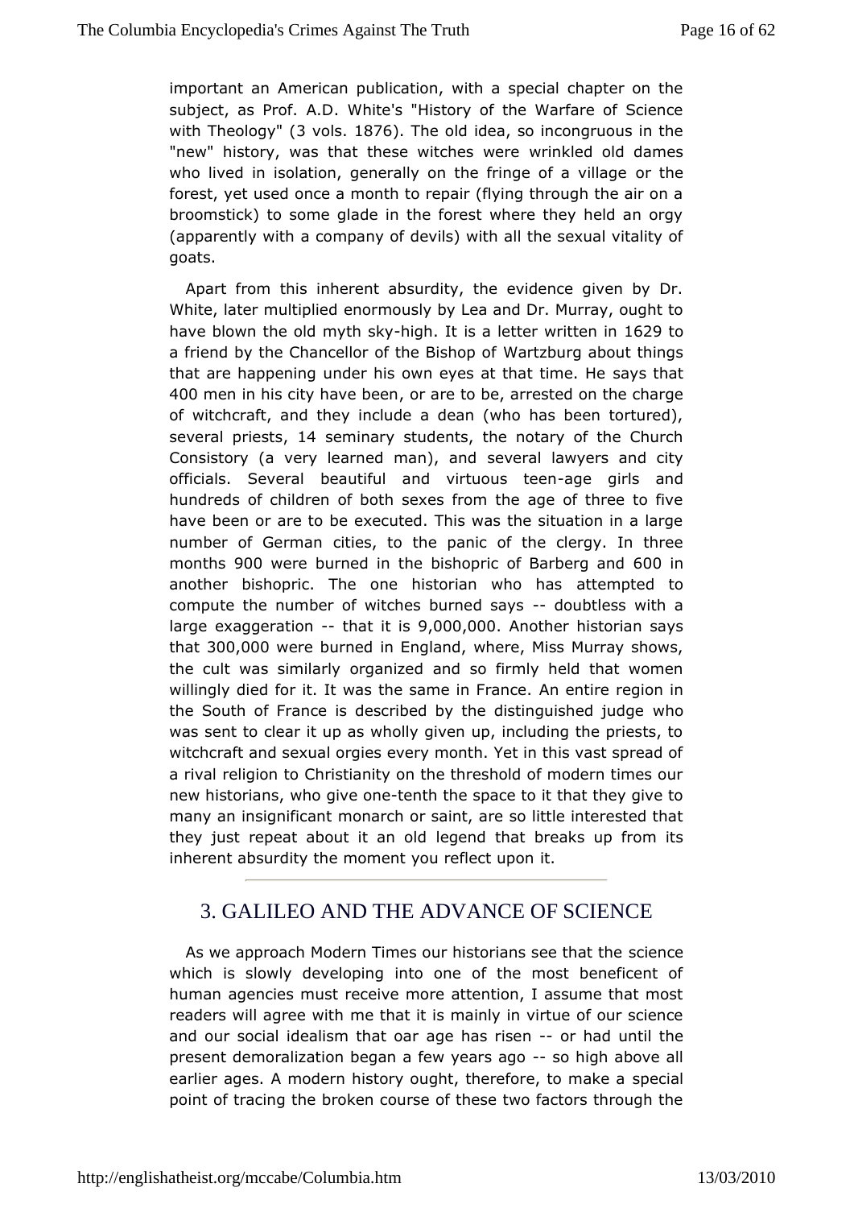important an American publication, with a special chapter on the subject, as Prof. A.D. White's "History of the Warfare of Science with Theology" (3 vols. 1876). The old idea, so incongruous in the "new" history, was that these witches were wrinkled old dames who lived in isolation, generally on the fringe of a village or the forest, yet used once a month to repair (flying through the air on a broomstick) to some glade in the forest where they held an orgy (apparently with a company of devils) with all the sexual vitality of goats.

Apart from this inherent absurdity, the evidence given by Dr. White, later multiplied enormously by Lea and Dr. Murray, ought to have blown the old myth sky-high. It is a letter written in 1629 to a friend by the Chancellor of the Bishop of Wartzburg about things that are happening under his own eyes at that time. He says that 400 men in his city have been, or are to be, arrested on the charge of witchcraft, and they include a dean (who has been tortured), several priests, 14 seminary students, the notary of the Church Consistory (a very learned man), and several lawyers and city officials. Several beautiful and virtuous teen-age girls and hundreds of children of both sexes from the age of three to five have been or are to be executed. This was the situation in a large number of German cities, to the panic of the clergy. In three months 900 were burned in the bishopric of Barberg and 600 in another bishopric. The one historian who has attempted to compute the number of witches burned says -- doubtless with a large exaggeration -- that it is 9,000,000. Another historian says that 300,000 were burned in England, where, Miss Murray shows, the cult was similarly organized and so firmly held that women willingly died for it. It was the same in France. An entire region in the South of France is described by the distinguished judge who was sent to clear it up as wholly given up, including the priests, to witchcraft and sexual orgies every month. Yet in this vast spread of a rival religion to Christianity on the threshold of modern times our new historians, who give one-tenth the space to it that they give to many an insignificant monarch or saint, are so little interested that they just repeat about it an old legend that breaks up from its inherent absurdity the moment you reflect upon it.

## 3. GALILEO AND THE ADVANCE OF SCIENCE

As we approach Modern Times our historians see that the science which is slowly developing into one of the most beneficent of human agencies must receive more attention, I assume that most readers will agree with me that it is mainly in virtue of our science and our social idealism that oar age has risen -- or had until the present demoralization began a few years ago -- so high above all earlier ages. A modern history ought, therefore, to make a special point of tracing the broken course of these two factors through the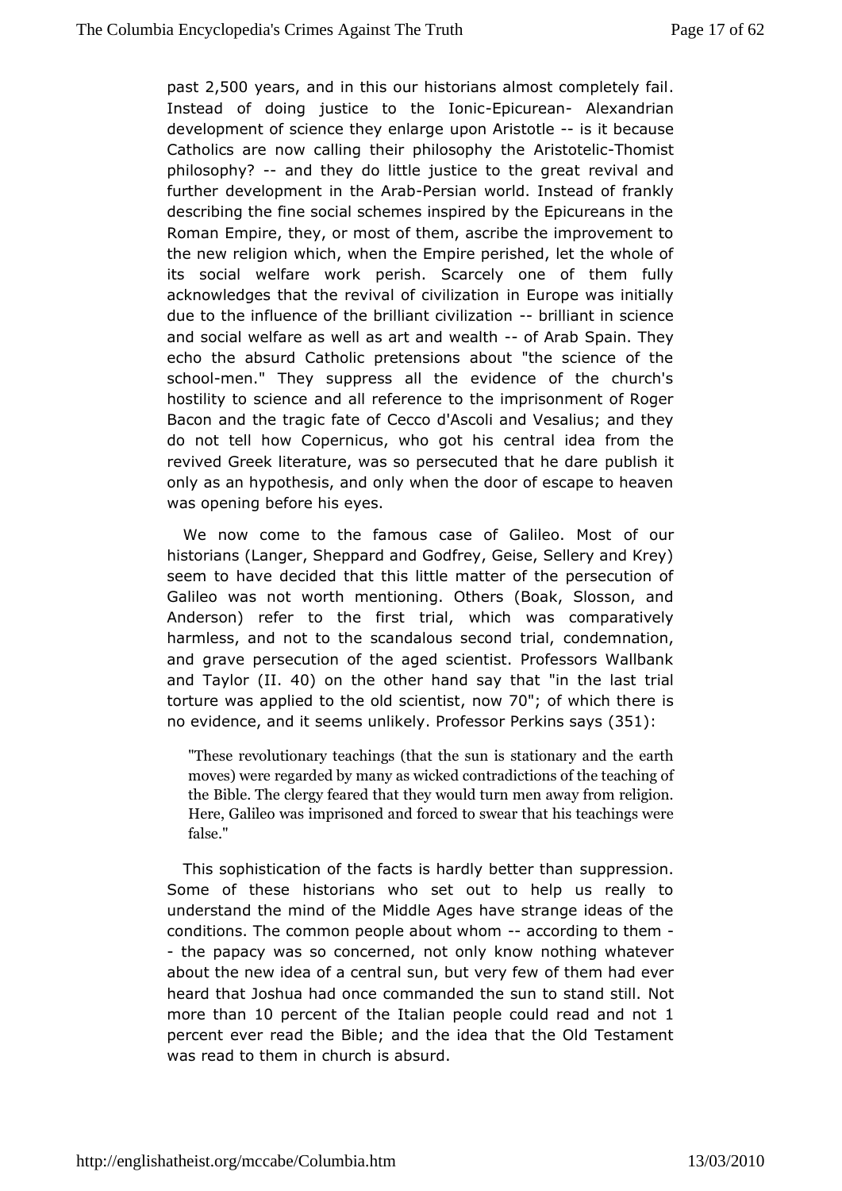past 2,500 years, and in this our historians almost completely fail. Instead of doing justice to the Ionic-Epicurean- Alexandrian development of science they enlarge upon Aristotle -- is it because Catholics are now calling their philosophy the Aristotelic-Thomist philosophy? -- and they do little justice to the great revival and further development in the Arab-Persian world. Instead of frankly describing the fine social schemes inspired by the Epicureans in the Roman Empire, they, or most of them, ascribe the improvement to the new religion which, when the Empire perished, let the whole of its social welfare work perish. Scarcely one of them fully acknowledges that the revival of civilization in Europe was initially due to the influence of the brilliant civilization -- brilliant in science and social welfare as well as art and wealth -- of Arab Spain. They echo the absurd Catholic pretensions about "the science of the school-men." They suppress all the evidence of the church's hostility to science and all reference to the imprisonment of Roger Bacon and the tragic fate of Cecco d'Ascoli and Vesalius; and they do not tell how Copernicus, who got his central idea from the revived Greek literature, was so persecuted that he dare publish it only as an hypothesis, and only when the door of escape to heaven was opening before his eyes.

We now come to the famous case of Galileo. Most of our historians (Langer, Sheppard and Godfrey, Geise, Sellery and Krey) seem to have decided that this little matter of the persecution of Galileo was not worth mentioning. Others (Boak, Slosson, and Anderson) refer to the first trial, which was comparatively harmless, and not to the scandalous second trial, condemnation, and grave persecution of the aged scientist. Professors Wallbank and Taylor (II. 40) on the other hand say that "in the last trial torture was applied to the old scientist, now 70"; of which there is no evidence, and it seems unlikely. Professor Perkins says (351):

> "These revolutionary teachings (that the sun is stationary and the earth moves) were regarded by many as wicked contradictions of the teaching of the Bible. The clergy feared that they would turn men away from religion. Here, Galileo was imprisoned and forced to swear that his teachings were false."

This sophistication of the facts is hardly better than suppression. Some of these historians who set out to help us really to understand the mind of the Middle Ages have strange ideas of the conditions. The common people about whom -- according to them -- the papacy was so concerned, not only know nothing whatever about the new idea of a central sun, but very few of them had ever heard that Joshua had once commanded the sun to stand still. Not more than 10 percent of the Italian people could read and not 1 percent ever read the Bible; and the idea that the Old Testament was read to them in church is absurd.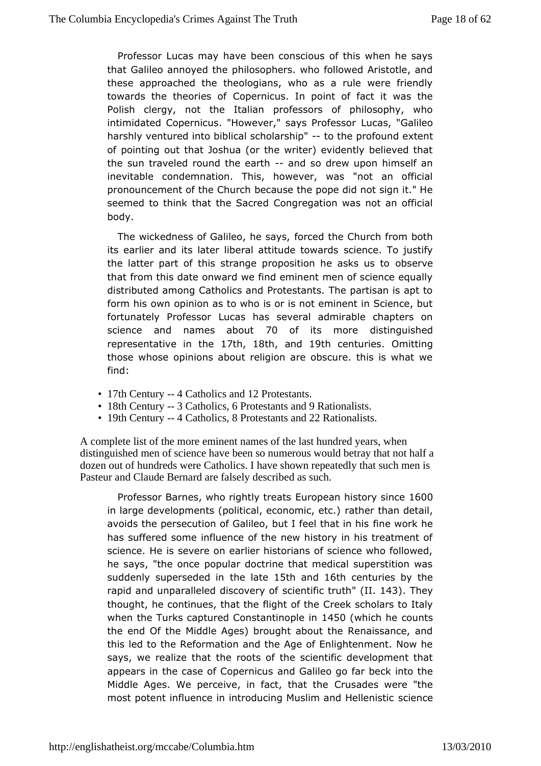Professor Lucas may have been conscious of this when he says that Galileo annoyed the philosophers. who followed Aristotle, and these approached the theologians, who as a rule were friendly towards the theories of Copernicus. In point of fact it was the Polish clergy, not the Italian professors of philosophy, who intimidated Copernicus. "However," says Professor Lucas, "Galileo harshly ventured into biblical scholarship" -- to the profound extent of pointing out that Joshua (or the writer) evidently believed that the sun traveled round the earth -- and so drew upon himself an inevitable condemnation. This, however, was "not an official pronouncement of the Church because the pope did not sign it." He seemed to think that the Sacred Congregation was not an official body.

The wickedness of Galileo, he says, forced the Church from both its earlier and its later liberal attitude towards science. To justify the latter part of this strange proposition he asks us to observe that from this date onward we find eminent men of science equally distributed among Catholics and Protestants. The partisan is apt to form his own opinion as to who is or is not eminent in Science, but fortunately Professor Lucas has several admirable chapters on science and names about 70 of its more distinguished representative in the 17th, 18th, and 19th centuries. Omitting those whose opinions about religion are obscure. this is what we find:

- 17th Century -- 4 Catholics and 12 Protestants.
- 18th Century -- 3 Catholics, 6 Protestants and 9 Rationalists.
- 19th Century -- 4 Catholics, 8 Protestants and 22 Rationalists.

A complete list of the more eminent names of the last hundred years, when distinguished men of science have been so numerous would betray that not half a dozen out of hundreds were Catholics. I have shown repeatedly that such men is Pasteur and Claude Bernard are falsely described as such.

Professor Barnes, who rightly treats European history since 1600 in large developments (political, economic, etc.) rather than detail, avoids the persecution of Galileo, but I feel that in his fine work he has suffered some influence of the new history in his treatment of science. He is severe on earlier historians of science who followed, he says, "the once popular doctrine that medical superstition was suddenly superseded in the late 15th and 16th centuries by the rapid and unparalleled discovery of scientific truth" (II. 143). They thought, he continues, that the flight of the Creek scholars to Italy when the Turks captured Constantinople in 1450 (which he counts the end Of the Middle Ages) brought about the Renaissance, and this led to the Reformation and the Age of Enlightenment. Now he says, we realize that the roots of the scientific development that appears in the case of Copernicus and Galileo go far beck into the Middle Ages. We perceive, in fact, that the Crusades were "the most potent influence in introducing Muslim and Hellenistic science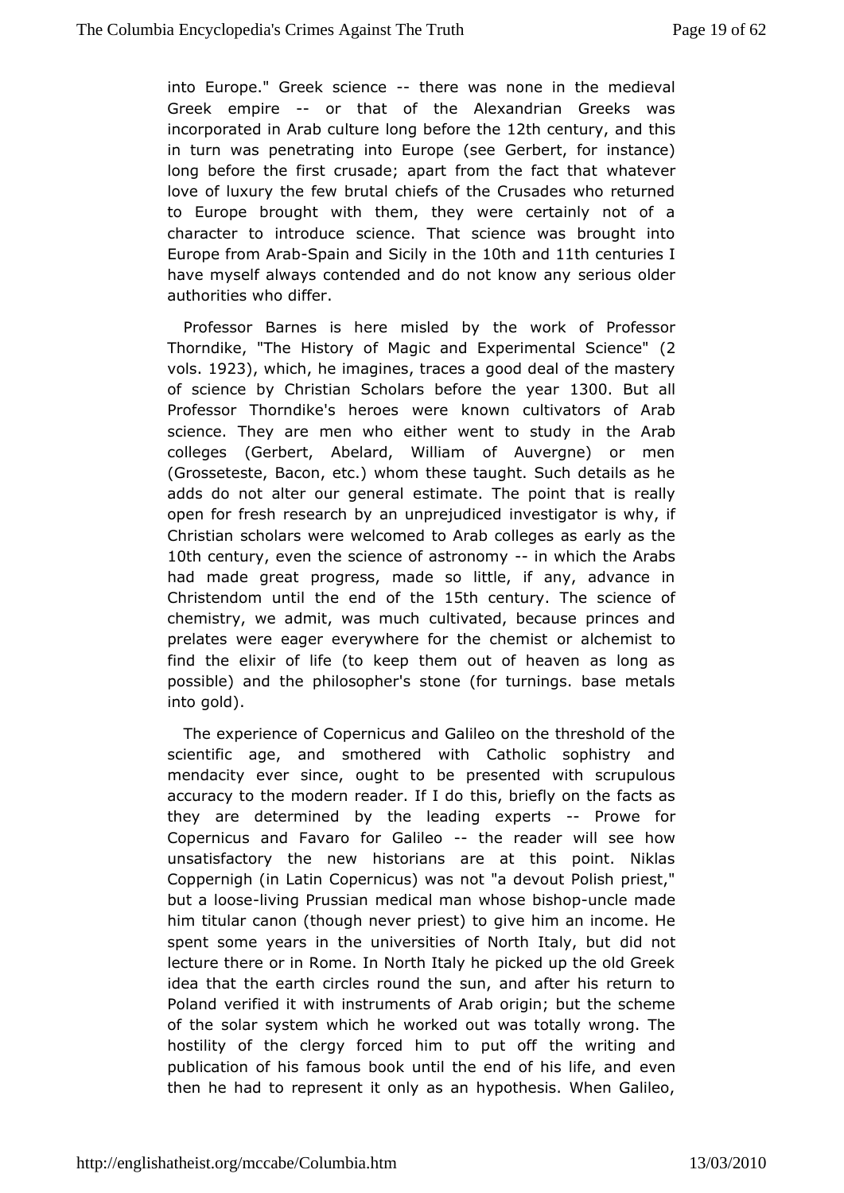into Europe." Greek science -- there was none in the medieval Greek empire -- or that of the Alexandrian Greeks was incorporated in Arab culture long before the 12th century, and this in turn was penetrating into Europe (see Gerbert, for instance) long before the first crusade; apart from the fact that whatever love of luxury the few brutal chiefs of the Crusades who returned to Europe brought with them, they were certainly not of a character to introduce science. That science was brought into Europe from Arab-Spain and Sicily in the 10th and 11th centuries I have myself always contended and do not know any serious older authorities who differ.

Professor Barnes is here misled by the work of Professor Thorndike, "The History of Magic and Experimental Science" (2 vols. 1923), which, he imagines, traces a good deal of the mastery of science by Christian Scholars before the year 1300. But all Professor Thorndike's heroes were known cultivators of Arab science. They are men who either went to study in the Arab colleges (Gerbert, Abelard, William of Auvergne) or men (Grosseteste, Bacon, etc.) whom these taught. Such details as he adds do not alter our general estimate. The point that is really open for fresh research by an unprejudiced investigator is why, if Christian scholars were welcomed to Arab colleges as early as the 10th century, even the science of astronomy -- in which the Arabs had made great progress, made so little, if any, advance in Christendom until the end of the 15th century. The science of chemistry, we admit, was much cultivated, because princes and prelates were eager everywhere for the chemist or alchemist to find the elixir of life (to keep them out of heaven as long as possible) and the philosopher's stone (for turnings. base metals into gold).

The experience of Copernicus and Galileo on the threshold of the scientific age, and smothered with Catholic sophistry and mendacity ever since, ought to be presented with scrupulous accuracy to the modern reader. If I do this, briefly on the facts as they are determined by the leading experts -- Prowe for Copernicus and Favaro for Galileo -- the reader will see how unsatisfactory the new historians are at this point. Niklas Coppernigh (in Latin Copernicus) was not "a devout Polish priest," but a loose-living Prussian medical man whose bishop-uncle made him titular canon (though never priest) to give him an income. He spent some years in the universities of North Italy, but did not lecture there or in Rome. In North Italy he picked up the old Greek idea that the earth circles round the sun, and after his return to Poland verified it with instruments of Arab origin; but the scheme of the solar system which he worked out was totally wrong. The hostility of the clergy forced him to put off the writing and publication of his famous book until the end of his life, and even then he had to represent it only as an hypothesis. When Galileo,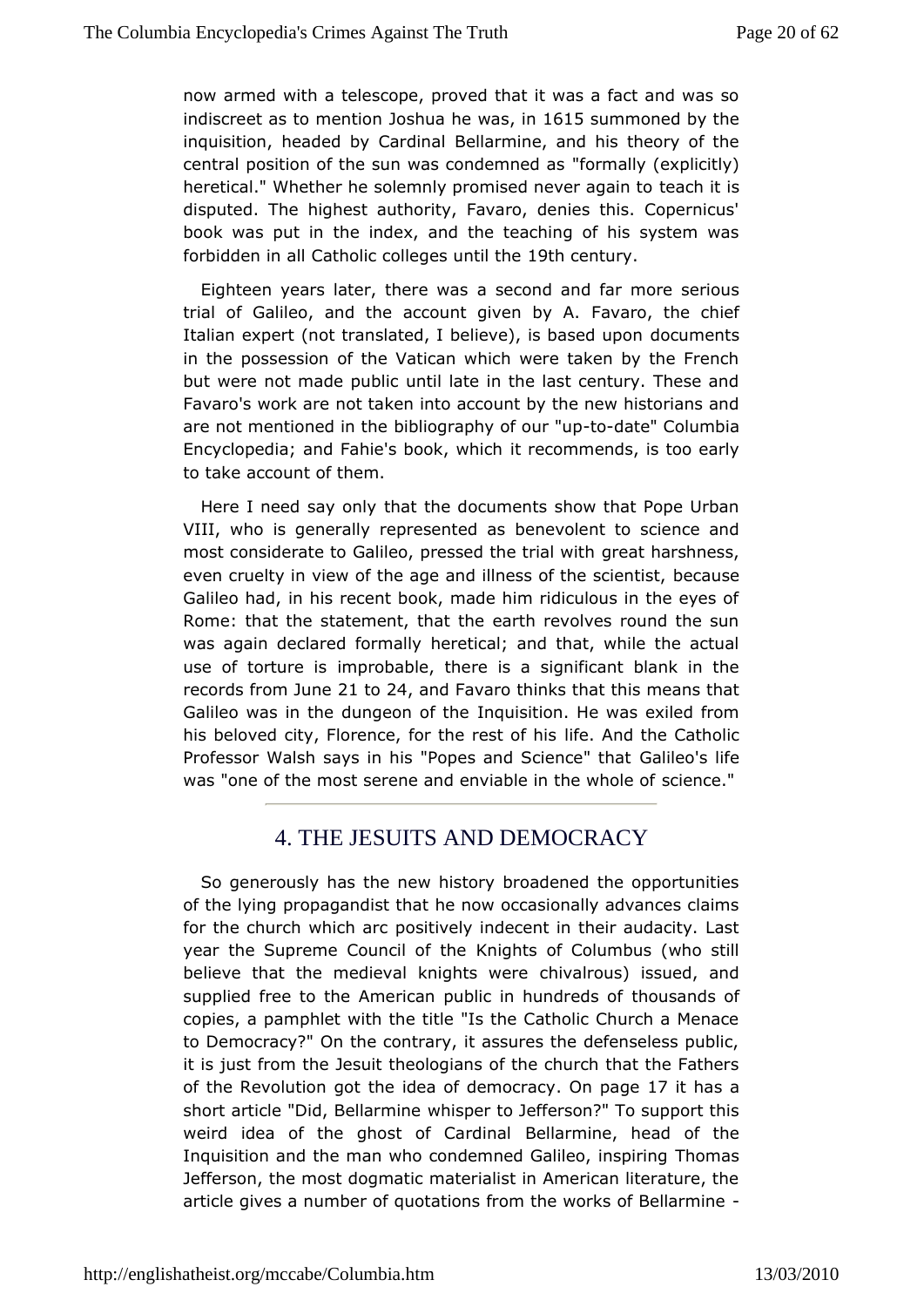now armed with a telescope, proved that it was a fact and was so indiscreet as to mention Joshua he was, in 1615 summoned by the inquisition, headed by Cardinal Bellarmine, and his theory of the central position of the sun was condemned as "formally (explicitly) heretical." Whether he solemnly promised never again to teach it is disputed. The highest authority, Favaro, denies this. Copernicus' book was put in the index, and the teaching of his system was forbidden in all Catholic colleges until the 19th century.

Eighteen years later, there was a second and far more serious trial of Galileo, and the account given by A. Favaro, the chief Italian expert (not translated, I believe), is based upon documents in the possession of the Vatican which were taken by the French but were not made public until late in the last century. These and Favaro's work are not taken into account by the new historians and are not mentioned in the bibliography of our "up-to-date" Columbia Encyclopedia; and Fahie's book, which it recommends, is too early to take account of them.

Here I need say only that the documents show that Pope Urban VIII, who is generally represented as benevolent to science and most considerate to Galileo, pressed the trial with great harshness, even cruelty in view of the age and illness of the scientist, because Galileo had, in his recent book, made him ridiculous in the eyes of Rome: that the statement, that the earth revolves round the sun was again declared formally heretical; and that, while the actual use of torture is improbable, there is a significant blank in the records from June 21 to 24, and Favaro thinks that this means that Galileo was in the dungeon of the Inquisition. He was exiled from his beloved city, Florence, for the rest of his life. And the Catholic Professor Walsh says in his "Popes and Science" that Galileo's life was "one of the most serene and enviable in the whole of science."

## 4. THE JESUITS AND DEMOCRACY

So generously has the new history broadened the opportunities of the lying propagandist that he now occasionally advances claims for the church which arc positively indecent in their audacity. Last year the Supreme Council of the Knights of Columbus (who still believe that the medieval knights were chivalrous) issued, and supplied free to the American public in hundreds of thousands of copies, a pamphlet with the title "Is the Catholic Church a Menace to Democracy?" On the contrary, it assures the defenseless public, it is just from the Jesuit theologians of the church that the Fathers of the Revolution got the idea of democracy. On page 17 it has a short article "Did, Bellarmine whisper to Jefferson?" To support this weird idea of the ghost of Cardinal Bellarmine, head of the Inquisition and the man who condemned Galileo, inspiring Thomas Jefferson, the most dogmatic materialist in American literature, the article gives a number of quotations from the works of Bellarmine -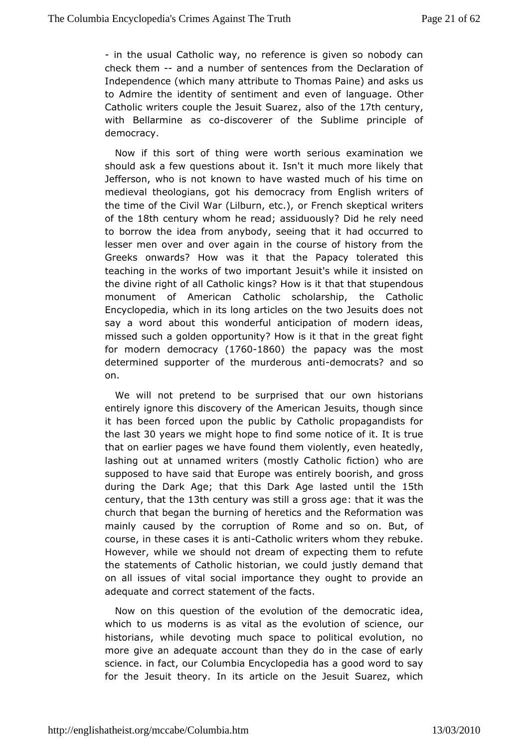- in the usual Catholic way, no reference is given so nobody can check them -- and a number of sentences from the Declaration of Independence (which many attribute to Thomas Paine) and asks us to Admire the identity of sentiment and even of language. Other Catholic writers couple the Jesuit Suarez, also of the 17th century, with Bellarmine as co-discoverer of the Sublime principle of democracy.

Now if this sort of thing were worth serious examination we should ask a few questions about it. Isn't it much more likely that Jefferson, who is not known to have wasted much of his time on medieval theologians, got his democracy from English writers of the time of the Civil War (Lilburn, etc.), or French skeptical writers of the 18th century whom he read; assiduously? Did he rely need to borrow the idea from anybody, seeing that it had occurred to lesser men over and over again in the course of history from the Greeks onwards? How was it that the Papacy tolerated this teaching in the works of two important Jesuit's while it insisted on the divine right of all Catholic kings? How is it that that stupendous monument of American Catholic scholarship, the Catholic Encyclopedia, which in its long articles on the two Jesuits does not say a word about this wonderful anticipation of modern ideas, missed such a golden opportunity? How is it that in the great fight for modern democracy (1760-1860) the papacy was the most determined supporter of the murderous anti-democrats? and so on.

We will not pretend to be surprised that our own historians entirely ignore this discovery of the American Jesuits, though since it has been forced upon the public by Catholic propagandists for the last 30 years we might hope to find some notice of it. It is true that on earlier pages we have found them violently, even heatedly, lashing out at unnamed writers (mostly Catholic fiction) who are supposed to have said that Europe was entirely boorish, and gross during the Dark Age; that this Dark Age lasted until the 15th century, that the 13th century was still a gross age: that it was the church that began the burning of heretics and the Reformation was mainly caused by the corruption of Rome and so on. But, of course, in these cases it is anti-Catholic writers whom they rebuke. However, while we should not dream of expecting them to refute the statements of Catholic historian, we could justly demand that on all issues of vital social importance they ought to provide an adequate and correct statement of the facts.

Now on this question of the evolution of the democratic idea, which to us moderns is as vital as the evolution of science, our historians, while devoting much space to political evolution, no more give an adequate account than they do in the case of early science. in fact, our Columbia Encyclopedia has a good word to say for the Jesuit theory. In its article on the Jesuit Suarez, which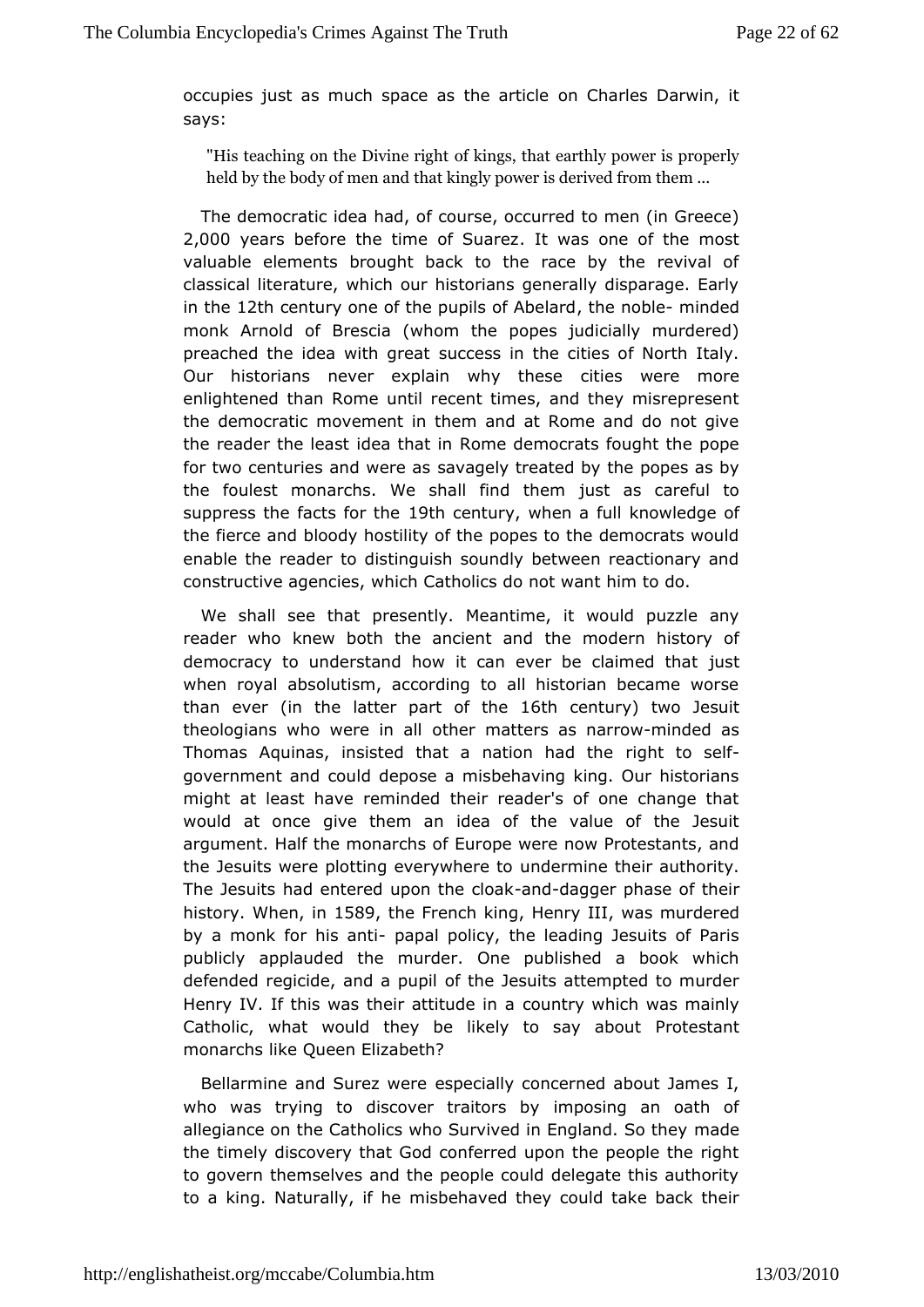occupies just as much space as the article on Charles Darwin, it says:

> "His teaching on the Divine right of kings, that earthly power is properly held by the body of men and that kingly power is derived from them ...

The democratic idea had, of course, occurred to men (in Greece) 2,000 years before the time of Suarez. It was one of the most valuable elements brought back to the race by the revival of classical literature, which our historians generally disparage. Early in the 12th century one of the pupils of Abelard, the noble- minded monk Arnold of Brescia (whom the popes judicially murdered) preached the idea with great success in the cities of North Italy. Our historians never explain why these cities were more enlightened than Rome until recent times, and they misrepresent the democratic movement in them and at Rome and do not give the reader the least idea that in Rome democrats fought the pope for two centuries and were as savagely treated by the popes as by the foulest monarchs. We shall find them just as careful to suppress the facts for the 19th century, when a full knowledge of the fierce and bloody hostility of the popes to the democrats would enable the reader to distinguish soundly between reactionary and constructive agencies, which Catholics do not want him to do.

We shall see that presently. Meantime, it would puzzle any reader who knew both the ancient and the modern history of democracy to understand how it can ever be claimed that just when royal absolutism, according to all historian became worse than ever (in the latter part of the 16th century) two Jesuit theologians who were in all other matters as narrow-minded as Thomas Aquinas, insisted that a nation had the right to self-government and could depose a misbehaving king. Our historians might at least have reminded their reader's of one change that would at once give them an idea of the value of the Jesuit argument. Half the monarchs of Europe were now Protestants, and the Jesuits were plotting everywhere to undermine their authority. The Jesuits had entered upon the cloak-and-dagger phase of their history. When, in 1589, the French king, Henry III, was murdered by a monk for his anti- papal policy, the leading Jesuits of Paris publicly applauded the murder. One published a book which defended regicide, and a pupil of the Jesuits attempted to murder Henry IV. If this was their attitude in a country which was mainly Catholic, what would they be likely to say about Protestant monarchs like Queen Elizabeth?

Bellarmine and Surez were especially concerned about James I, who was trying to discover traitors by imposing an oath of allegiance on the Catholics who Survived in England. So they made the timely discovery that God conferred upon the people the right to govern themselves and the people could delegate this authority to a king. Naturally, if he misbehaved they could take back their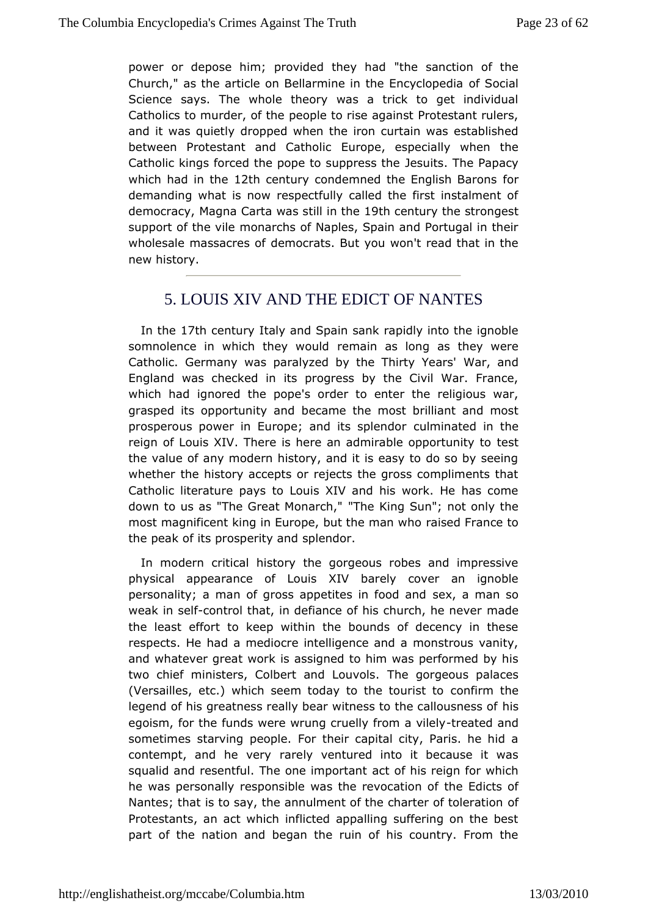power or depose him; provided they had "the sanction of the Church," as the article on Bellarmine in the Encyclopedia of Social Science says. The whole theory was a trick to get individual Catholics to murder, of the people to rise against Protestant rulers, and it was quietly dropped when the iron curtain was established between Protestant and Catholic Europe, especially when the Catholic kings forced the pope to suppress the Jesuits. The Papacy which had in the 12th century condemned the English Barons for demanding what is now respectfully called the first instalment of democracy, Magna Carta was still in the 19th century the strongest support of the vile monarchs of Naples, Spain and Portugal in their wholesale massacres of democrats. But you won't read that in the new history.

---

## 5. LOUIS XIV AND THE EDICT OF NANTES

In the 17th century Italy and Spain sank rapidly into the ignoble somnolence in which they would remain as long as they were Catholic. Germany was paralyzed by the Thirty Years' War, and England was checked in its progress by the Civil War. France, which had ignored the pope's order to enter the religious war, grasped its opportunity and became the most brilliant and most prosperous power in Europe; and its splendor culminated in the reign of Louis XIV. There is here an admirable opportunity to test the value of any modern history, and it is easy to do so by seeing whether the history accepts or rejects the gross compliments that Catholic literature pays to Louis XIV and his work. He has come down to us as "The Great Monarch," "The King Sun"; not only the most magnificent king in Europe, but the man who raised France to the peak of its prosperity and splendor.

In modern critical history the gorgeous robes and impressive physical appearance of Louis XIV barely cover an ignoble personality; a man of gross appetites in food and sex, a man so weak in self-control that, in defiance of his church, he never made the least effort to keep within the bounds of decency in these respects. He had a mediocre intelligence and a monstrous vanity, and whatever great work is assigned to him was performed by his two chief ministers, Colbert and Louvols. The gorgeous palaces (Versailles, etc.) which seem today to the tourist to confirm the legend of his greatness really bear witness to the callousness of his egoism, for the funds were wrung cruelly from a vilely-treated and sometimes starving people. For their capital city, Paris. he hid a contempt, and he very rarely ventured into it because it was squalid and resentful. The one important act of his reign for which he was personally responsible was the revocation of the Edicts of Nantes; that is to say, the annulment of the charter of toleration of Protestants, an act which inflicted appalling suffering on the best part of the nation and began the ruin of his country. From the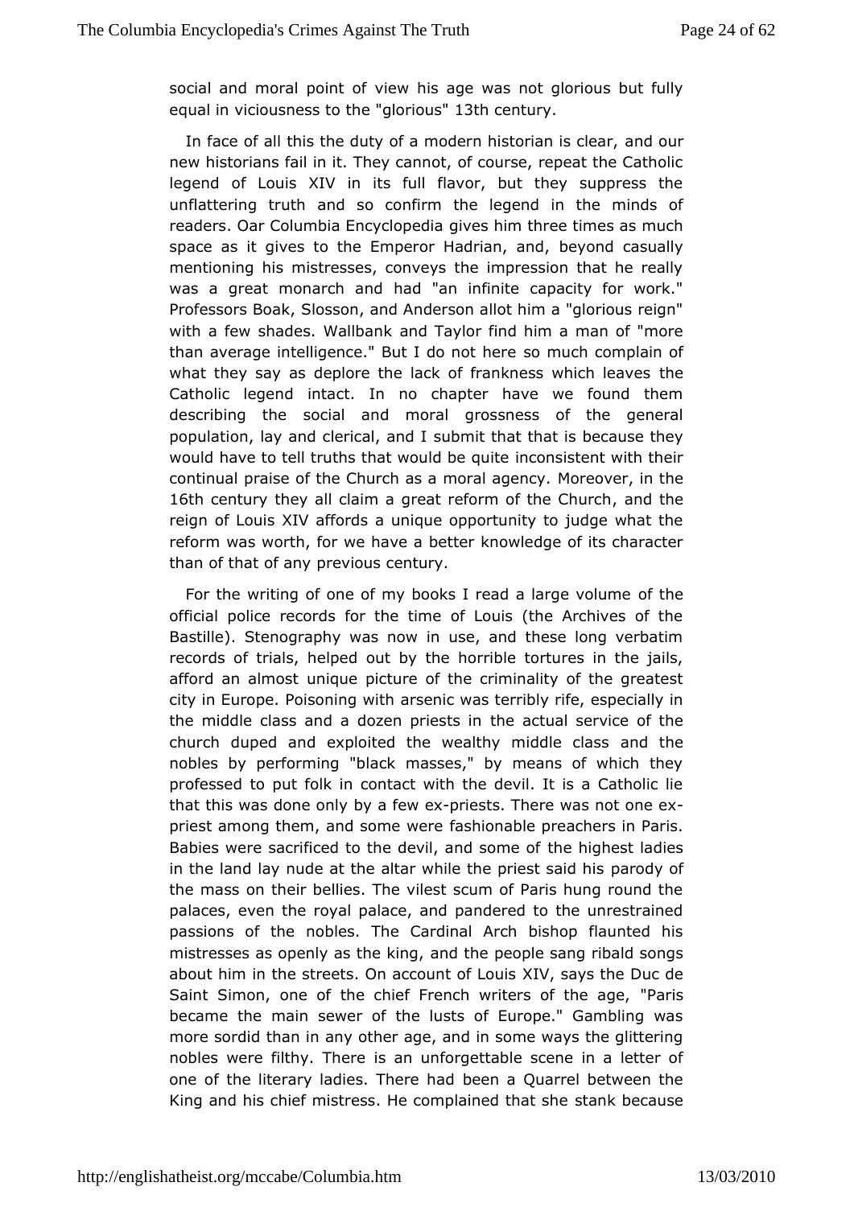social and moral point of view his age was not glorious but fully equal in viciousness to the "glorious" 13th century.

In face of all this the duty of a modern historian is clear, and our new historians fail in it. They cannot, of course, repeat the Catholic legend of Louis XIV in its full flavor, but they suppress the unflattering truth and so confirm the legend in the minds of readers. Oar Columbia Encyclopedia gives him three times as much space as it gives to the Emperor Hadrian, and, beyond casually mentioning his mistresses, conveys the impression that he really was a great monarch and had "an infinite capacity for work." Professors Boak, Slosson, and Anderson allot him a "glorious reign" with a few shades. Wallbank and Taylor find him a man of "more than average intelligence." But I do not here so much complain of what they say as deplore the lack of frankness which leaves the Catholic legend intact. In no chapter have we found them describing the social and moral grossness of the general population, lay and clerical, and I submit that that is because they would have to tell truths that would be quite inconsistent with their continual praise of the Church as a moral agency. Moreover, in the 16th century they all claim a great reform of the Church, and the reign of Louis XIV affords a unique opportunity to judge what the reform was worth, for we have a better knowledge of its character than of that of any previous century.

For the writing of one of my books I read a large volume of the official police records for the time of Louis (the Archives of the Bastille). Stenography was now in use, and these long verbatim records of trials, helped out by the horrible tortures in the jails, afford an almost unique picture of the criminality of the greatest city in Europe. Poisoning with arsenic was terribly rife, especially in the middle class and a dozen priests in the actual service of the church duped and exploited the wealthy middle class and the nobles by performing "black masses," by means of which they professed to put folk in contact with the devil. It is a Catholic lie that this was done only by a few ex-priests. There was not one ex-priest among them, and some were fashionable preachers in Paris. Babies were sacrificed to the devil, and some of the highest ladies in the land lay nude at the altar while the priest said his parody of the mass on their bellies. The vilest scum of Paris hung round the palaces, even the royal palace, and pandered to the unrestrained passions of the nobles. The Cardinal Arch bishop flaunted his mistresses as openly as the king, and the people sang ribald songs about him in the streets. On account of Louis XIV, says the Duc de Saint Simon, one of the chief French writers of the age, "Paris became the main sewer of the lusts of Europe." Gambling was more sordid than in any other age, and in some ways the glittering nobles were filthy. There is an unforgettable scene in a letter of one of the literary ladies. There had been a Quarrel between the King and his chief mistress. He complained that she stank because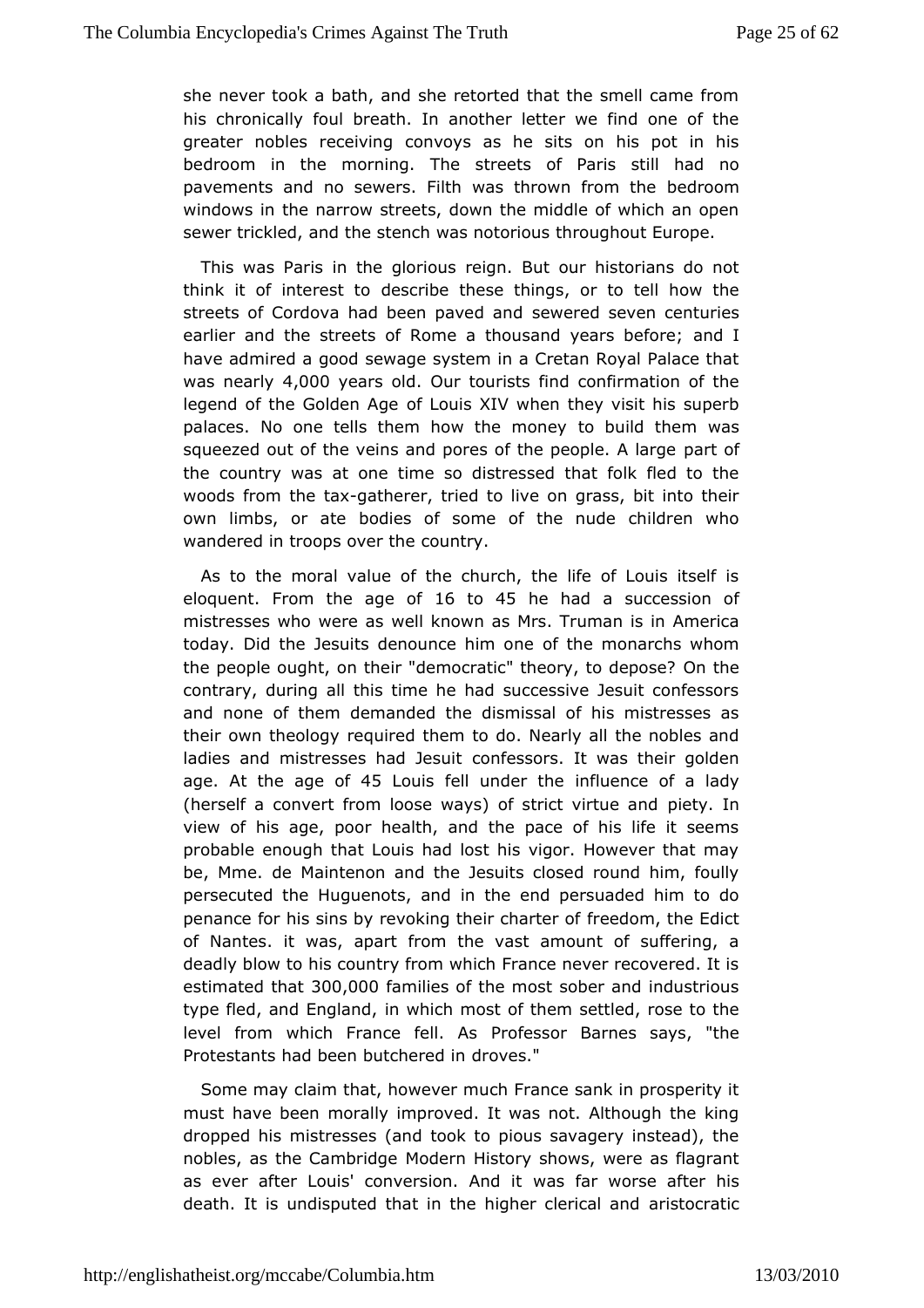she never took a bath, and she retorted that the smell came from his chronically foul breath. In another letter we find one of the greater nobles receiving convoys as he sits on his pot in his bedroom in the morning. The streets of Paris still had no pavements and no sewers. Filth was thrown from the bedroom windows in the narrow streets, down the middle of which an open sewer trickled, and the stench was notorious throughout Europe.

This was Paris in the glorious reign. But our historians do not think it of interest to describe these things, or to tell how the streets of Cordova had been paved and sewered seven centuries earlier and the streets of Rome a thousand years before; and I have admired a good sewage system in a Cretan Royal Palace that was nearly 4,000 years old. Our tourists find confirmation of the legend of the Golden Age of Louis XIV when they visit his superb palaces. No one tells them how the money to build them was squeezed out of the veins and pores of the people. A large part of the country was at one time so distressed that folk fled to the woods from the tax-gatherer, tried to live on grass, bit into their own limbs, or ate bodies of some of the nude children who wandered in troops over the country.

As to the moral value of the church, the life of Louis itself is eloquent. From the age of 16 to 45 he had a succession of mistresses who were as well known as Mrs. Truman is in America today. Did the Jesuits denounce him one of the monarchs whom the people ought, on their "democratic" theory, to depose? On the contrary, during all this time he had successive Jesuit confessors and none of them demanded the dismissal of his mistresses as their own theology required them to do. Nearly all the nobles and ladies and mistresses had Jesuit confessors. It was their golden age. At the age of 45 Louis fell under the influence of a lady (herself a convert from loose ways) of strict virtue and piety. In view of his age, poor health, and the pace of his life it seems probable enough that Louis had lost his vigor. However that may be, Mme. de Maintenon and the Jesuits closed round him, foully persecuted the Huguenots, and in the end persuaded him to do penance for his sins by revoking their charter of freedom, the Edict of Nantes. it was, apart from the vast amount of suffering, a deadly blow to his country from which France never recovered. It is estimated that 300,000 families of the most sober and industrious type fled, and England, in which most of them settled, rose to the level from which France fell. As Professor Barnes says, "the Protestants had been butchered in droves."

Some may claim that, however much France sank in prosperity it must have been morally improved. It was not. Although the king dropped his mistresses (and took to pious savagery instead), the nobles, as the Cambridge Modern History shows, were as flagrant as ever after Louis' conversion. And it was far worse after his death. It is undisputed that in the higher clerical and aristocratic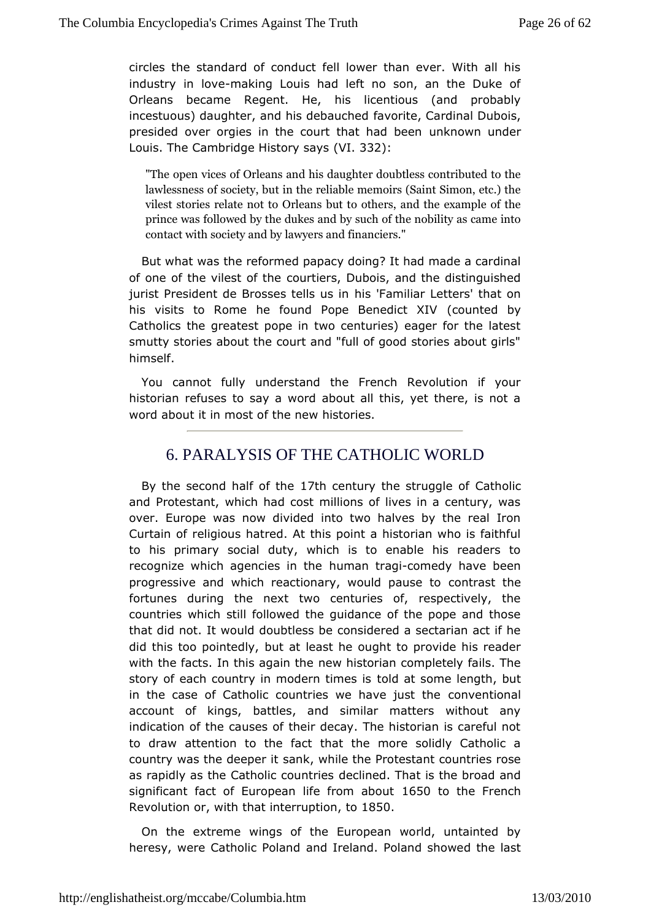circles the standard of conduct fell lower than ever. With all his industry in love-making Louis had left no son, an the Duke of Orleans became Regent. He, his licentious (and probably incestuous) daughter, and his debauched favorite, Cardinal Dubois, presided over orgies in the court that had been unknown under Louis. The Cambridge History says (VI. 332):

> "The open vices of Orleans and his daughter doubtless contributed to the lawlessness of society, but in the reliable memoirs (Saint Simon, etc.) the vilest stories relate not to Orleans but to others, and the example of the prince was followed by the dukes and by such of the nobility as came into contact with society and by lawyers and financiers."

But what was the reformed papacy doing? It had made a cardinal of one of the vilest of the courtiers, Dubois, and the distinguished jurist President de Brosses tells us in his 'Familiar Letters' that on his visits to Rome he found Pope Benedict XIV (counted by Catholics the greatest pope in two centuries) eager for the latest smutty stories about the court and "full of good stories about girls" himself.

You cannot fully understand the French Revolution if your historian refuses to say a word about all this, yet there, is not a word about it in most of the new histories.

---

## 6. PARALYSIS OF THE CATHOLIC WORLD

By the second half of the 17th century the struggle of Catholic and Protestant, which had cost millions of lives in a century, was over. Europe was now divided into two halves by the real Iron Curtain of religious hatred. At this point a historian who is faithful to his primary social duty, which is to enable his readers to recognize which agencies in the human tragi-comedy have been progressive and which reactionary, would pause to contrast the fortunes during the next two centuries of, respectively, the countries which still followed the guidance of the pope and those that did not. It would doubtless be considered a sectarian act if he did this too pointedly, but at least he ought to provide his reader with the facts. In this again the new historian completely fails. The story of each country in modern times is told at some length, but in the case of Catholic countries we have just the conventional account of kings, battles, and similar matters without any indication of the causes of their decay. The historian is careful not to draw attention to the fact that the more solidly Catholic a country was the deeper it sank, while the Protestant countries rose as rapidly as the Catholic countries declined. That is the broad and significant fact of European life from about 1650 to the French Revolution or, with that interruption, to 1850.

On the extreme wings of the European world, untainted by heresy, were Catholic Poland and Ireland. Poland showed the last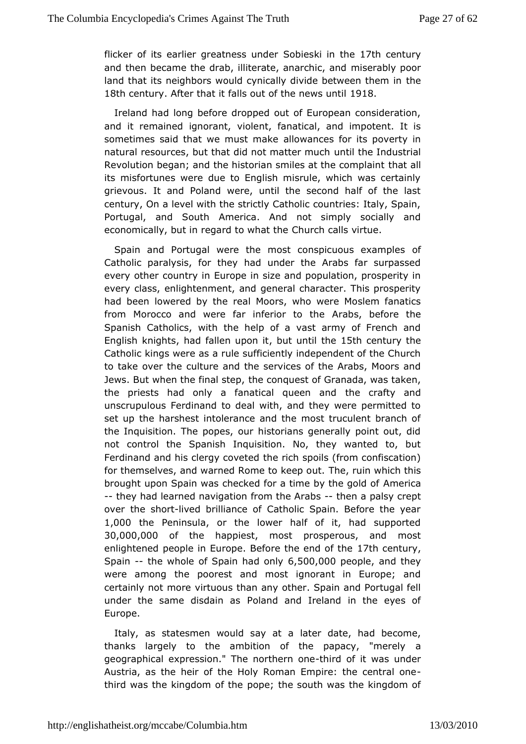flicker of its earlier greatness under Sobieski in the 17th century and then became the drab, illiterate, anarchic, and miserably poor land that its neighbors would cynically divide between them in the 18th century. After that it falls out of the news until 1918.

Ireland had long before dropped out of European consideration, and it remained ignorant, violent, fanatical, and impotent. It is sometimes said that we must make allowances for its poverty in natural resources, but that did not matter much until the Industrial Revolution began; and the historian smiles at the complaint that all its misfortunes were due to English misrule, which was certainly grievous. It and Poland were, until the second half of the last century, On a level with the strictly Catholic countries: Italy, Spain, Portugal, and South America. And not simply socially and economically, but in regard to what the Church calls virtue.

Spain and Portugal were the most conspicuous examples of Catholic paralysis, for they had under the Arabs far surpassed every other country in Europe in size and population, prosperity in every class, enlightenment, and general character. This prosperity had been lowered by the real Moors, who were Moslem fanatics from Morocco and were far inferior to the Arabs, before the Spanish Catholics, with the help of a vast army of French and English knights, had fallen upon it, but until the 15th century the Catholic kings were as a rule sufficiently independent of the Church to take over the culture and the services of the Arabs, Moors and Jews. But when the final step, the conquest of Granada, was taken, the priests had only a fanatical queen and the crafty and unscrupulous Ferdinand to deal with, and they were permitted to set up the harshest intolerance and the most truculent branch of the Inquisition. The popes, our historians generally point out, did not control the Spanish Inquisition. No, they wanted to, but Ferdinand and his clergy coveted the rich spoils (from confiscation) for themselves, and warned Rome to keep out. The, ruin which this brought upon Spain was checked for a time by the gold of America -- they had learned navigation from the Arabs -- then a palsy crept over the short-lived brilliance of Catholic Spain. Before the year 1,000 the Peninsula, or the lower half of it, had supported 30,000,000 of the happiest, most prosperous, and most enlightened people in Europe. Before the end of the 17th century, Spain -- the whole of Spain had only 6,500,000 people, and they were among the poorest and most ignorant in Europe; and certainly not more virtuous than any other. Spain and Portugal fell under the same disdain as Poland and Ireland in the eyes of Europe.

Italy, as statesmen would say at a later date, had become, thanks largely to the ambition of the papacy, "merely a geographical expression." The northern one-third of it was under Austria, as the heir of the Holy Roman Empire: the central one-third was the kingdom of the pope; the south was the kingdom of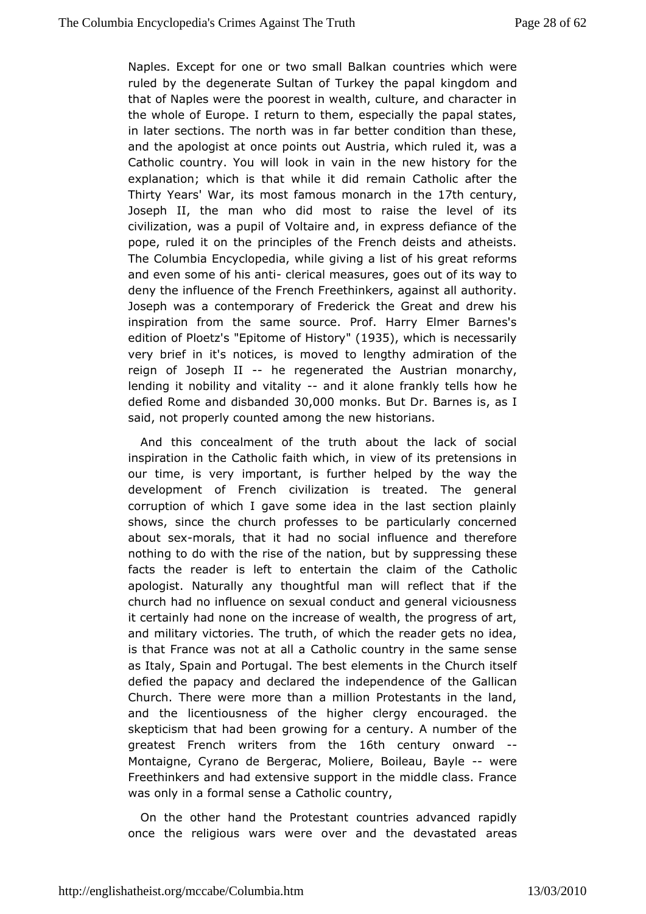Naples. Except for one or two small Balkan countries which were ruled by the degenerate Sultan of Turkey the papal kingdom and that of Naples were the poorest in wealth, culture, and character in the whole of Europe. I return to them, especially the papal states, in later sections. The north was in far better condition than these, and the apologist at once points out Austria, which ruled it, was a Catholic country. You will look in vain in the new history for the explanation; which is that while it did remain Catholic after the Thirty Years' War, its most famous monarch in the 17th century, Joseph II, the man who did most to raise the level of its civilization, was a pupil of Voltaire and, in express defiance of the pope, ruled it on the principles of the French deists and atheists. The Columbia Encyclopedia, while giving a list of his great reforms and even some of his anti- clerical measures, goes out of its way to deny the influence of the French Freethinkers, against all authority. Joseph was a contemporary of Frederick the Great and drew his inspiration from the same source. Prof. Harry Elmer Barnes's edition of Ploetz's "Epitome of History" (1935), which is necessarily very brief in it's notices, is moved to lengthy admiration of the reign of Joseph II -- he regenerated the Austrian monarchy, lending it nobility and vitality -- and it alone frankly tells how he defied Rome and disbanded 30,000 monks. But Dr. Barnes is, as I said, not properly counted among the new historians.

And this concealment of the truth about the lack of social inspiration in the Catholic faith which, in view of its pretensions in our time, is very important, is further helped by the way the development of French civilization is treated. The general corruption of which I gave some idea in the last section plainly shows, since the church professes to be particularly concerned about sex-morals, that it had no social influence and therefore nothing to do with the rise of the nation, but by suppressing these facts the reader is left to entertain the claim of the Catholic apologist. Naturally any thoughtful man will reflect that if the church had no influence on sexual conduct and general viciousness it certainly had none on the increase of wealth, the progress of art, and military victories. The truth, of which the reader gets no idea, is that France was not at all a Catholic country in the same sense as Italy, Spain and Portugal. The best elements in the Church itself defied the papacy and declared the independence of the Gallican Church. There were more than a million Protestants in the land, and the licentiousness of the higher clergy encouraged. the skepticism that had been growing for a century. A number of the greatest French writers from the 16th century onward -- Montaigne, Cyrano de Bergerac, Moliere, Boileau, Bayle -- were Freethinkers and had extensive support in the middle class. France was only in a formal sense a Catholic country,

On the other hand the Protestant countries advanced rapidly once the religious wars were over and the devastated areas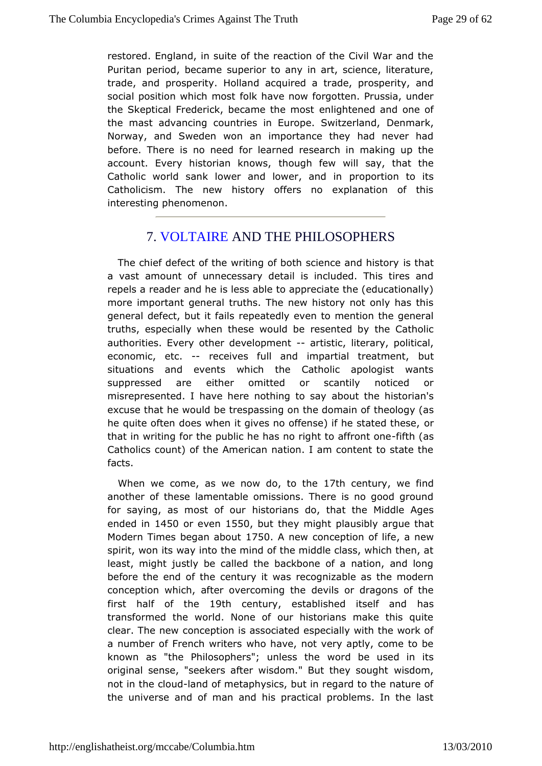restored. England, in suite of the reaction of the Civil War and the Puritan period, became superior to any in art, science, literature, trade, and prosperity. Holland acquired a trade, prosperity, and social position which most folk have now forgotten. Prussia, under the Skeptical Frederick, became the most enlightened and one of the mast advancing countries in Europe. Switzerland, Denmark, Norway, and Sweden won an importance they had never had before. There is no need for learned research in making up the account. Every historian knows, though few will say, that the Catholic world sank lower and lower, and in proportion to its Catholicism. The new history offers no explanation of this interesting phenomenon.

---

## 7. VOLTAIRE AND THE PHILOSOPHERS

The chief defect of the writing of both science and history is that a vast amount of unnecessary detail is included. This tires and repels a reader and he is less able to appreciate the (educationally) more important general truths. The new history not only has this general defect, but it fails repeatedly even to mention the general truths, especially when these would be resented by the Catholic authorities. Every other development -- artistic, literary, political, economic, etc. -- receives full and impartial treatment, but situations and events which the Catholic apologist wants suppressed are either omitted or scantily noticed or misrepresented. I have here nothing to say about the historian's excuse that he would be trespassing on the domain of theology (as he quite often does when it gives no offense) if he stated these, or that in writing for the public he has no right to affront one-fifth (as Catholics count) of the American nation. I am content to state the facts.

When we come, as we now do, to the 17th century, we find another of these lamentable omissions. There is no good ground for saying, as most of our historians do, that the Middle Ages ended in 1450 or even 1550, but they might plausibly argue that Modern Times began about 1750. A new conception of life, a new spirit, won its way into the mind of the middle class, which then, at least, might justly be called the backbone of a nation, and long before the end of the century it was recognizable as the modern conception which, after overcoming the devils or dragons of the first half of the 19th century, established itself and has transformed the world. None of our historians make this quite clear. The new conception is associated especially with the work of a number of French writers who have, not very aptly, come to be known as "the Philosophers"; unless the word be used in its original sense, "seekers after wisdom." But they sought wisdom, not in the cloud-land of metaphysics, but in regard to the nature of the universe and of man and his practical problems. In the last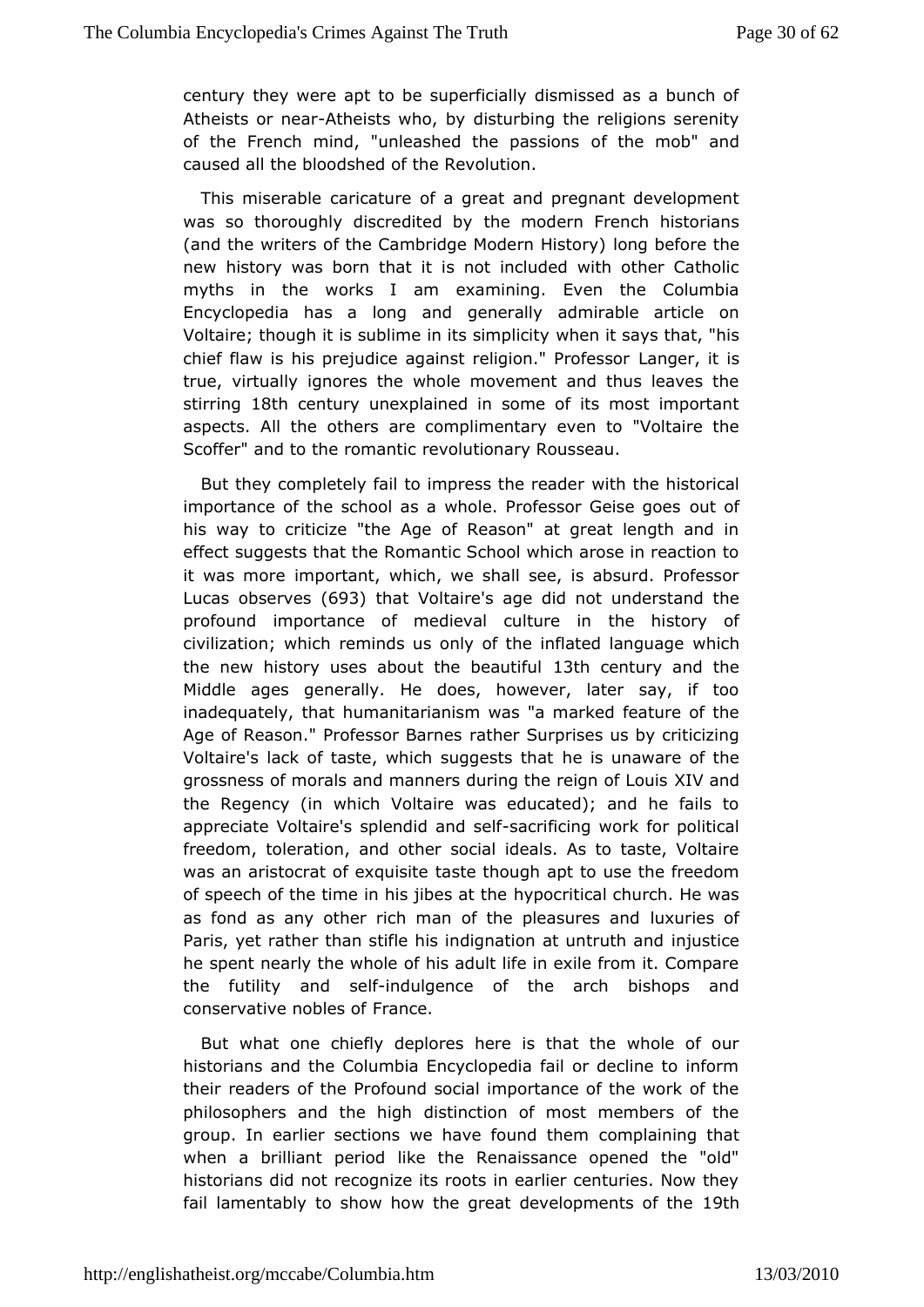century they were apt to be superficially dismissed as a bunch of Atheists or near-Atheists who, by disturbing the religions serenity of the French mind, "unleashed the passions of the mob" and caused all the bloodshed of the Revolution.

This miserable caricature of a great and pregnant development was so thoroughly discredited by the modern French historians (and the writers of the Cambridge Modern History) long before the new history was born that it is not included with other Catholic myths in the works I am examining. Even the Columbia Encyclopedia has a long and generally admirable article on Voltaire; though it is sublime in its simplicity when it says that, "his chief flaw is his prejudice against religion." Professor Langer, it is true, virtually ignores the whole movement and thus leaves the stirring 18th century unexplained in some of its most important aspects. All the others are complimentary even to "Voltaire the Scoffer" and to the romantic revolutionary Rousseau.

But they completely fail to impress the reader with the historical importance of the school as a whole. Professor Geise goes out of his way to criticize "the Age of Reason" at great length and in effect suggests that the Romantic School which arose in reaction to it was more important, which, we shall see, is absurd. Professor Lucas observes (693) that Voltaire's age did not understand the profound importance of medieval culture in the history of civilization; which reminds us only of the inflated language which the new history uses about the beautiful 13th century and the Middle ages generally. He does, however, later say, if too inadequately, that humanitarianism was "a marked feature of the Age of Reason." Professor Barnes rather Surprises us by criticizing Voltaire's lack of taste, which suggests that he is unaware of the grossness of morals and manners during the reign of Louis XIV and the Regency (in which Voltaire was educated); and he fails to appreciate Voltaire's splendid and self-sacrificing work for political freedom, toleration, and other social ideals. As to taste, Voltaire was an aristocrat of exquisite taste though apt to use the freedom of speech of the time in his jibes at the hypocritical church. He was as fond as any other rich man of the pleasures and luxuries of Paris, yet rather than stifle his indignation at untruth and injustice he spent nearly the whole of his adult life in exile from it. Compare the futility and self-indulgence of the arch bishops and conservative nobles of France.

But what one chiefly deplores here is that the whole of our historians and the Columbia Encyclopedia fail or decline to inform their readers of the Profound social importance of the work of the philosophers and the high distinction of most members of the group. In earlier sections we have found them complaining that when a brilliant period like the Renaissance opened the "old" historians did not recognize its roots in earlier centuries. Now they fail lamentably to show how the great developments of the 19th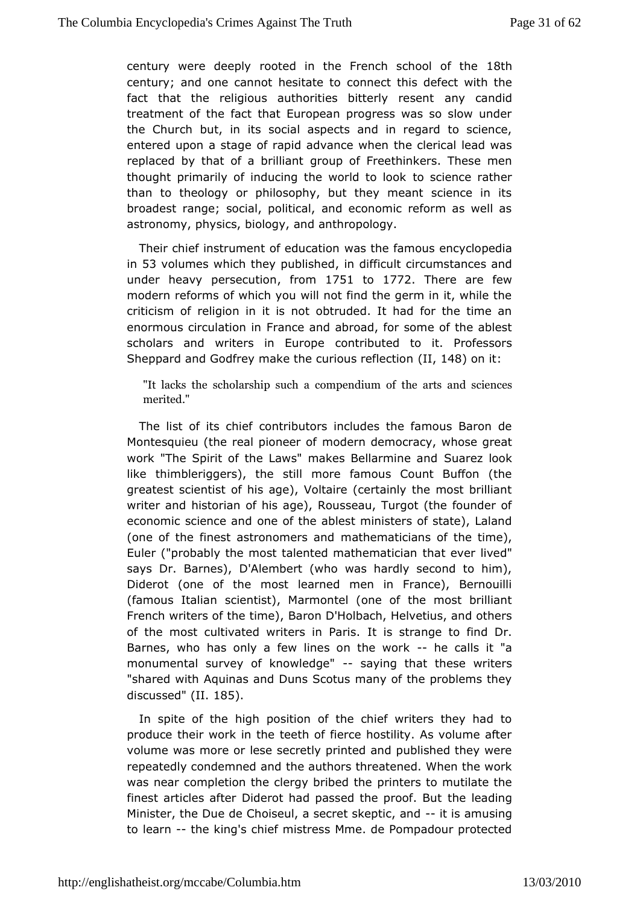century were deeply rooted in the French school of the 18th century; and one cannot hesitate to connect this defect with the fact that the religious authorities bitterly resent any candid treatment of the fact that European progress was so slow under the Church but, in its social aspects and in regard to science, entered upon a stage of rapid advance when the clerical lead was replaced by that of a brilliant group of Freethinkers. These men thought primarily of inducing the world to look to science rather than to theology or philosophy, but they meant science in its broadest range; social, political, and economic reform as well as astronomy, physics, biology, and anthropology.

Their chief instrument of education was the famous encyclopedia in 53 volumes which they published, in difficult circumstances and under heavy persecution, from 1751 to 1772. There are few modern reforms of which you will not find the germ in it, while the criticism of religion in it is not obtruded. It had for the time an enormous circulation in France and abroad, for some of the ablest scholars and writers in Europe contributed to it. Professors Sheppard and Godfrey make the curious reflection (II, 148) on it:

> "It lacks the scholarship such a compendium of the arts and sciences merited."

The list of its chief contributors includes the famous Baron de Montesquieu (the real pioneer of modern democracy, whose great work "The Spirit of the Laws" makes Bellarmine and Suarez look like thimbleriggers), the still more famous Count Buffon (the greatest scientist of his age), Voltaire (certainly the most brilliant writer and historian of his age), Rousseau, Turgot (the founder of economic science and one of the ablest ministers of state), Laland (one of the finest astronomers and mathematicians of the time), Euler ("probably the most talented mathematician that ever lived" says Dr. Barnes), D'Alembert (who was hardly second to him), Diderot (one of the most learned men in France), Bernouilli (famous Italian scientist), Marmontel (one of the most brilliant French writers of the time), Baron D'Holbach, Helvetius, and others of the most cultivated writers in Paris. It is strange to find Dr. Barnes, who has only a few lines on the work -- he calls it "a monumental survey of knowledge" -- saying that these writers "shared with Aquinas and Duns Scotus many of the problems they discussed" (II. 185).

In spite of the high position of the chief writers they had to produce their work in the teeth of fierce hostility. As volume after volume was more or lese secretly printed and published they were repeatedly condemned and the authors threatened. When the work was near completion the clergy bribed the printers to mutilate the finest articles after Diderot had passed the proof. But the leading Minister, the Due de Choiseul, a secret skeptic, and -- it is amusing to learn -- the king's chief mistress Mme. de Pompadour protected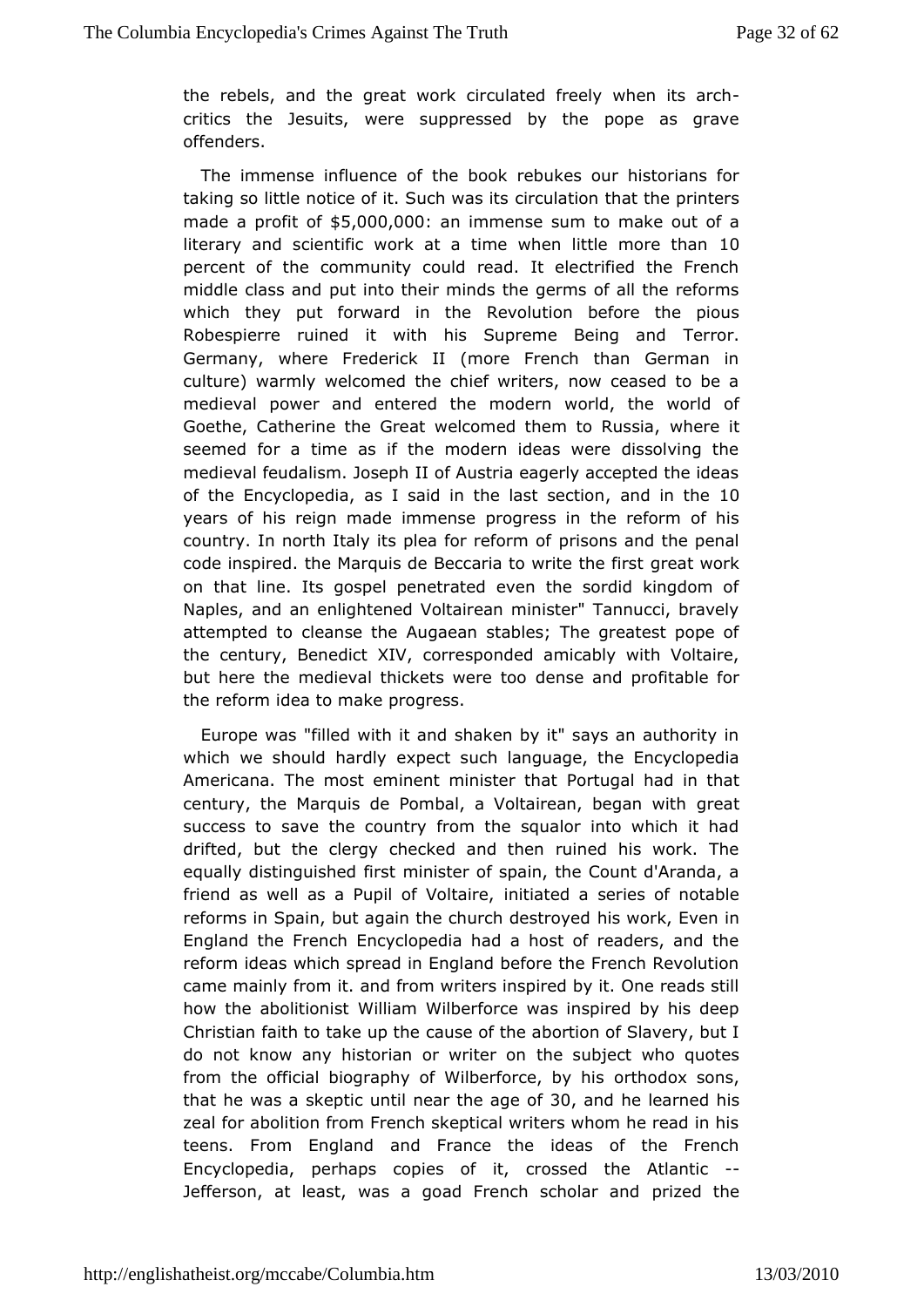the rebels, and the great work circulated freely when its arch-critics the Jesuits, were suppressed by the pope as grave offenders.

The immense influence of the book rebukes our historians for taking so little notice of it. Such was its circulation that the printers made a profit of $5,000,000: an immense sum to make out of a literary and scientific work at a time when little more than 10 percent of the community could read. It electrified the French middle class and put into their minds the germs of all the reforms which they put forward in the Revolution before the pious Robespierre ruined it with his Supreme Being and Terror. Germany, where Frederick II (more French than German in culture) warmly welcomed the chief writers, now ceased to be a medieval power and entered the modern world, the world of Goethe, Catherine the Great welcomed them to Russia, where it seemed for a time as if the modern ideas were dissolving the medieval feudalism. Joseph II of Austria eagerly accepted the ideas of the Encyclopedia, as I said in the last section, and in the 10 years of his reign made immense progress in the reform of his country. In north Italy its plea for reform of prisons and the penal code inspired. the Marquis de Beccaria to write the first great work on that line. Its gospel penetrated even the sordid kingdom of Naples, and an enlightened Voltairean minister" Tannucci, bravely attempted to cleanse the Augaean stables; The greatest pope of the century, Benedict XIV, corresponded amicably with Voltaire, but here the medieval thickets were too dense and profitable for the reform idea to make progress.

Europe was "filled with it and shaken by it" says an authority in which we should hardly expect such language, the Encyclopedia Americana. The most eminent minister that Portugal had in that century, the Marquis de Pombal, a Voltairean, began with great success to save the country from the squalor into which it had drifted, but the clergy checked and then ruined his work. The equally distinguished first minister of spain, the Count d'Aranda, a friend as well as a Pupil of Voltaire, initiated a series of notable reforms in Spain, but again the church destroyed his work, Even in England the French Encyclopedia had a host of readers, and the reform ideas which spread in England before the French Revolution came mainly from it. and from writers inspired by it. One reads still how the abolitionist William Wilberforce was inspired by his deep Christian faith to take up the cause of the abortion of Slavery, but I do not know any historian or writer on the subject who quotes from the official biography of Wilberforce, by his orthodox sons, that he was a skeptic until near the age of 30, and he learned his zeal for abolition from French skeptical writers whom he read in his teens. From England and France the ideas of the French Encyclopedia, perhaps copies of it, crossed the Atlantic -- Jefferson, at least, was a goad French scholar and prized the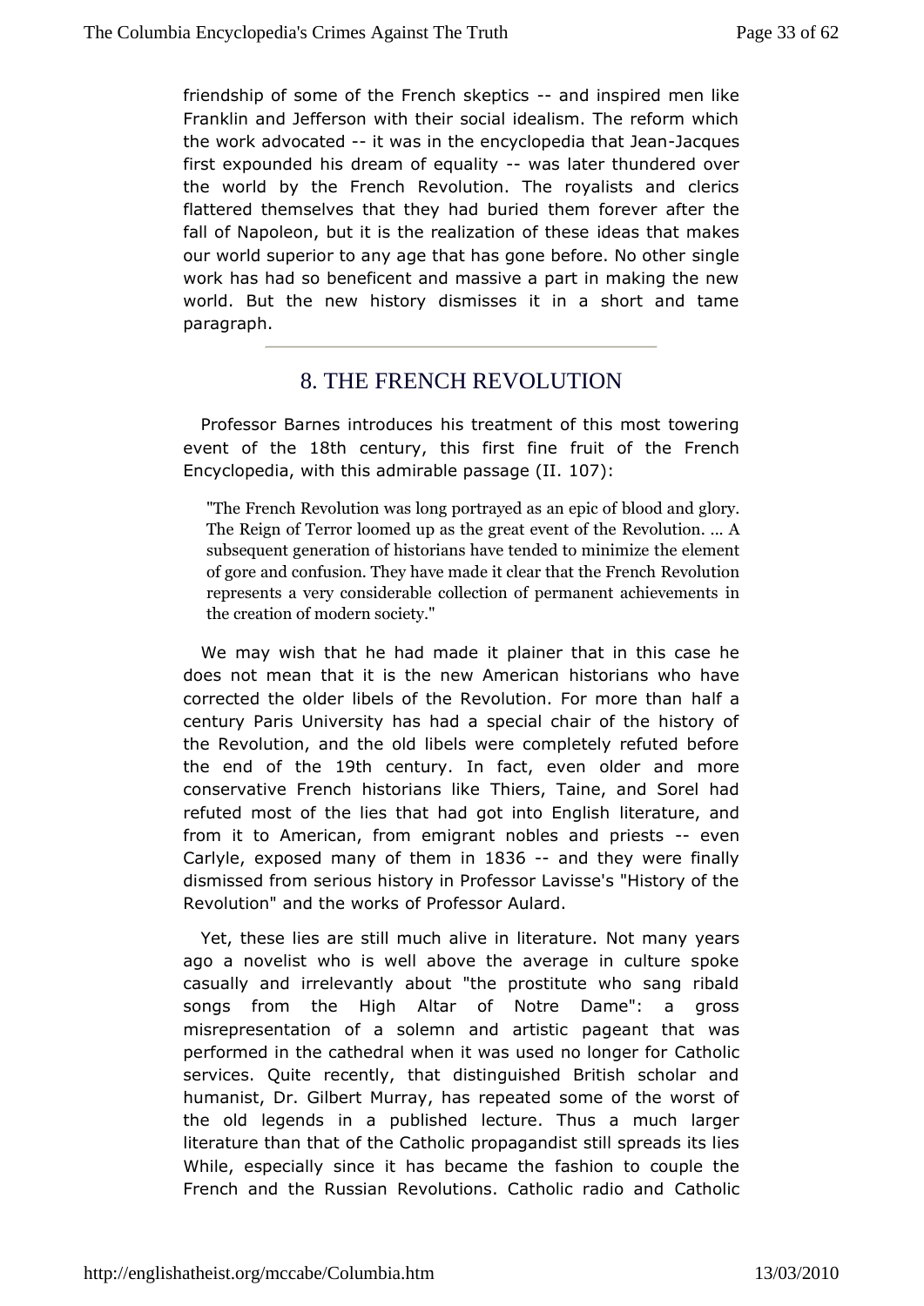friendship of some of the French skeptics -- and inspired men like Franklin and Jefferson with their social idealism. The reform which the work advocated -- it was in the encyclopedia that Jean-Jacques first expounded his dream of equality -- was later thundered over the world by the French Revolution. The royalists and clerics flattered themselves that they had buried them forever after the fall of Napoleon, but it is the realization of these ideas that makes our world superior to any age that has gone before. No other single work has had so beneficent and massive a part in making the new world. But the new history dismisses it in a short and tame paragraph.

## 8. THE FRENCH REVOLUTION

Professor Barnes introduces his treatment of this most towering event of the 18th century, this first fine fruit of the French Encyclopedia, with this admirable passage (II. 107):

> "The French Revolution was long portrayed as an epic of blood and glory. The Reign of Terror loomed up as the great event of the Revolution. ... A subsequent generation of historians have tended to minimize the element of gore and confusion. They have made it clear that the French Revolution represents a very considerable collection of permanent achievements in the creation of modern society."

We may wish that he had made it plainer that in this case he does not mean that it is the new American historians who have corrected the older libels of the Revolution. For more than half a century Paris University has had a special chair of the history of the Revolution, and the old libels were completely refuted before the end of the 19th century. In fact, even older and more conservative French historians like Thiers, Taine, and Sorel had refuted most of the lies that had got into English literature, and from it to American, from emigrant nobles and priests -- even Carlyle, exposed many of them in 1836 -- and they were finally dismissed from serious history in Professor Lavisse's "History of the Revolution" and the works of Professor Aulard.

Yet, these lies are still much alive in literature. Not many years ago a novelist who is well above the average in culture spoke casually and irrelevantly about "the prostitute who sang ribald songs from the High Altar of Notre Dame": a gross misrepresentation of a solemn and artistic pageant that was performed in the cathedral when it was used no longer for Catholic services. Quite recently, that distinguished British scholar and humanist, Dr. Gilbert Murray, has repeated some of the worst of the old legends in a published lecture. Thus a much larger literature than that of the Catholic propagandist still spreads its lies While, especially since it has became the fashion to couple the French and the Russian Revolutions. Catholic radio and Catholic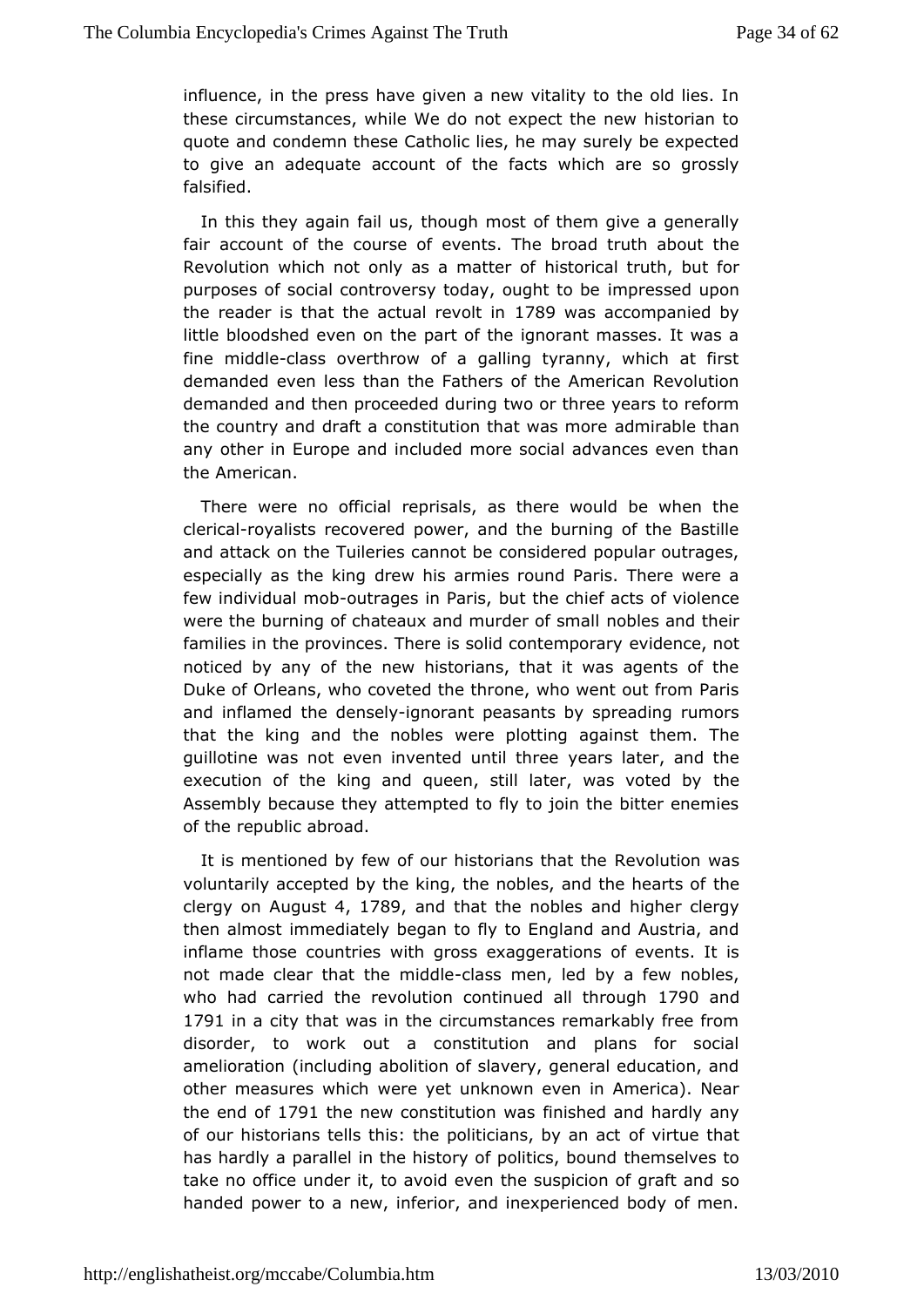influence, in the press have given a new vitality to the old lies. In these circumstances, while We do not expect the new historian to quote and condemn these Catholic lies, he may surely be expected to give an adequate account of the facts which are so grossly falsified.

In this they again fail us, though most of them give a generally fair account of the course of events. The broad truth about the Revolution which not only as a matter of historical truth, but for purposes of social controversy today, ought to be impressed upon the reader is that the actual revolt in 1789 was accompanied by little bloodshed even on the part of the ignorant masses. It was a fine middle-class overthrow of a galling tyranny, which at first demanded even less than the Fathers of the American Revolution demanded and then proceeded during two or three years to reform the country and draft a constitution that was more admirable than any other in Europe and included more social advances even than the American.

There were no official reprisals, as there would be when the clerical-royalists recovered power, and the burning of the Bastille and attack on the Tuileries cannot be considered popular outrages, especially as the king drew his armies round Paris. There were a few individual mob-outrages in Paris, but the chief acts of violence were the burning of chateaux and murder of small nobles and their families in the provinces. There is solid contemporary evidence, not noticed by any of the new historians, that it was agents of the Duke of Orleans, who coveted the throne, who went out from Paris and inflamed the densely-ignorant peasants by spreading rumors that the king and the nobles were plotting against them. The guillotine was not even invented until three years later, and the execution of the king and queen, still later, was voted by the Assembly because they attempted to fly to join the bitter enemies of the republic abroad.

It is mentioned by few of our historians that the Revolution was voluntarily accepted by the king, the nobles, and the hearts of the clergy on August 4, 1789, and that the nobles and higher clergy then almost immediately began to fly to England and Austria, and inflame those countries with gross exaggerations of events. It is not made clear that the middle-class men, led by a few nobles, who had carried the revolution continued all through 1790 and 1791 in a city that was in the circumstances remarkably free from disorder, to work out a constitution and plans for social amelioration (including abolition of slavery, general education, and other measures which were yet unknown even in America). Near the end of 1791 the new constitution was finished and hardly any of our historians tells this: the politicians, by an act of virtue that has hardly a parallel in the history of politics, bound themselves to take no office under it, to avoid even the suspicion of graft and so handed power to a new, inferior, and inexperienced body of men.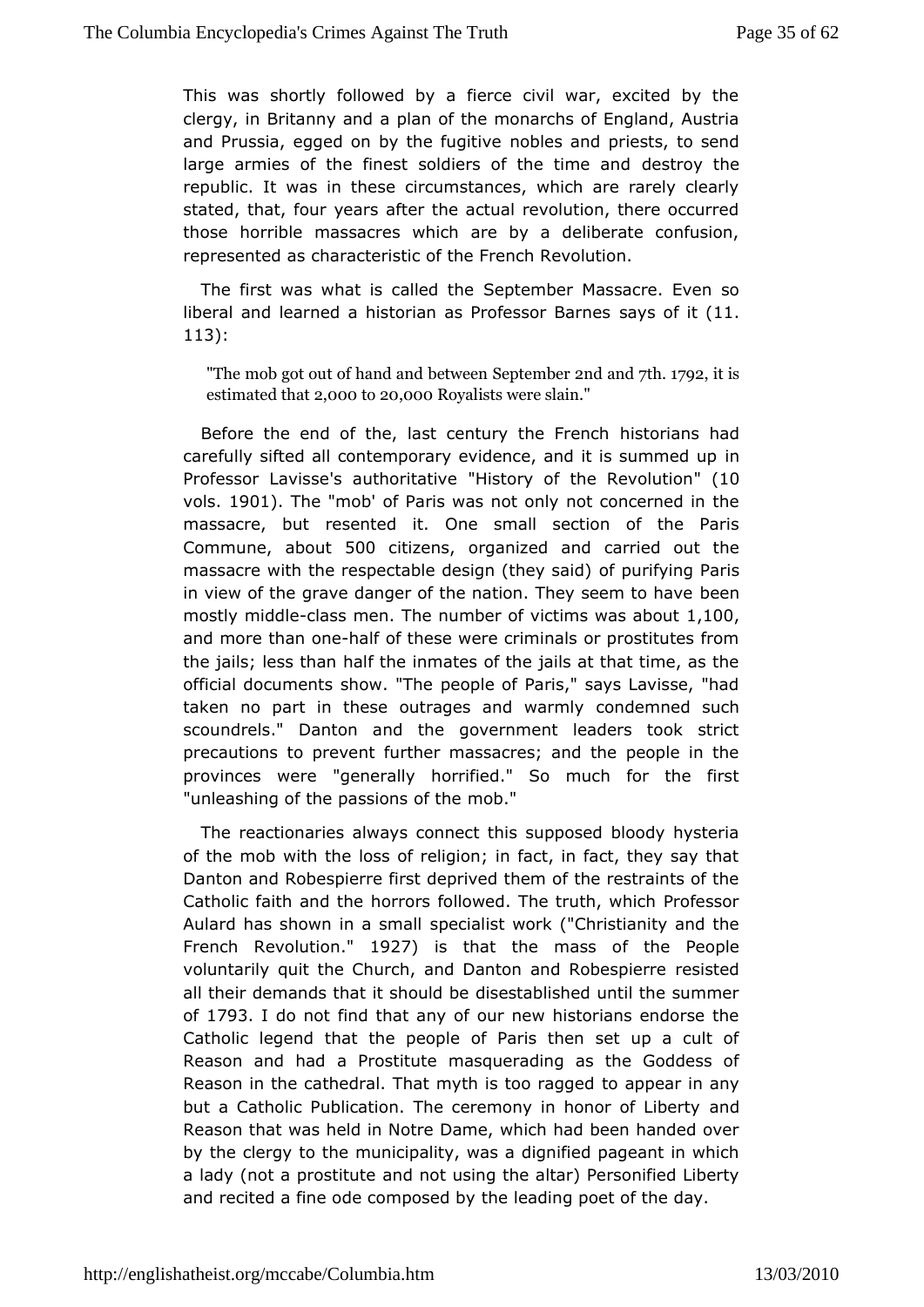This was shortly followed by a fierce civil war, excited by the clergy, in Britanny and a plan of the monarchs of England, Austria and Prussia, egged on by the fugitive nobles and priests, to send large armies of the finest soldiers of the time and destroy the republic. It was in these circumstances, which are rarely clearly stated, that, four years after the actual revolution, there occurred those horrible massacres which are by a deliberate confusion, represented as characteristic of the French Revolution.

The first was what is called the September Massacre. Even so liberal and learned a historian as Professor Barnes says of it (11. 113):

> "The mob got out of hand and between September 2nd and 7th. 1792, it is estimated that 2,000 to 20,000 Royalists were slain."

Before the end of the, last century the French historians had carefully sifted all contemporary evidence, and it is summed up in Professor Lavisse's authoritative "History of the Revolution" (10 vols. 1901). The "mob' of Paris was not only not concerned in the massacre, but resented it. One small section of the Paris Commune, about 500 citizens, organized and carried out the massacre with the respectable design (they said) of purifying Paris in view of the grave danger of the nation. They seem to have been mostly middle-class men. The number of victims was about 1,100, and more than one-half of these were criminals or prostitutes from the jails; less than half the inmates of the jails at that time, as the official documents show. "The people of Paris," says Lavisse, "had taken no part in these outrages and warmly condemned such scoundrels." Danton and the government leaders took strict precautions to prevent further massacres; and the people in the provinces were "generally horrified." So much for the first "unleashing of the passions of the mob."

The reactionaries always connect this supposed bloody hysteria of the mob with the loss of religion; in fact, in fact, they say that Danton and Robespierre first deprived them of the restraints of the Catholic faith and the horrors followed. The truth, which Professor Aulard has shown in a small specialist work ("Christianity and the French Revolution." 1927) is that the mass of the People voluntarily quit the Church, and Danton and Robespierre resisted all their demands that it should be disestablished until the summer of 1793. I do not find that any of our new historians endorse the Catholic legend that the people of Paris then set up a cult of Reason and had a Prostitute masquerading as the Goddess of Reason in the cathedral. That myth is too ragged to appear in any but a Catholic Publication. The ceremony in honor of Liberty and Reason that was held in Notre Dame, which had been handed over by the clergy to the municipality, was a dignified pageant in which a lady (not a prostitute and not using the altar) Personified Liberty and recited a fine ode composed by the leading poet of the day.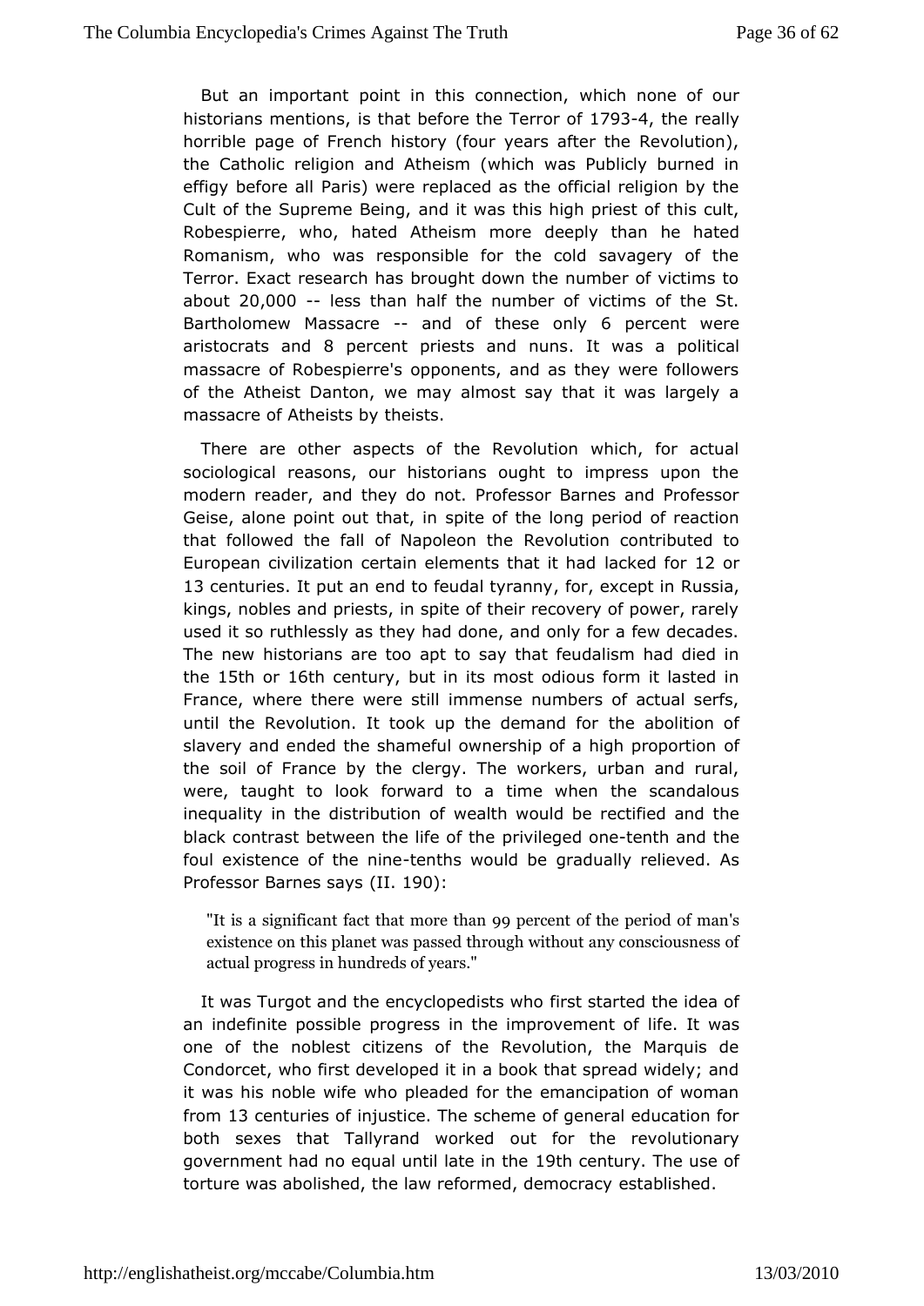But an important point in this connection, which none of our historians mentions, is that before the Terror of 1793-4, the really horrible page of French history (four years after the Revolution), the Catholic religion and Atheism (which was Publicly burned in effigy before all Paris) were replaced as the official religion by the Cult of the Supreme Being, and it was this high priest of this cult, Robespierre, who, hated Atheism more deeply than he hated Romanism, who was responsible for the cold savagery of the Terror. Exact research has brought down the number of victims to about 20,000 -- less than half the number of victims of the St. Bartholomew Massacre -- and of these only 6 percent were aristocrats and 8 percent priests and nuns. It was a political massacre of Robespierre's opponents, and as they were followers of the Atheist Danton, we may almost say that it was largely a massacre of Atheists by theists.

There are other aspects of the Revolution which, for actual sociological reasons, our historians ought to impress upon the modern reader, and they do not. Professor Barnes and Professor Geise, alone point out that, in spite of the long period of reaction that followed the fall of Napoleon the Revolution contributed to European civilization certain elements that it had lacked for 12 or 13 centuries. It put an end to feudal tyranny, for, except in Russia, kings, nobles and priests, in spite of their recovery of power, rarely used it so ruthlessly as they had done, and only for a few decades. The new historians are too apt to say that feudalism had died in the 15th or 16th century, but in its most odious form it lasted in France, where there were still immense numbers of actual serfs, until the Revolution. It took up the demand for the abolition of slavery and ended the shameful ownership of a high proportion of the soil of France by the clergy. The workers, urban and rural, were, taught to look forward to a time when the scandalous inequality in the distribution of wealth would be rectified and the black contrast between the life of the privileged one-tenth and the foul existence of the nine-tenths would be gradually relieved. As Professor Barnes says (II. 190):

> "It is a significant fact that more than 99 percent of the period of man's existence on this planet was passed through without any consciousness of actual progress in hundreds of years."

It was Turgot and the encyclopedists who first started the idea of an indefinite possible progress in the improvement of life. It was one of the noblest citizens of the Revolution, the Marquis de Condorcet, who first developed it in a book that spread widely; and it was his noble wife who pleaded for the emancipation of woman from 13 centuries of injustice. The scheme of general education for both sexes that Tallyrand worked out for the revolutionary government had no equal until late in the 19th century. The use of torture was abolished, the law reformed, democracy established.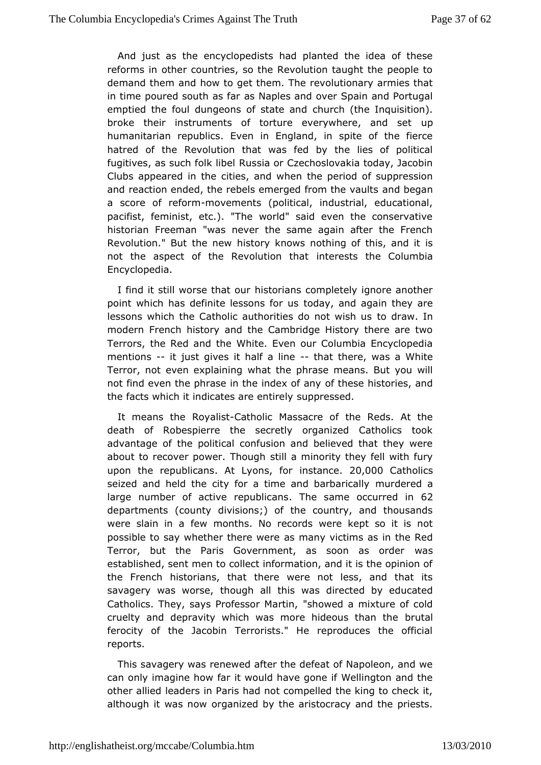And just as the encyclopedists had planted the idea of these reforms in other countries, so the Revolution taught the people to demand them and how to get them. The revolutionary armies that in time poured south as far as Naples and over Spain and Portugal emptied the foul dungeons of state and church (the Inquisition). broke their instruments of torture everywhere, and set up humanitarian republics. Even in England, in spite of the fierce hatred of the Revolution that was fed by the lies of political fugitives, as such folk libel Russia or Czechoslovakia today, Jacobin Clubs appeared in the cities, and when the period of suppression and reaction ended, the rebels emerged from the vaults and began a score of reform-movements (political, industrial, educational, pacifist, feminist, etc.). "The world" said even the conservative historian Freeman "was never the same again after the French Revolution." But the new history knows nothing of this, and it is not the aspect of the Revolution that interests the Columbia Encyclopedia.

I find it still worse that our historians completely ignore another point which has definite lessons for us today, and again they are lessons which the Catholic authorities do not wish us to draw. In modern French history and the Cambridge History there are two Terrors, the Red and the White. Even our Columbia Encyclopedia mentions -- it just gives it half a line -- that there, was a White Terror, not even explaining what the phrase means. But you will not find even the phrase in the index of any of these histories, and the facts which it indicates are entirely suppressed.

It means the Royalist-Catholic Massacre of the Reds. At the death of Robespierre the secretly organized Catholics took advantage of the political confusion and believed that they were about to recover power. Though still a minority they fell with fury upon the republicans. At Lyons, for instance. 20,000 Catholics seized and held the city for a time and barbarically murdered a large number of active republicans. The same occurred in 62 departments (county divisions;) of the country, and thousands were slain in a few months. No records were kept so it is not possible to say whether there were as many victims as in the Red Terror, but the Paris Government, as soon as order was established, sent men to collect information, and it is the opinion of the French historians, that there were not less, and that its savagery was worse, though all this was directed by educated Catholics. They, says Professor Martin, "showed a mixture of cold cruelty and depravity which was more hideous than the brutal ferocity of the Jacobin Terrorists." He reproduces the official reports.

This savagery was renewed after the defeat of Napoleon, and we can only imagine how far it would have gone if Wellington and the other allied leaders in Paris had not compelled the king to check it, although it was now organized by the aristocracy and the priests.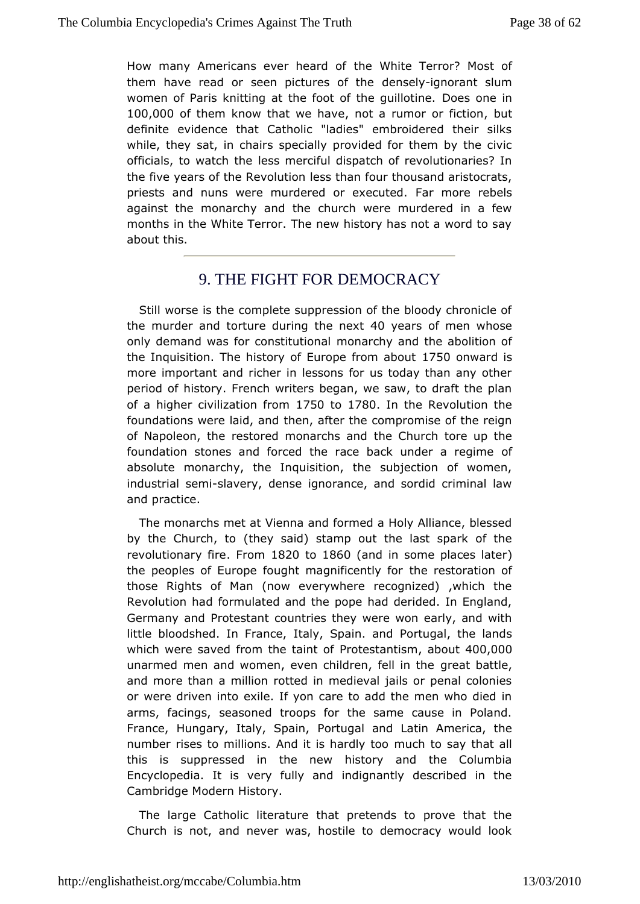How many Americans ever heard of the White Terror? Most of them have read or seen pictures of the densely-ignorant slum women of Paris knitting at the foot of the guillotine. Does one in 100,000 of them know that we have, not a rumor or fiction, but definite evidence that Catholic "ladies" embroidered their silks while, they sat, in chairs specially provided for them by the civic officials, to watch the less merciful dispatch of revolutionaries? In the five years of the Revolution less than four thousand aristocrats, priests and nuns were murdered or executed. Far more rebels against the monarchy and the church were murdered in a few months in the White Terror. The new history has not a word to say about this.

## 9. THE FIGHT FOR DEMOCRACY

Still worse is the complete suppression of the bloody chronicle of the murder and torture during the next 40 years of men whose only demand was for constitutional monarchy and the abolition of the Inquisition. The history of Europe from about 1750 onward is more important and richer in lessons for us today than any other period of history. French writers began, we saw, to draft the plan of a higher civilization from 1750 to 1780. In the Revolution the foundations were laid, and then, after the compromise of the reign of Napoleon, the restored monarchs and the Church tore up the foundation stones and forced the race back under a regime of absolute monarchy, the Inquisition, the subjection of women, industrial semi-slavery, dense ignorance, and sordid criminal law and practice.

The monarchs met at Vienna and formed a Holy Alliance, blessed by the Church, to (they said) stamp out the last spark of the revolutionary fire. From 1820 to 1860 (and in some places later) the peoples of Europe fought magnificently for the restoration of those Rights of Man (now everywhere recognized) ,which the Revolution had formulated and the pope had derided. In England, Germany and Protestant countries they were won early, and with little bloodshed. In France, Italy, Spain. and Portugal, the lands which were saved from the taint of Protestantism, about 400,000 unarmed men and women, even children, fell in the great battle, and more than a million rotted in medieval jails or penal colonies or were driven into exile. If yon care to add the men who died in arms, facings, seasoned troops for the same cause in Poland. France, Hungary, Italy, Spain, Portugal and Latin America, the number rises to millions. And it is hardly too much to say that all this is suppressed in the new history and the Columbia Encyclopedia. It is very fully and indignantly described in the Cambridge Modern History.

The large Catholic literature that pretends to prove that the Church is not, and never was, hostile to democracy would look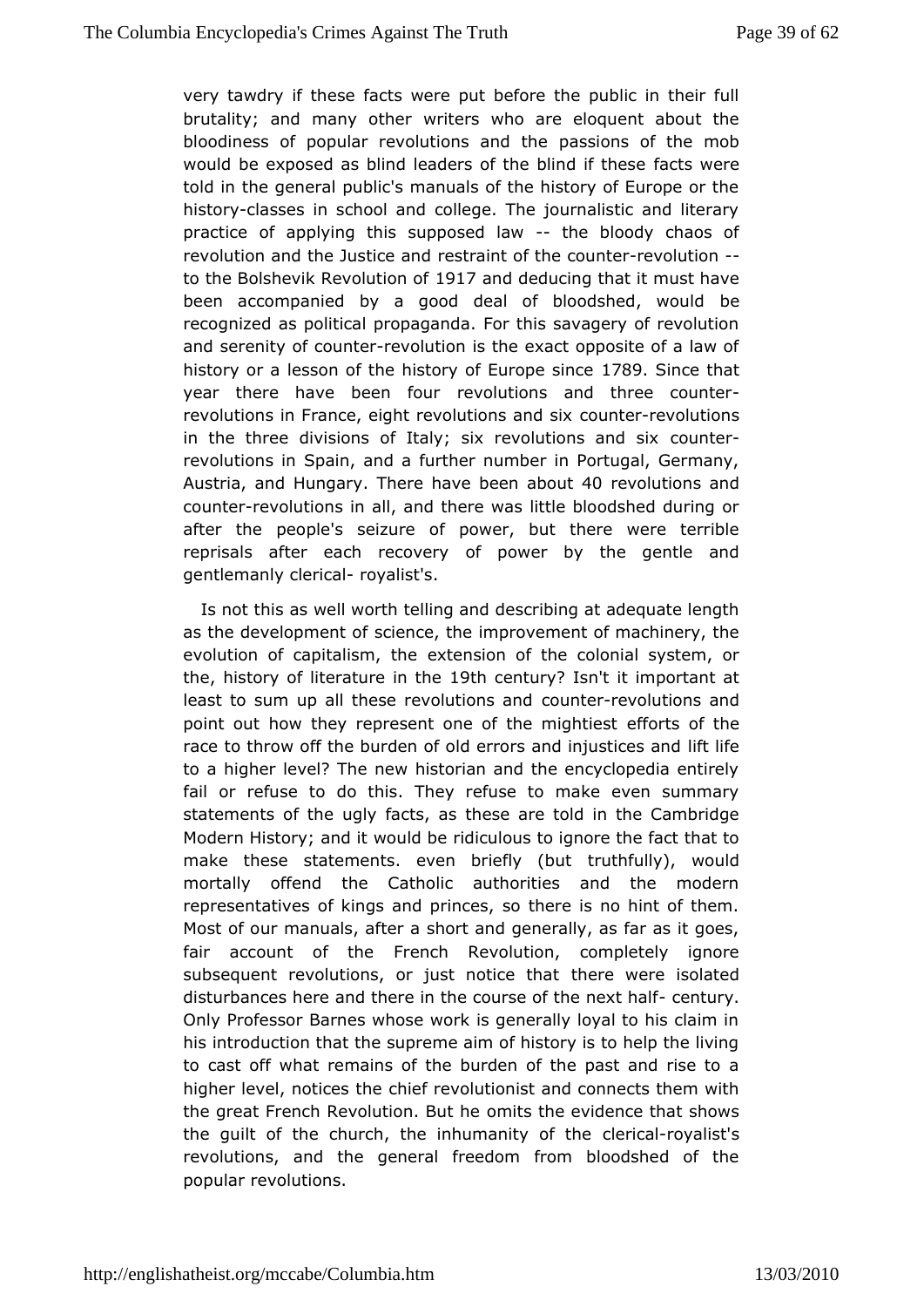very tawdry if these facts were put before the public in their full brutality; and many other writers who are eloquent about the bloodiness of popular revolutions and the passions of the mob would be exposed as blind leaders of the blind if these facts were told in the general public's manuals of the history of Europe or the history-classes in school and college. The journalistic and literary practice of applying this supposed law -- the bloody chaos of revolution and the Justice and restraint of the counter-revolution -- to the Bolshevik Revolution of 1917 and deducing that it must have been accompanied by a good deal of bloodshed, would be recognized as political propaganda. For this savagery of revolution and serenity of counter-revolution is the exact opposite of a law of history or a lesson of the history of Europe since 1789. Since that year there have been four revolutions and three counter-revolutions in France, eight revolutions and six counter-revolutions in the three divisions of Italy; six revolutions and six counter-revolutions in Spain, and a further number in Portugal, Germany, Austria, and Hungary. There have been about 40 revolutions and counter-revolutions in all, and there was little bloodshed during or after the people's seizure of power, but there were terrible reprisals after each recovery of power by the gentle and gentlemanly clerical- royalist's.

Is not this as well worth telling and describing at adequate length as the development of science, the improvement of machinery, the evolution of capitalism, the extension of the colonial system, or the, history of literature in the 19th century? Isn't it important at least to sum up all these revolutions and counter-revolutions and point out how they represent one of the mightiest efforts of the race to throw off the burden of old errors and injustices and lift life to a higher level? The new historian and the encyclopedia entirely fail or refuse to do this. They refuse to make even summary statements of the ugly facts, as these are told in the Cambridge Modern History; and it would be ridiculous to ignore the fact that to make these statements. even briefly (but truthfully), would mortally offend the Catholic authorities and the modern representatives of kings and princes, so there is no hint of them. Most of our manuals, after a short and generally, as far as it goes, fair account of the French Revolution, completely ignore subsequent revolutions, or just notice that there were isolated disturbances here and there in the course of the next half- century. Only Professor Barnes whose work is generally loyal to his claim in his introduction that the supreme aim of history is to help the living to cast off what remains of the burden of the past and rise to a higher level, notices the chief revolutionist and connects them with the great French Revolution. But he omits the evidence that shows the guilt of the church, the inhumanity of the clerical-royalist's revolutions, and the general freedom from bloodshed of the popular revolutions.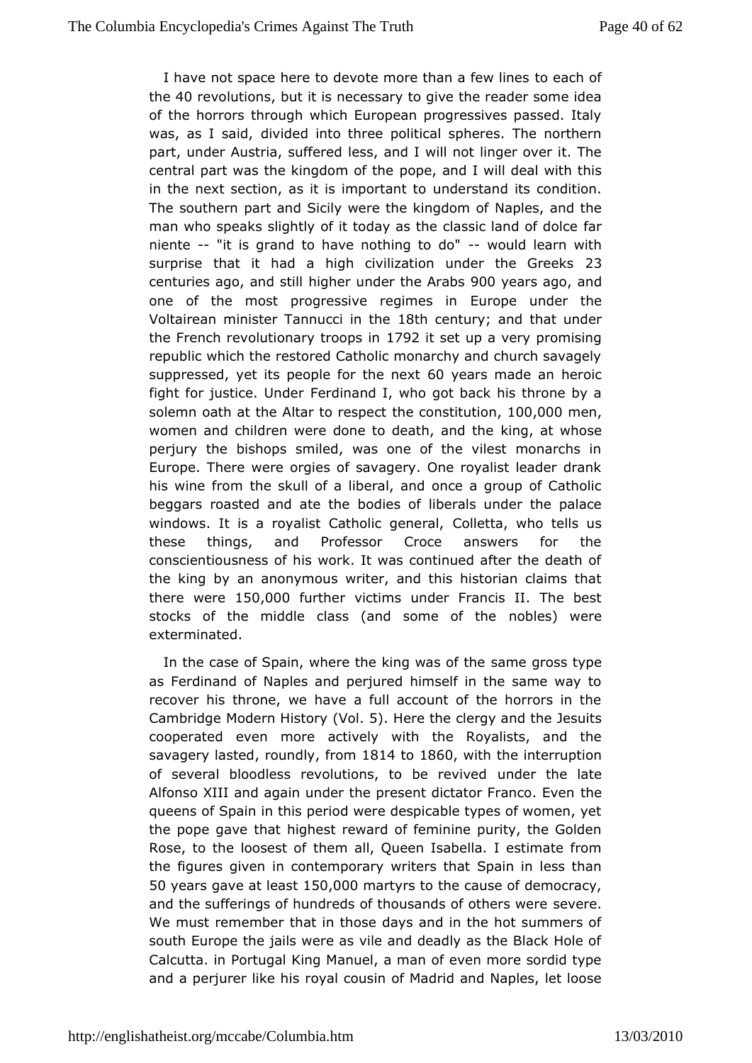I have not space here to devote more than a few lines to each of the 40 revolutions, but it is necessary to give the reader some idea of the horrors through which European progressives passed. Italy was, as I said, divided into three political spheres. The northern part, under Austria, suffered less, and I will not linger over it. The central part was the kingdom of the pope, and I will deal with this in the next section, as it is important to understand its condition. The southern part and Sicily were the kingdom of Naples, and the man who speaks slightly of it today as the classic land of dolce far niente -- "it is grand to have nothing to do" -- would learn with surprise that it had a high civilization under the Greeks 23 centuries ago, and still higher under the Arabs 900 years ago, and one of the most progressive regimes in Europe under the Voltairean minister Tannucci in the 18th century; and that under the French revolutionary troops in 1792 it set up a very promising republic which the restored Catholic monarchy and church savagely suppressed, yet its people for the next 60 years made an heroic fight for justice. Under Ferdinand I, who got back his throne by a solemn oath at the Altar to respect the constitution, 100,000 men, women and children were done to death, and the king, at whose perjury the bishops smiled, was one of the vilest monarchs in Europe. There were orgies of savagery. One royalist leader drank his wine from the skull of a liberal, and once a group of Catholic beggars roasted and ate the bodies of liberals under the palace windows. It is a royalist Catholic general, Colletta, who tells us these things, and Professor Croce answers for the conscientiousness of his work. It was continued after the death of the king by an anonymous writer, and this historian claims that there were 150,000 further victims under Francis II. The best stocks of the middle class (and some of the nobles) were exterminated.

In the case of Spain, where the king was of the same gross type as Ferdinand of Naples and perjured himself in the same way to recover his throne, we have a full account of the horrors in the Cambridge Modern History (Vol. 5). Here the clergy and the Jesuits cooperated even more actively with the Royalists, and the savagery lasted, roundly, from 1814 to 1860, with the interruption of several bloodless revolutions, to be revived under the late Alfonso XIII and again under the present dictator Franco. Even the queens of Spain in this period were despicable types of women, yet the pope gave that highest reward of feminine purity, the Golden Rose, to the loosest of them all, Queen Isabella. I estimate from the figures given in contemporary writers that Spain in less than 50 years gave at least 150,000 martyrs to the cause of democracy, and the sufferings of hundreds of thousands of others were severe. We must remember that in those days and in the hot summers of south Europe the jails were as vile and deadly as the Black Hole of Calcutta. in Portugal King Manuel, a man of even more sordid type and a perjurer like his royal cousin of Madrid and Naples, let loose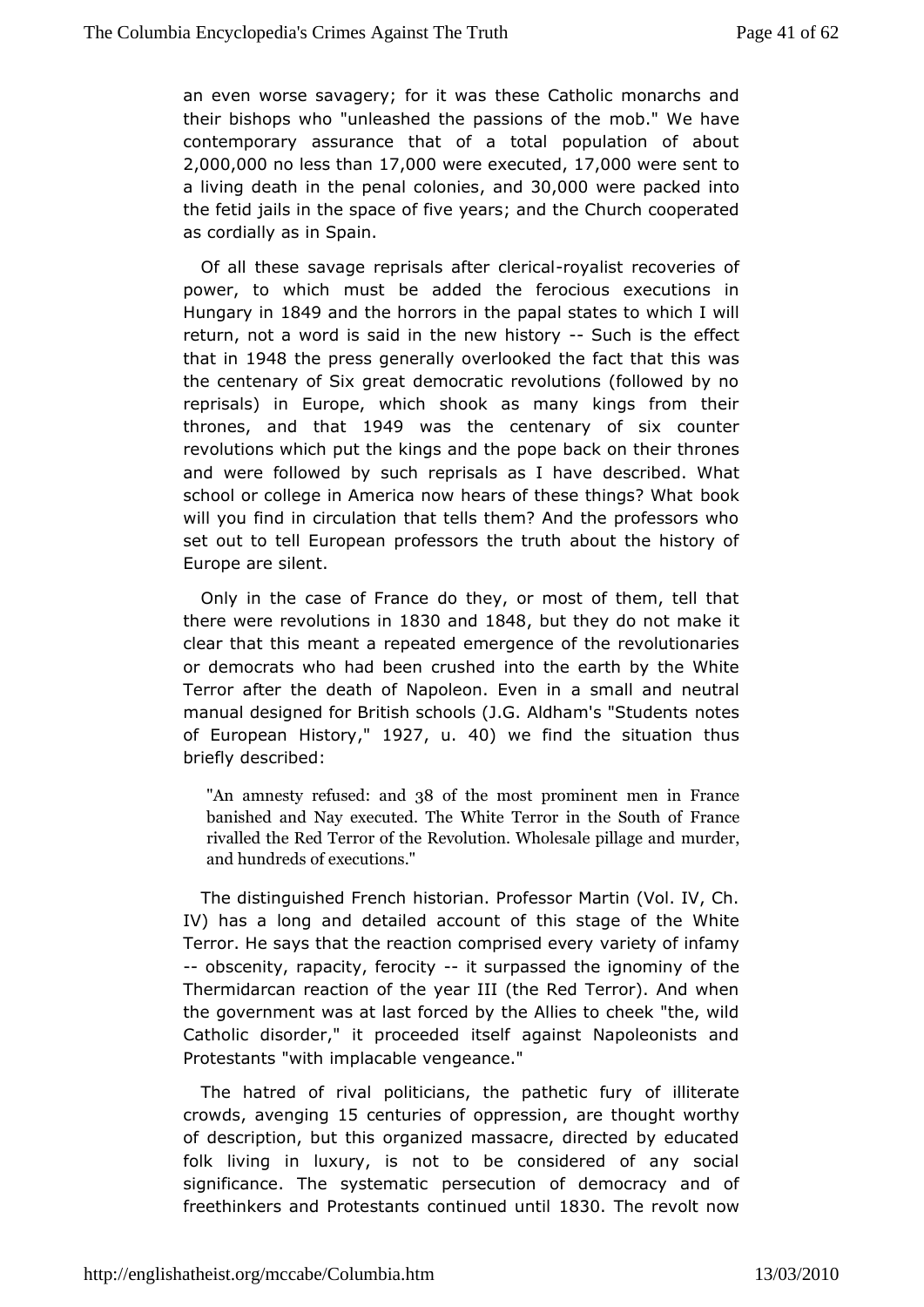an even worse savagery; for it was these Catholic monarchs and their bishops who "unleashed the passions of the mob." We have contemporary assurance that of a total population of about 2,000,000 no less than 17,000 were executed, 17,000 were sent to a living death in the penal colonies, and 30,000 were packed into the fetid jails in the space of five years; and the Church cooperated as cordially as in Spain.

Of all these savage reprisals after clerical-royalist recoveries of power, to which must be added the ferocious executions in Hungary in 1849 and the horrors in the papal states to which I will return, not a word is said in the new history -- Such is the effect that in 1948 the press generally overlooked the fact that this was the centenary of Six great democratic revolutions (followed by no reprisals) in Europe, which shook as many kings from their thrones, and that 1949 was the centenary of six counter revolutions which put the kings and the pope back on their thrones and were followed by such reprisals as I have described. What school or college in America now hears of these things? What book will you find in circulation that tells them? And the professors who set out to tell European professors the truth about the history of Europe are silent.

Only in the case of France do they, or most of them, tell that there were revolutions in 1830 and 1848, but they do not make it clear that this meant a repeated emergence of the revolutionaries or democrats who had been crushed into the earth by the White Terror after the death of Napoleon. Even in a small and neutral manual designed for British schools (J.G. Aldham's "Students notes of European History," 1927, u. 40) we find the situation thus briefly described:

> "An amnesty refused: and 38 of the most prominent men in France banished and Nay executed. The White Terror in the South of France rivalled the Red Terror of the Revolution. Wholesale pillage and murder, and hundreds of executions."

The distinguished French historian. Professor Martin (Vol. IV, Ch. IV) has a long and detailed account of this stage of the White Terror. He says that the reaction comprised every variety of infamy -- obscenity, rapacity, ferocity -- it surpassed the ignominy of the Thermidarcan reaction of the year III (the Red Terror). And when the government was at last forced by the Allies to cheek "the, wild Catholic disorder," it proceeded itself against Napoleonists and Protestants "with implacable vengeance."

The hatred of rival politicians, the pathetic fury of illiterate crowds, avenging 15 centuries of oppression, are thought worthy of description, but this organized massacre, directed by educated folk living in luxury, is not to be considered of any social significance. The systematic persecution of democracy and of freethinkers and Protestants continued until 1830. The revolt now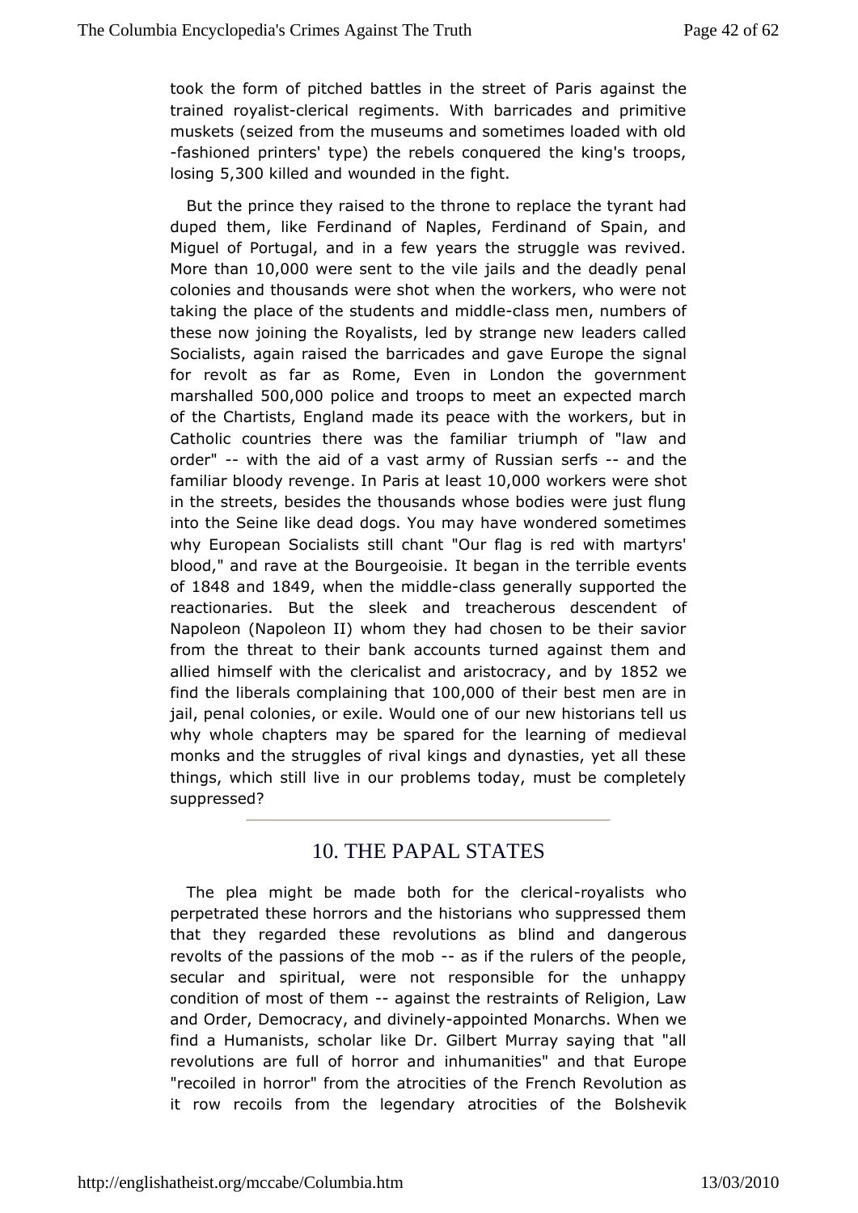took the form of pitched battles in the street of Paris against the trained royalist-clerical regiments. With barricades and primitive muskets (seized from the museums and sometimes loaded with old-fashioned printers' type) the rebels conquered the king's troops, losing 5,300 killed and wounded in the fight.

But the prince they raised to the throne to replace the tyrant had duped them, like Ferdinand of Naples, Ferdinand of Spain, and Miguel of Portugal, and in a few years the struggle was revived. More than 10,000 were sent to the vile jails and the deadly penal colonies and thousands were shot when the workers, who were not taking the place of the students and middle-class men, numbers of these now joining the Royalists, led by strange new leaders called Socialists, again raised the barricades and gave Europe the signal for revolt as far as Rome, Even in London the government marshalled 500,000 police and troops to meet an expected march of the Chartists, England made its peace with the workers, but in Catholic countries there was the familiar triumph of "law and order" -- with the aid of a vast army of Russian serfs -- and the familiar bloody revenge. In Paris at least 10,000 workers were shot in the streets, besides the thousands whose bodies were just flung into the Seine like dead dogs. You may have wondered sometimes why European Socialists still chant "Our flag is red with martyrs' blood," and rave at the Bourgeoisie. It began in the terrible events of 1848 and 1849, when the middle-class generally supported the reactionaries. But the sleek and treacherous descendent of Napoleon (Napoleon II) whom they had chosen to be their savior from the threat to their bank accounts turned against them and allied himself with the clericalist and aristocracy, and by 1852 we find the liberals complaining that 100,000 of their best men are in jail, penal colonies, or exile. Would one of our new historians tell us why whole chapters may be spared for the learning of medieval monks and the struggles of rival kings and dynasties, yet all these things, which still live in our problems today, must be completely suppressed?

## 10. THE PAPAL STATES

The plea might be made both for the clerical-royalists who perpetrated these horrors and the historians who suppressed them that they regarded these revolutions as blind and dangerous revolts of the passions of the mob -- as if the rulers of the people, secular and spiritual, were not responsible for the unhappy condition of most of them -- against the restraints of Religion, Law and Order, Democracy, and divinely-appointed Monarchs. When we find a Humanists, scholar like Dr. Gilbert Murray saying that "all revolutions are full of horror and inhumanities" and that Europe "recoiled in horror" from the atrocities of the French Revolution as it row recoils from the legendary atrocities of the Bolshevik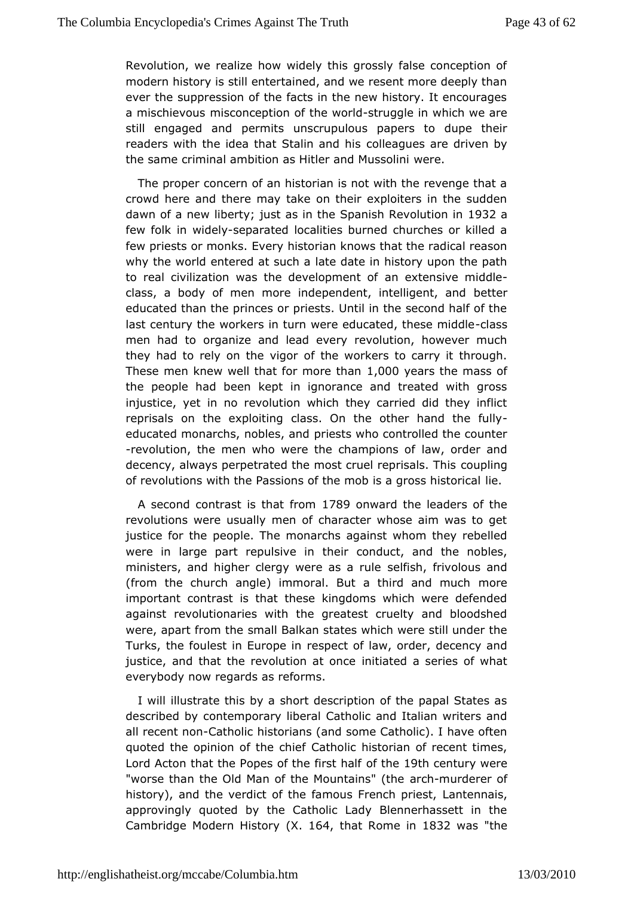Revolution, we realize how widely this grossly false conception of modern history is still entertained, and we resent more deeply than ever the suppression of the facts in the new history. It encourages a mischievous misconception of the world-struggle in which we are still engaged and permits unscrupulous papers to dupe their readers with the idea that Stalin and his colleagues are driven by the same criminal ambition as Hitler and Mussolini were.

The proper concern of an historian is not with the revenge that a crowd here and there may take on their exploiters in the sudden dawn of a new liberty; just as in the Spanish Revolution in 1932 a few folk in widely-separated localities burned churches or killed a few priests or monks. Every historian knows that the radical reason why the world entered at such a late date in history upon the path to real civilization was the development of an extensive middle-class, a body of men more independent, intelligent, and better educated than the princes or priests. Until in the second half of the last century the workers in turn were educated, these middle-class men had to organize and lead every revolution, however much they had to rely on the vigor of the workers to carry it through. These men knew well that for more than 1,000 years the mass of the people had been kept in ignorance and treated with gross injustice, yet in no revolution which they carried did they inflict reprisals on the exploiting class. On the other hand the fully-educated monarchs, nobles, and priests who controlled the counter-revolution, the men who were the champions of law, order and decency, always perpetrated the most cruel reprisals. This coupling of revolutions with the Passions of the mob is a gross historical lie.

A second contrast is that from 1789 onward the leaders of the revolutions were usually men of character whose aim was to get justice for the people. The monarchs against whom they rebelled were in large part repulsive in their conduct, and the nobles, ministers, and higher clergy were as a rule selfish, frivolous and (from the church angle) immoral. But a third and much more important contrast is that these kingdoms which were defended against revolutionaries with the greatest cruelty and bloodshed were, apart from the small Balkan states which were still under the Turks, the foulest in Europe in respect of law, order, decency and justice, and that the revolution at once initiated a series of what everybody now regards as reforms.

I will illustrate this by a short description of the papal States as described by contemporary liberal Catholic and Italian writers and all recent non-Catholic historians (and some Catholic). I have often quoted the opinion of the chief Catholic historian of recent times, Lord Acton that the Popes of the first half of the 19th century were "worse than the Old Man of the Mountains" (the arch-murderer of history), and the verdict of the famous French priest, Lantennais, approvingly quoted by the Catholic Lady Blennerhassett in the Cambridge Modern History (X. 164, that Rome in 1832 was "the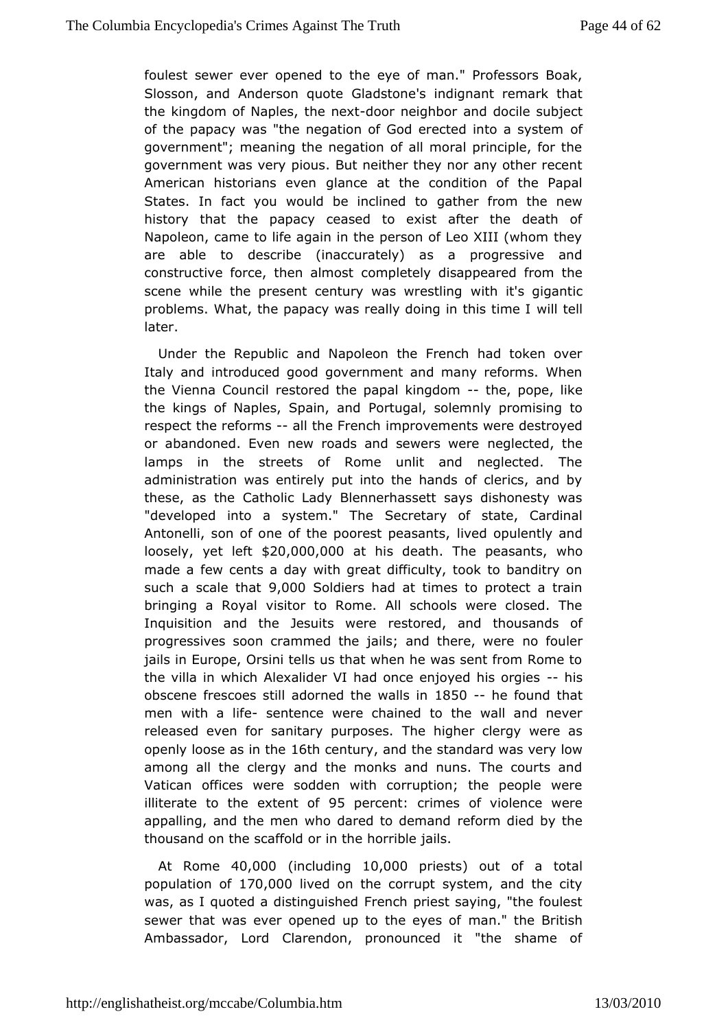foulest sewer ever opened to the eye of man." Professors Boak, Slosson, and Anderson quote Gladstone's indignant remark that the kingdom of Naples, the next-door neighbor and docile subject of the papacy was "the negation of God erected into a system of government"; meaning the negation of all moral principle, for the government was very pious. But neither they nor any other recent American historians even glance at the condition of the Papal States. In fact you would be inclined to gather from the new history that the papacy ceased to exist after the death of Napoleon, came to life again in the person of Leo XIII (whom they are able to describe (inaccurately) as a progressive and constructive force, then almost completely disappeared from the scene while the present century was wrestling with it's gigantic problems. What, the papacy was really doing in this time I will tell later.

Under the Republic and Napoleon the French had token over Italy and introduced good government and many reforms. When the Vienna Council restored the papal kingdom -- the, pope, like the kings of Naples, Spain, and Portugal, solemnly promising to respect the reforms -- all the French improvements were destroyed or abandoned. Even new roads and sewers were neglected, the lamps in the streets of Rome unlit and neglected. The administration was entirely put into the hands of clerics, and by these, as the Catholic Lady Blennerhassett says dishonesty was "developed into a system." The Secretary of state, Cardinal Antonelli, son of one of the poorest peasants, lived opulently and loosely, yet left $20,000,000 at his death. The peasants, who made a few cents a day with great difficulty, took to banditry on such a scale that 9,000 Soldiers had at times to protect a train bringing a Royal visitor to Rome. All schools were closed. The Inquisition and the Jesuits were restored, and thousands of progressives soon crammed the jails; and there, were no fouler jails in Europe, Orsini tells us that when he was sent from Rome to the villa in which Alexalider VI had once enjoyed his orgies -- his obscene frescoes still adorned the walls in 1850 -- he found that men with a life- sentence were chained to the wall and never released even for sanitary purposes. The higher clergy were as openly loose as in the 16th century, and the standard was very low among all the clergy and the monks and nuns. The courts and Vatican offices were sodden with corruption; the people were illiterate to the extent of 95 percent: crimes of violence were appalling, and the men who dared to demand reform died by the thousand on the scaffold or in the horrible jails.

At Rome 40,000 (including 10,000 priests) out of a total population of 170,000 lived on the corrupt system, and the city was, as I quoted a distinguished French priest saying, "the foulest sewer that was ever opened up to the eyes of man." the British Ambassador, Lord Clarendon, pronounced it "the shame of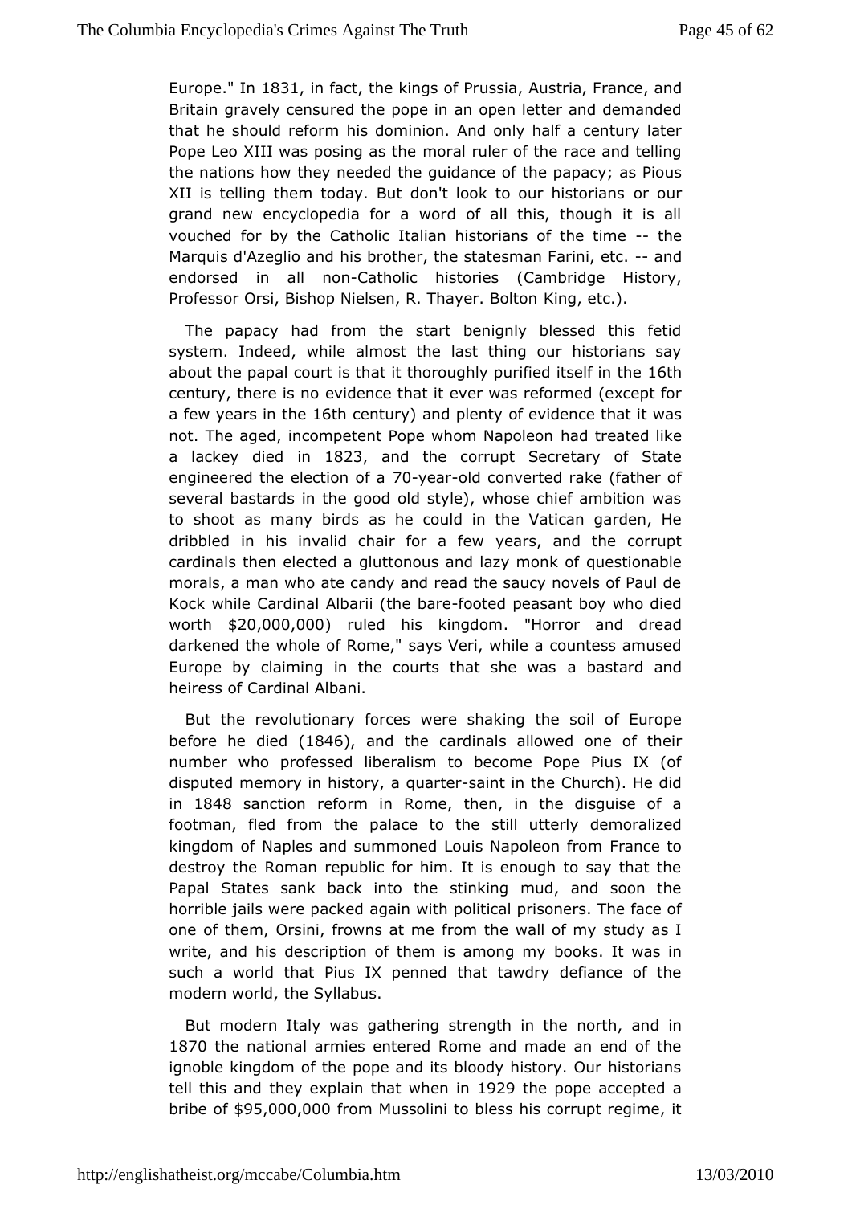Europe." In 1831, in fact, the kings of Prussia, Austria, France, and Britain gravely censured the pope in an open letter and demanded that he should reform his dominion. And only half a century later Pope Leo XIII was posing as the moral ruler of the race and telling the nations how they needed the guidance of the papacy; as Pious XII is telling them today. But don't look to our historians or our grand new encyclopedia for a word of all this, though it is all vouched for by the Catholic Italian historians of the time -- the Marquis d'Azeglio and his brother, the statesman Farini, etc. -- and endorsed in all non-Catholic histories (Cambridge History, Professor Orsi, Bishop Nielsen, R. Thayer. Bolton King, etc.).

The papacy had from the start benignly blessed this fetid system. Indeed, while almost the last thing our historians say about the papal court is that it thoroughly purified itself in the 16th century, there is no evidence that it ever was reformed (except for a few years in the 16th century) and plenty of evidence that it was not. The aged, incompetent Pope whom Napoleon had treated like a lackey died in 1823, and the corrupt Secretary of State engineered the election of a 70-year-old converted rake (father of several bastards in the good old style), whose chief ambition was to shoot as many birds as he could in the Vatican garden, He dribbled in his invalid chair for a few years, and the corrupt cardinals then elected a gluttonous and lazy monk of questionable morals, a man who ate candy and read the saucy novels of Paul de Kock while Cardinal Albarii (the bare-footed peasant boy who died worth $20,000,000) ruled his kingdom. "Horror and dread darkened the whole of Rome," says Veri, while a countess amused Europe by claiming in the courts that she was a bastard and heiress of Cardinal Albani.

But the revolutionary forces were shaking the soil of Europe before he died (1846), and the cardinals allowed one of their number who professed liberalism to become Pope Pius IX (of disputed memory in history, a quarter-saint in the Church). He did in 1848 sanction reform in Rome, then, in the disguise of a footman, fled from the palace to the still utterly demoralized kingdom of Naples and summoned Louis Napoleon from France to destroy the Roman republic for him. It is enough to say that the Papal States sank back into the stinking mud, and soon the horrible jails were packed again with political prisoners. The face of one of them, Orsini, frowns at me from the wall of my study as I write, and his description of them is among my books. It was in such a world that Pius IX penned that tawdry defiance of the modern world, the Syllabus.

But modern Italy was gathering strength in the north, and in 1870 the national armies entered Rome and made an end of the ignoble kingdom of the pope and its bloody history. Our historians tell this and they explain that when in 1929 the pope accepted a bribe of $95,000,000 from Mussolini to bless his corrupt regime, it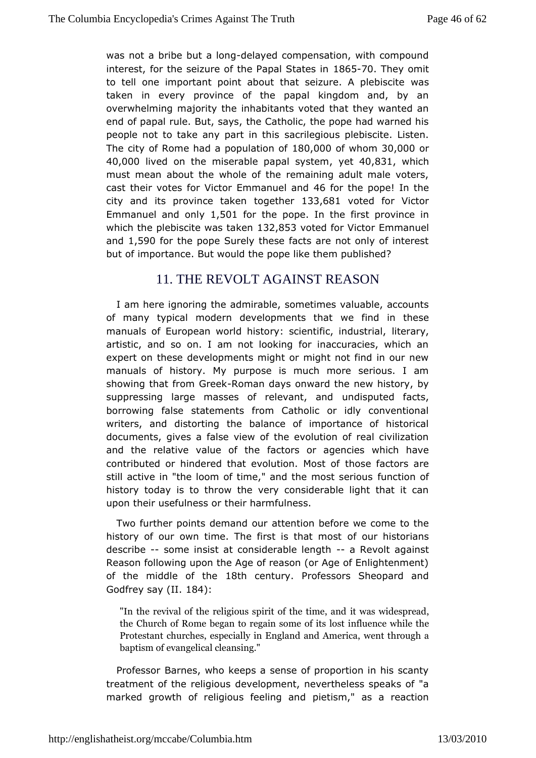was not a bribe but a long-delayed compensation, with compound interest, for the seizure of the Papal States in 1865-70. They omit to tell one important point about that seizure. A plebiscite was taken in every province of the papal kingdom and, by an overwhelming majority the inhabitants voted that they wanted an end of papal rule. But, says, the Catholic, the pope had warned his people not to take any part in this sacrilegious plebiscite. Listen. The city of Rome had a population of 180,000 of whom 30,000 or 40,000 lived on the miserable papal system, yet 40,831, which must mean about the whole of the remaining adult male voters, cast their votes for Victor Emmanuel and 46 for the pope! In the city and its province taken together 133,681 voted for Victor Emmanuel and only 1,501 for the pope. In the first province in which the plebiscite was taken 132,853 voted for Victor Emmanuel and 1,590 for the pope Surely these facts are not only of interest but of importance. But would the pope like them published?

## 11. THE REVOLT AGAINST REASON

I am here ignoring the admirable, sometimes valuable, accounts of many typical modern developments that we find in these manuals of European world history: scientific, industrial, literary, artistic, and so on. I am not looking for inaccuracies, which an expert on these developments might or might not find in our new manuals of history. My purpose is much more serious. I am showing that from Greek-Roman days onward the new history, by suppressing large masses of relevant, and undisputed facts, borrowing false statements from Catholic or idly conventional writers, and distorting the balance of importance of historical documents, gives a false view of the evolution of real civilization and the relative value of the factors or agencies which have contributed or hindered that evolution. Most of those factors are still active in "the loom of time," and the most serious function of history today is to throw the very considerable light that it can upon their usefulness or their harmfulness.

Two further points demand our attention before we come to the history of our own time. The first is that most of our historians describe -- some insist at considerable length -- a Revolt against Reason following upon the Age of reason (or Age of Enlightenment) of the middle of the 18th century. Professors Sheopard and Godfrey say (II. 184):

> "In the revival of the religious spirit of the time, and it was widespread, the Church of Rome began to regain some of its lost influence while the Protestant churches, especially in England and America, went through a baptism of evangelical cleansing."

Professor Barnes, who keeps a sense of proportion in his scanty treatment of the religious development, nevertheless speaks of "a marked growth of religious feeling and pietism," as a reaction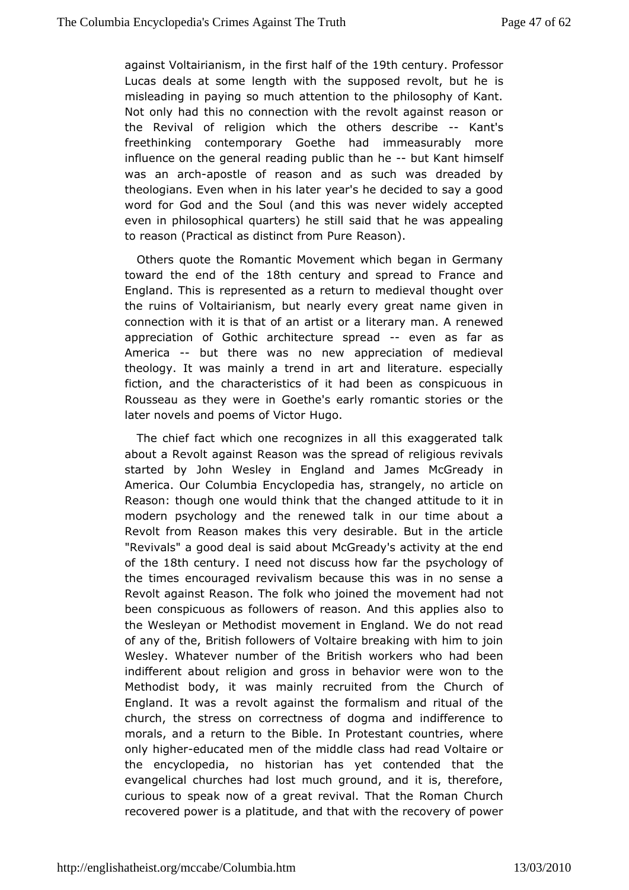against Voltairianism, in the first half of the 19th century. Professor Lucas deals at some length with the supposed revolt, but he is misleading in paying so much attention to the philosophy of Kant. Not only had this no connection with the revolt against reason or the Revival of religion which the others describe -- Kant's freethinking contemporary Goethe had immeasurably more influence on the general reading public than he -- but Kant himself was an arch-apostle of reason and as such was dreaded by theologians. Even when in his later year's he decided to say a good word for God and the Soul (and this was never widely accepted even in philosophical quarters) he still said that he was appealing to reason (Practical as distinct from Pure Reason).

Others quote the Romantic Movement which began in Germany toward the end of the 18th century and spread to France and England. This is represented as a return to medieval thought over the ruins of Voltairianism, but nearly every great name given in connection with it is that of an artist or a literary man. A renewed appreciation of Gothic architecture spread -- even as far as America -- but there was no new appreciation of medieval theology. It was mainly a trend in art and literature. especially fiction, and the characteristics of it had been as conspicuous in Rousseau as they were in Goethe's early romantic stories or the later novels and poems of Victor Hugo.

The chief fact which one recognizes in all this exaggerated talk about a Revolt against Reason was the spread of religious revivals started by John Wesley in England and James McGready in America. Our Columbia Encyclopedia has, strangely, no article on Reason: though one would think that the changed attitude to it in modern psychology and the renewed talk in our time about a Revolt from Reason makes this very desirable. But in the article "Revivals" a good deal is said about McGready's activity at the end of the 18th century. I need not discuss how far the psychology of the times encouraged revivalism because this was in no sense a Revolt against Reason. The folk who joined the movement had not been conspicuous as followers of reason. And this applies also to the Wesleyan or Methodist movement in England. We do not read of any of the, British followers of Voltaire breaking with him to join Wesley. Whatever number of the British workers who had been indifferent about religion and gross in behavior were won to the Methodist body, it was mainly recruited from the Church of England. It was a revolt against the formalism and ritual of the church, the stress on correctness of dogma and indifference to morals, and a return to the Bible. In Protestant countries, where only higher-educated men of the middle class had read Voltaire or the encyclopedia, no historian has yet contended that the evangelical churches had lost much ground, and it is, therefore, curious to speak now of a great revival. That the Roman Church recovered power is a platitude, and that with the recovery of power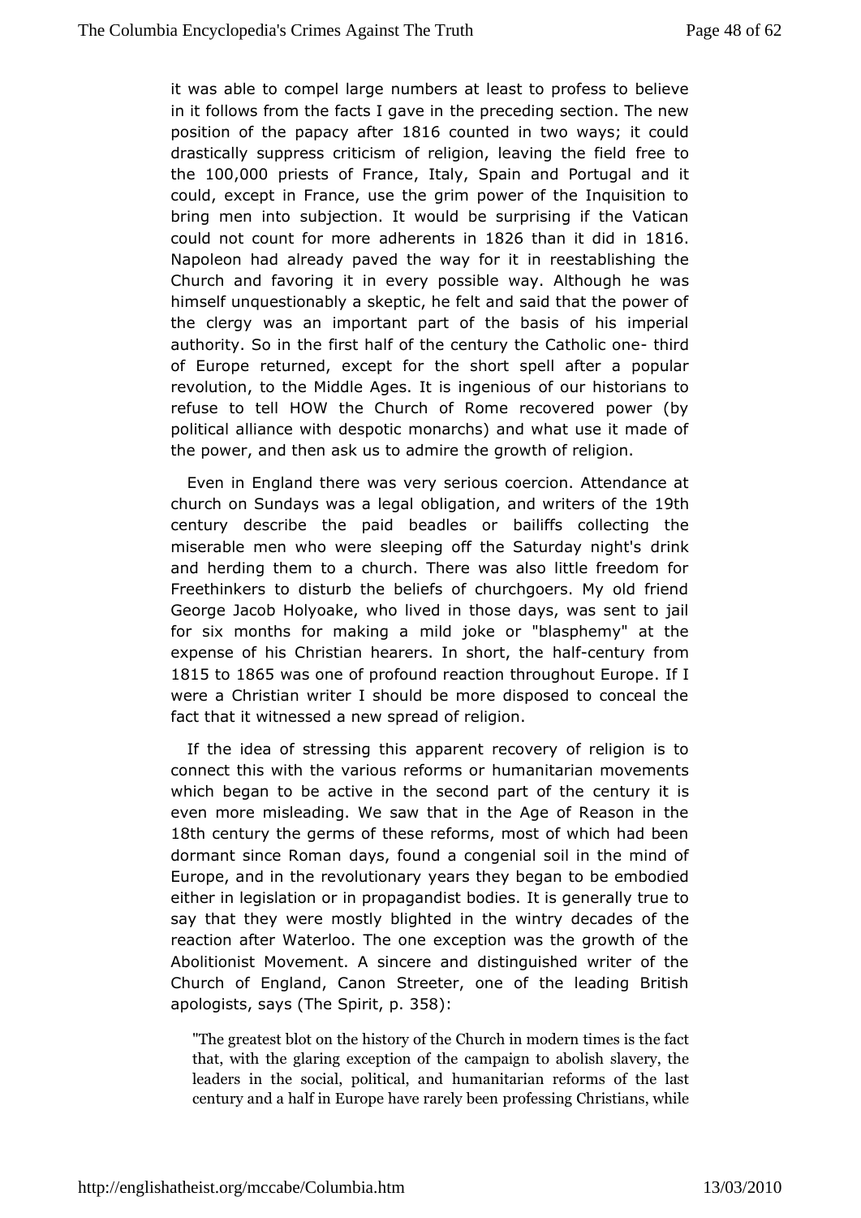it was able to compel large numbers at least to profess to believe in it follows from the facts I gave in the preceding section. The new position of the papacy after 1816 counted in two ways; it could drastically suppress criticism of religion, leaving the field free to the 100,000 priests of France, Italy, Spain and Portugal and it could, except in France, use the grim power of the Inquisition to bring men into subjection. It would be surprising if the Vatican could not count for more adherents in 1826 than it did in 1816. Napoleon had already paved the way for it in reestablishing the Church and favoring it in every possible way. Although he was himself unquestionably a skeptic, he felt and said that the power of the clergy was an important part of the basis of his imperial authority. So in the first half of the century the Catholic one- third of Europe returned, except for the short spell after a popular revolution, to the Middle Ages. It is ingenious of our historians to refuse to tell HOW the Church of Rome recovered power (by political alliance with despotic monarchs) and what use it made of the power, and then ask us to admire the growth of religion.

Even in England there was very serious coercion. Attendance at church on Sundays was a legal obligation, and writers of the 19th century describe the paid beadles or bailiffs collecting the miserable men who were sleeping off the Saturday night's drink and herding them to a church. There was also little freedom for Freethinkers to disturb the beliefs of churchgoers. My old friend George Jacob Holyoake, who lived in those days, was sent to jail for six months for making a mild joke or "blasphemy" at the expense of his Christian hearers. In short, the half-century from 1815 to 1865 was one of profound reaction throughout Europe. If I were a Christian writer I should be more disposed to conceal the fact that it witnessed a new spread of religion.

If the idea of stressing this apparent recovery of religion is to connect this with the various reforms or humanitarian movements which began to be active in the second part of the century it is even more misleading. We saw that in the Age of Reason in the 18th century the germs of these reforms, most of which had been dormant since Roman days, found a congenial soil in the mind of Europe, and in the revolutionary years they began to be embodied either in legislation or in propagandist bodies. It is generally true to say that they were mostly blighted in the wintry decades of the reaction after Waterloo. The one exception was the growth of the Abolitionist Movement. A sincere and distinguished writer of the Church of England, Canon Streeter, one of the leading British apologists, says (The Spirit, p. 358):

> "The greatest blot on the history of the Church in modern times is the fact that, with the glaring exception of the campaign to abolish slavery, the leaders in the social, political, and humanitarian reforms of the last century and a half in Europe have rarely been professing Christians, while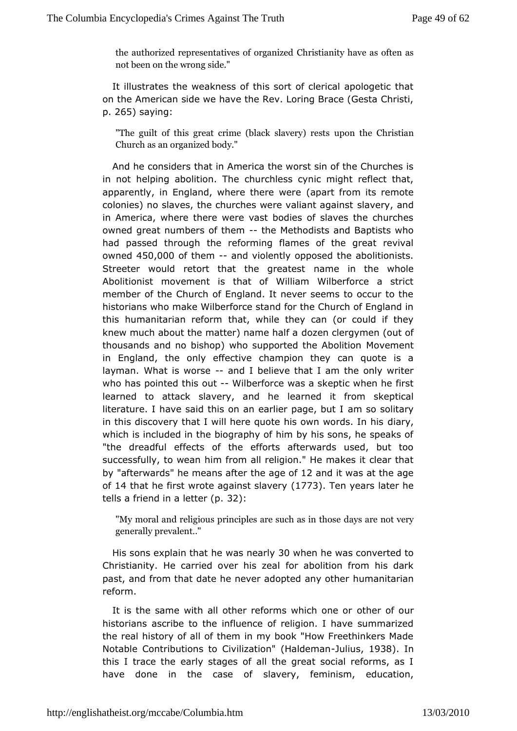> the authorized representatives of organized Christianity have as often as not been on the wrong side."

It illustrates the weakness of this sort of clerical apologetic that on the American side we have the Rev. Loring Brace (Gesta Christi, p. 265) saying:

> "The guilt of this great crime (black slavery) rests upon the Christian Church as an organized body."

And he considers that in America the worst sin of the Churches is in not helping abolition. The churchless cynic might reflect that, apparently, in England, where there were (apart from its remote colonies) no slaves, the churches were valiant against slavery, and in America, where there were vast bodies of slaves the churches owned great numbers of them -- the Methodists and Baptists who had passed through the reforming flames of the great revival owned 450,000 of them -- and violently opposed the abolitionists. Streeter would retort that the greatest name in the whole Abolitionist movement is that of William Wilberforce a strict member of the Church of England. It never seems to occur to the historians who make Wilberforce stand for the Church of England in this humanitarian reform that, while they can (or could if they knew much about the matter) name half a dozen clergymen (out of thousands and no bishop) who supported the Abolition Movement in England, the only effective champion they can quote is a layman. What is worse -- and I believe that I am the only writer who has pointed this out -- Wilberforce was a skeptic when he first learned to attack slavery, and he learned it from skeptical literature. I have said this on an earlier page, but I am so solitary in this discovery that I will here quote his own words. In his diary, which is included in the biography of him by his sons, he speaks of "the dreadful effects of the efforts afterwards used, but too successfully, to wean him from all religion." He makes it clear that by "afterwards" he means after the age of 12 and it was at the age of 14 that he first wrote against slavery (1773). Ten years later he tells a friend in a letter (p. 32):

> "My moral and religious principles are such as in those days are not very generally prevalent.."

His sons explain that he was nearly 30 when he was converted to Christianity. He carried over his zeal for abolition from his dark past, and from that date he never adopted any other humanitarian reform.

It is the same with all other reforms which one or other of our historians ascribe to the influence of religion. I have summarized the real history of all of them in my book "How Freethinkers Made Notable Contributions to Civilization" (Haldeman-Julius, 1938). In this I trace the early stages of all the great social reforms, as I have done in the case of slavery, feminism, education,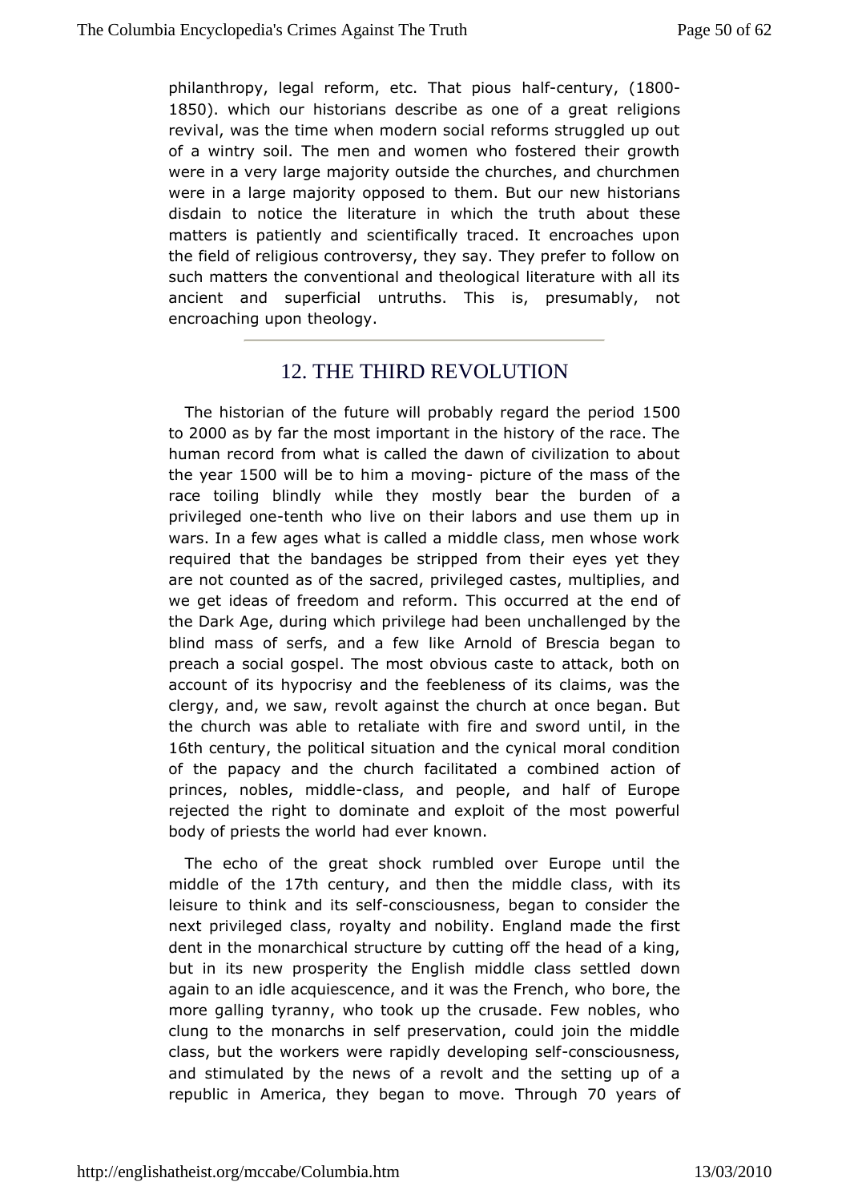philanthropy, legal reform, etc. That pious half-century, (1800-1850). which our historians describe as one of a great religions revival, was the time when modern social reforms struggled up out of a wintry soil. The men and women who fostered their growth were in a very large majority outside the churches, and churchmen were in a large majority opposed to them. But our new historians disdain to notice the literature in which the truth about these matters is patiently and scientifically traced. It encroaches upon the field of religious controversy, they say. They prefer to follow on such matters the conventional and theological literature with all its ancient and superficial untruths. This is, presumably, not encroaching upon theology.

## 12. THE THIRD REVOLUTION

The historian of the future will probably regard the period 1500 to 2000 as by far the most important in the history of the race. The human record from what is called the dawn of civilization to about the year 1500 will be to him a moving- picture of the mass of the race toiling blindly while they mostly bear the burden of a privileged one-tenth who live on their labors and use them up in wars. In a few ages what is called a middle class, men whose work required that the bandages be stripped from their eyes yet they are not counted as of the sacred, privileged castes, multiplies, and we get ideas of freedom and reform. This occurred at the end of the Dark Age, during which privilege had been unchallenged by the blind mass of serfs, and a few like Arnold of Brescia began to preach a social gospel. The most obvious caste to attack, both on account of its hypocrisy and the feebleness of its claims, was the clergy, and, we saw, revolt against the church at once began. But the church was able to retaliate with fire and sword until, in the 16th century, the political situation and the cynical moral condition of the papacy and the church facilitated a combined action of princes, nobles, middle-class, and people, and half of Europe rejected the right to dominate and exploit of the most powerful body of priests the world had ever known.

The echo of the great shock rumbled over Europe until the middle of the 17th century, and then the middle class, with its leisure to think and its self-consciousness, began to consider the next privileged class, royalty and nobility. England made the first dent in the monarchical structure by cutting off the head of a king, but in its new prosperity the English middle class settled down again to an idle acquiescence, and it was the French, who bore, the more galling tyranny, who took up the crusade. Few nobles, who clung to the monarchs in self preservation, could join the middle class, but the workers were rapidly developing self-consciousness, and stimulated by the news of a revolt and the setting up of a republic in America, they began to move. Through 70 years of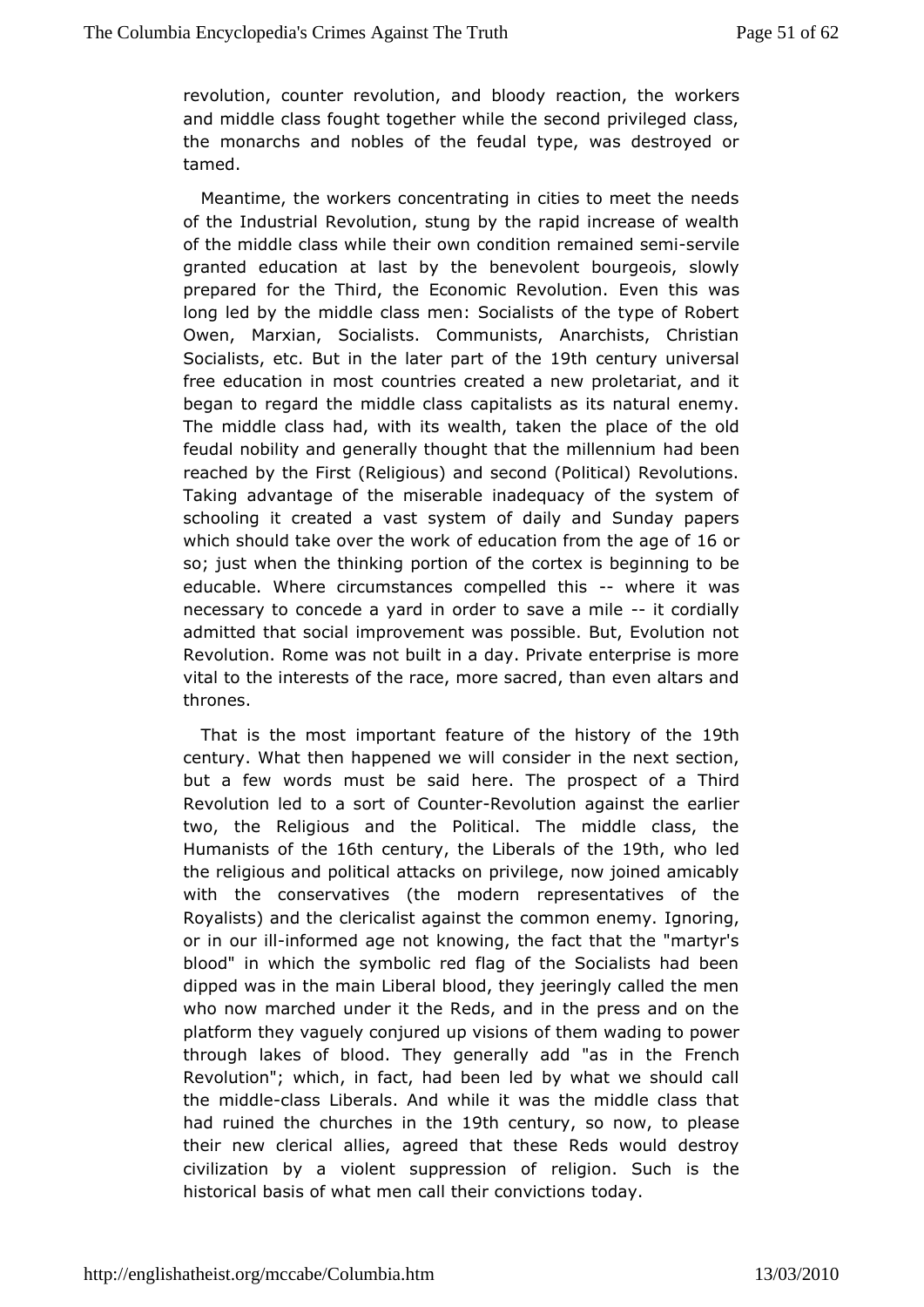revolution, counter revolution, and bloody reaction, the workers and middle class fought together while the second privileged class, the monarchs and nobles of the feudal type, was destroyed or tamed.

Meantime, the workers concentrating in cities to meet the needs of the Industrial Revolution, stung by the rapid increase of wealth of the middle class while their own condition remained semi-servile granted education at last by the benevolent bourgeois, slowly prepared for the Third, the Economic Revolution. Even this was long led by the middle class men: Socialists of the type of Robert Owen, Marxian, Socialists. Communists, Anarchists, Christian Socialists, etc. But in the later part of the 19th century universal free education in most countries created a new proletariat, and it began to regard the middle class capitalists as its natural enemy. The middle class had, with its wealth, taken the place of the old feudal nobility and generally thought that the millennium had been reached by the First (Religious) and second (Political) Revolutions. Taking advantage of the miserable inadequacy of the system of schooling it created a vast system of daily and Sunday papers which should take over the work of education from the age of 16 or so; just when the thinking portion of the cortex is beginning to be educable. Where circumstances compelled this -- where it was necessary to concede a yard in order to save a mile -- it cordially admitted that social improvement was possible. But, Evolution not Revolution. Rome was not built in a day. Private enterprise is more vital to the interests of the race, more sacred, than even altars and thrones.

That is the most important feature of the history of the 19th century. What then happened we will consider in the next section, but a few words must be said here. The prospect of a Third Revolution led to a sort of Counter-Revolution against the earlier two, the Religious and the Political. The middle class, the Humanists of the 16th century, the Liberals of the 19th, who led the religious and political attacks on privilege, now joined amicably with the conservatives (the modern representatives of the Royalists) and the clericalist against the common enemy. Ignoring, or in our ill-informed age not knowing, the fact that the "martyr's blood" in which the symbolic red flag of the Socialists had been dipped was in the main Liberal blood, they jeeringly called the men who now marched under it the Reds, and in the press and on the platform they vaguely conjured up visions of them wading to power through lakes of blood. They generally add "as in the French Revolution"; which, in fact, had been led by what we should call the middle-class Liberals. And while it was the middle class that had ruined the churches in the 19th century, so now, to please their new clerical allies, agreed that these Reds would destroy civilization by a violent suppression of religion. Such is the historical basis of what men call their convictions today.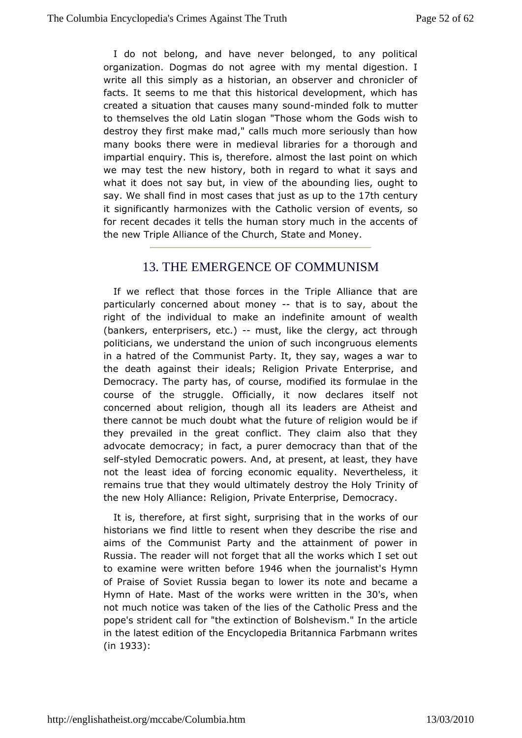I do not belong, and have never belonged, to any political organization. Dogmas do not agree with my mental digestion. I write all this simply as a historian, an observer and chronicler of facts. It seems to me that this historical development, which has created a situation that causes many sound-minded folk to mutter to themselves the old Latin slogan "Those whom the Gods wish to destroy they first make mad," calls much more seriously than how many books there were in medieval libraries for a thorough and impartial enquiry. This is, therefore. almost the last point on which we may test the new history, both in regard to what it says and what it does not say but, in view of the abounding lies, ought to say. We shall find in most cases that just as up to the 17th century it significantly harmonizes with the Catholic version of events, so for recent decades it tells the human story much in the accents of the new Triple Alliance of the Church, State and Money.

## 13. THE EMERGENCE OF COMMUNISM

If we reflect that those forces in the Triple Alliance that are particularly concerned about money -- that is to say, about the right of the individual to make an indefinite amount of wealth (bankers, enterprisers, etc.) -- must, like the clergy, act through politicians, we understand the union of such incongruous elements in a hatred of the Communist Party. It, they say, wages a war to the death against their ideals; Religion Private Enterprise, and Democracy. The party has, of course, modified its formulae in the course of the struggle. Officially, it now declares itself not concerned about religion, though all its leaders are Atheist and there cannot be much doubt what the future of religion would be if they prevailed in the great conflict. They claim also that they advocate democracy; in fact, a purer democracy than that of the self-styled Democratic powers. And, at present, at least, they have not the least idea of forcing economic equality. Nevertheless, it remains true that they would ultimately destroy the Holy Trinity of the new Holy Alliance: Religion, Private Enterprise, Democracy.

It is, therefore, at first sight, surprising that in the works of our historians we find little to resent when they describe the rise and aims of the Communist Party and the attainment of power in Russia. The reader will not forget that all the works which I set out to examine were written before 1946 when the journalist's Hymn of Praise of Soviet Russia began to lower its note and became a Hymn of Hate. Mast of the works were written in the 30's, when not much notice was taken of the lies of the Catholic Press and the pope's strident call for "the extinction of Bolshevism." In the article in the latest edition of the Encyclopedia Britannica Farbmann writes (in 1933):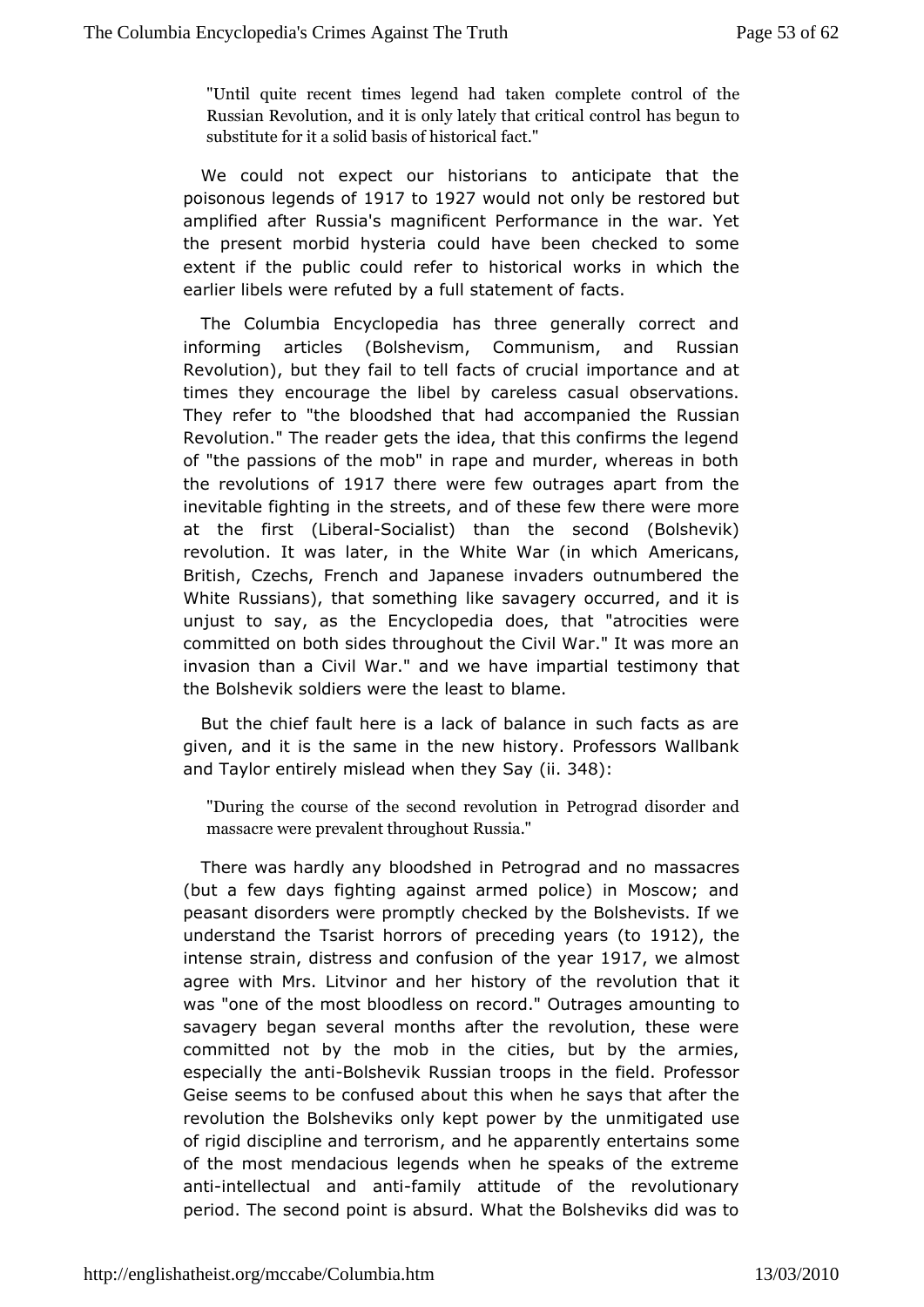> "Until quite recent times legend had taken complete control of the Russian Revolution, and it is only lately that critical control has begun to substitute for it a solid basis of historical fact."

We could not expect our historians to anticipate that the poisonous legends of 1917 to 1927 would not only be restored but amplified after Russia's magnificent Performance in the war. Yet the present morbid hysteria could have been checked to some extent if the public could refer to historical works in which the earlier libels were refuted by a full statement of facts.

The Columbia Encyclopedia has three generally correct and informing articles (Bolshevism, Communism, and Russian Revolution), but they fail to tell facts of crucial importance and at times they encourage the libel by careless casual observations. They refer to "the bloodshed that had accompanied the Russian Revolution." The reader gets the idea, that this confirms the legend of "the passions of the mob" in rape and murder, whereas in both the revolutions of 1917 there were few outrages apart from the inevitable fighting in the streets, and of these few there were more at the first (Liberal-Socialist) than the second (Bolshevik) revolution. It was later, in the White War (in which Americans, British, Czechs, French and Japanese invaders outnumbered the White Russians), that something like savagery occurred, and it is unjust to say, as the Encyclopedia does, that "atrocities were committed on both sides throughout the Civil War." It was more an invasion than a Civil War." and we have impartial testimony that the Bolshevik soldiers were the least to blame.

But the chief fault here is a lack of balance in such facts as are given, and it is the same in the new history. Professors Wallbank and Taylor entirely mislead when they Say (ii. 348):

> "During the course of the second revolution in Petrograd disorder and massacre were prevalent throughout Russia."

There was hardly any bloodshed in Petrograd and no massacres (but a few days fighting against armed police) in Moscow; and peasant disorders were promptly checked by the Bolshevists. If we understand the Tsarist horrors of preceding years (to 1912), the intense strain, distress and confusion of the year 1917, we almost agree with Mrs. Litvinor and her history of the revolution that it was "one of the most bloodless on record." Outrages amounting to savagery began several months after the revolution, these were committed not by the mob in the cities, but by the armies, especially the anti-Bolshevik Russian troops in the field. Professor Geise seems to be confused about this when he says that after the revolution the Bolsheviks only kept power by the unmitigated use of rigid discipline and terrorism, and he apparently entertains some of the most mendacious legends when he speaks of the extreme anti-intellectual and anti-family attitude of the revolutionary period. The second point is absurd. What the Bolsheviks did was to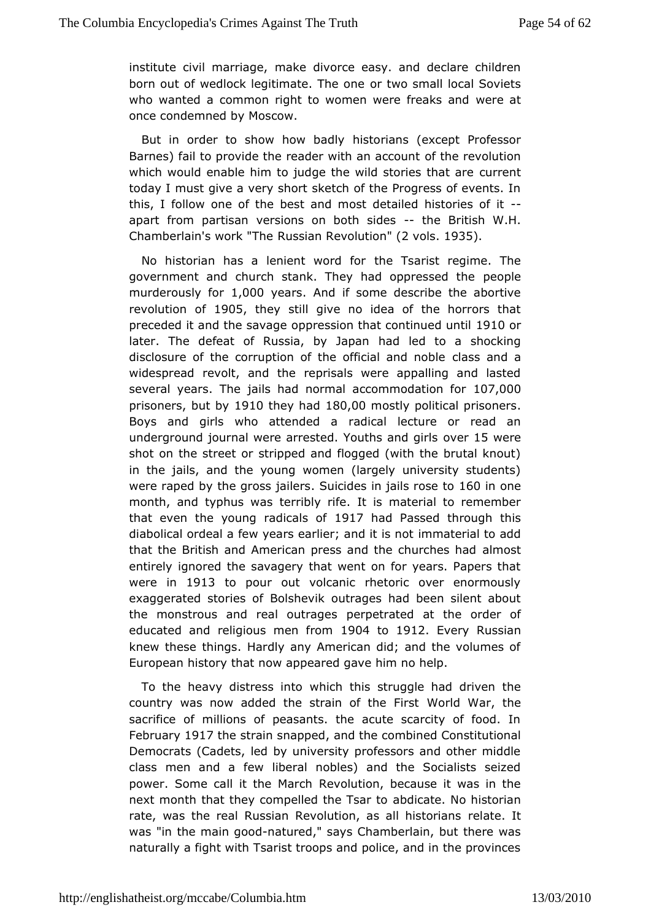institute civil marriage, make divorce easy. and declare children born out of wedlock legitimate. The one or two small local Soviets who wanted a common right to women were freaks and were at once condemned by Moscow.

But in order to show how badly historians (except Professor Barnes) fail to provide the reader with an account of the revolution which would enable him to judge the wild stories that are current today I must give a very short sketch of the Progress of events. In this, I follow one of the best and most detailed histories of it -- apart from partisan versions on both sides -- the British W.H. Chamberlain's work "The Russian Revolution" (2 vols. 1935).

No historian has a lenient word for the Tsarist regime. The government and church stank. They had oppressed the people murderously for 1,000 years. And if some describe the abortive revolution of 1905, they still give no idea of the horrors that preceded it and the savage oppression that continued until 1910 or later. The defeat of Russia, by Japan had led to a shocking disclosure of the corruption of the official and noble class and a widespread revolt, and the reprisals were appalling and lasted several years. The jails had normal accommodation for 107,000 prisoners, but by 1910 they had 180,00 mostly political prisoners. Boys and girls who attended a radical lecture or read an underground journal were arrested. Youths and girls over 15 were shot on the street or stripped and flogged (with the brutal knout) in the jails, and the young women (largely university students) were raped by the gross jailers. Suicides in jails rose to 160 in one month, and typhus was terribly rife. It is material to remember that even the young radicals of 1917 had Passed through this diabolical ordeal a few years earlier; and it is not immaterial to add that the British and American press and the churches had almost entirely ignored the savagery that went on for years. Papers that were in 1913 to pour out volcanic rhetoric over enormously exaggerated stories of Bolshevik outrages had been silent about the monstrous and real outrages perpetrated at the order of educated and religious men from 1904 to 1912. Every Russian knew these things. Hardly any American did; and the volumes of European history that now appeared gave him no help.

To the heavy distress into which this struggle had driven the country was now added the strain of the First World War, the sacrifice of millions of peasants. the acute scarcity of food. In February 1917 the strain snapped, and the combined Constitutional Democrats (Cadets, led by university professors and other middle class men and a few liberal nobles) and the Socialists seized power. Some call it the March Revolution, because it was in the next month that they compelled the Tsar to abdicate. No historian rate, was the real Russian Revolution, as all historians relate. It was "in the main good-natured," says Chamberlain, but there was naturally a fight with Tsarist troops and police, and in the provinces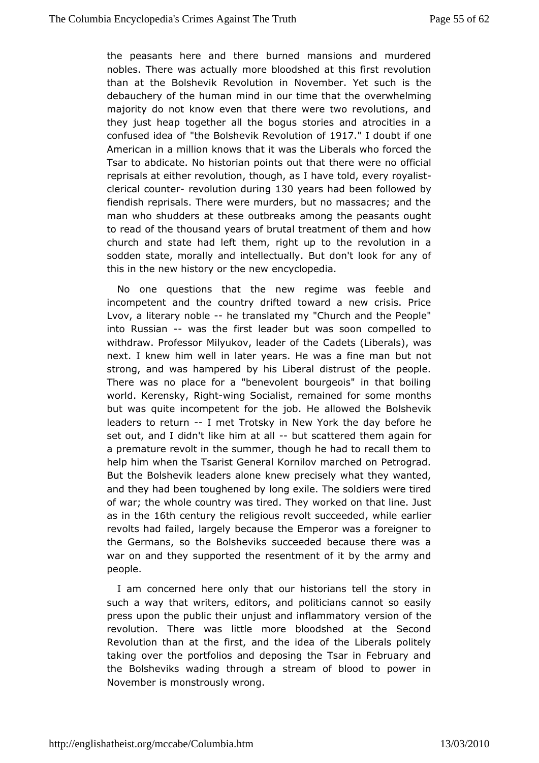the peasants here and there burned mansions and murdered nobles. There was actually more bloodshed at this first revolution than at the Bolshevik Revolution in November. Yet such is the debauchery of the human mind in our time that the overwhelming majority do not know even that there were two revolutions, and they just heap together all the bogus stories and atrocities in a confused idea of "the Bolshevik Revolution of 1917." I doubt if one American in a million knows that it was the Liberals who forced the Tsar to abdicate. No historian points out that there were no official reprisals at either revolution, though, as I have told, every royalist-clerical counter- revolution during 130 years had been followed by fiendish reprisals. There were murders, but no massacres; and the man who shudders at these outbreaks among the peasants ought to read of the thousand years of brutal treatment of them and how church and state had left them, right up to the revolution in a sodden state, morally and intellectually. But don't look for any of this in the new history or the new encyclopedia.

No one questions that the new regime was feeble and incompetent and the country drifted toward a new crisis. Price Lvov, a literary noble -- he translated my "Church and the People" into Russian -- was the first leader but was soon compelled to withdraw. Professor Milyukov, leader of the Cadets (Liberals), was next. I knew him well in later years. He was a fine man but not strong, and was hampered by his Liberal distrust of the people. There was no place for a "benevolent bourgeois" in that boiling world. Kerensky, Right-wing Socialist, remained for some months but was quite incompetent for the job. He allowed the Bolshevik leaders to return -- I met Trotsky in New York the day before he set out, and I didn't like him at all -- but scattered them again for a premature revolt in the summer, though he had to recall them to help him when the Tsarist General Kornilov marched on Petrograd. But the Bolshevik leaders alone knew precisely what they wanted, and they had been toughened by long exile. The soldiers were tired of war; the whole country was tired. They worked on that line. Just as in the 16th century the religious revolt succeeded, while earlier revolts had failed, largely because the Emperor was a foreigner to the Germans, so the Bolsheviks succeeded because there was a war on and they supported the resentment of it by the army and people.

I am concerned here only that our historians tell the story in such a way that writers, editors, and politicians cannot so easily press upon the public their unjust and inflammatory version of the revolution. There was little more bloodshed at the Second Revolution than at the first, and the idea of the Liberals politely taking over the portfolios and deposing the Tsar in February and the Bolsheviks wading through a stream of blood to power in November is monstrously wrong.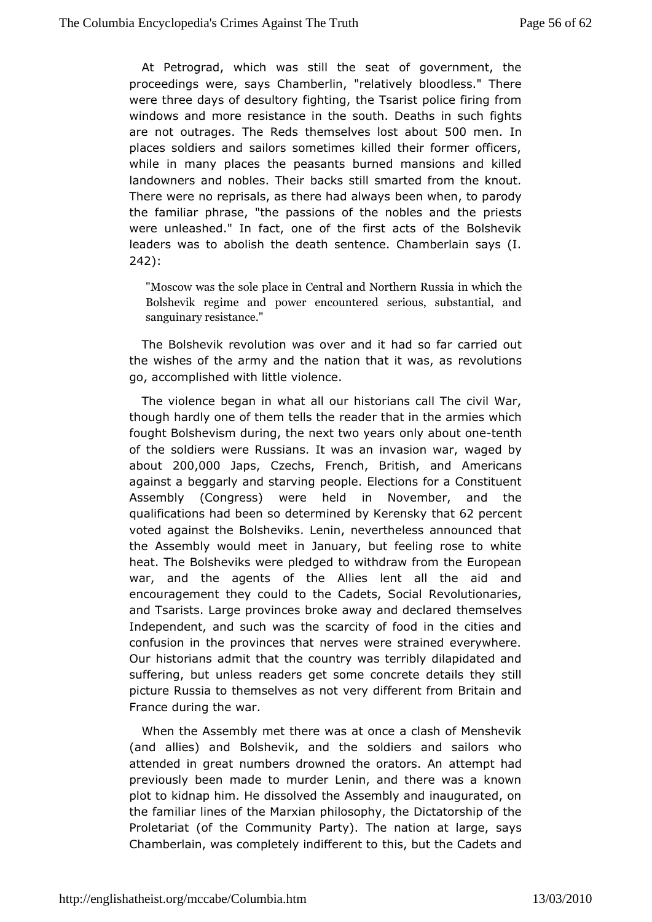At Petrograd, which was still the seat of government, the proceedings were, says Chamberlin, "relatively bloodless." There were three days of desultory fighting, the Tsarist police firing from windows and more resistance in the south. Deaths in such fights are not outrages. The Reds themselves lost about 500 men. In places soldiers and sailors sometimes killed their former officers, while in many places the peasants burned mansions and killed landowners and nobles. Their backs still smarted from the knout. There were no reprisals, as there had always been when, to parody the familiar phrase, "the passions of the nobles and the priests were unleashed." In fact, one of the first acts of the Bolshevik leaders was to abolish the death sentence. Chamberlain says (I. 242):

> "Moscow was the sole place in Central and Northern Russia in which the Bolshevik regime and power encountered serious, substantial, and sanguinary resistance."

The Bolshevik revolution was over and it had so far carried out the wishes of the army and the nation that it was, as revolutions go, accomplished with little violence.

The violence began in what all our historians call The civil War, though hardly one of them tells the reader that in the armies which fought Bolshevism during, the next two years only about one-tenth of the soldiers were Russians. It was an invasion war, waged by about 200,000 Japs, Czechs, French, British, and Americans against a beggarly and starving people. Elections for a Constituent Assembly (Congress) were held in November, and the qualifications had been so determined by Kerensky that 62 percent voted against the Bolsheviks. Lenin, nevertheless announced that the Assembly would meet in January, but feeling rose to white heat. The Bolsheviks were pledged to withdraw from the European war, and the agents of the Allies lent all the aid and encouragement they could to the Cadets, Social Revolutionaries, and Tsarists. Large provinces broke away and declared themselves Independent, and such was the scarcity of food in the cities and confusion in the provinces that nerves were strained everywhere. Our historians admit that the country was terribly dilapidated and suffering, but unless readers get some concrete details they still picture Russia to themselves as not very different from Britain and France during the war.

When the Assembly met there was at once a clash of Menshevik (and allies) and Bolshevik, and the soldiers and sailors who attended in great numbers drowned the orators. An attempt had previously been made to murder Lenin, and there was a known plot to kidnap him. He dissolved the Assembly and inaugurated, on the familiar lines of the Marxian philosophy, the Dictatorship of the Proletariat (of the Community Party). The nation at large, says Chamberlain, was completely indifferent to this, but the Cadets and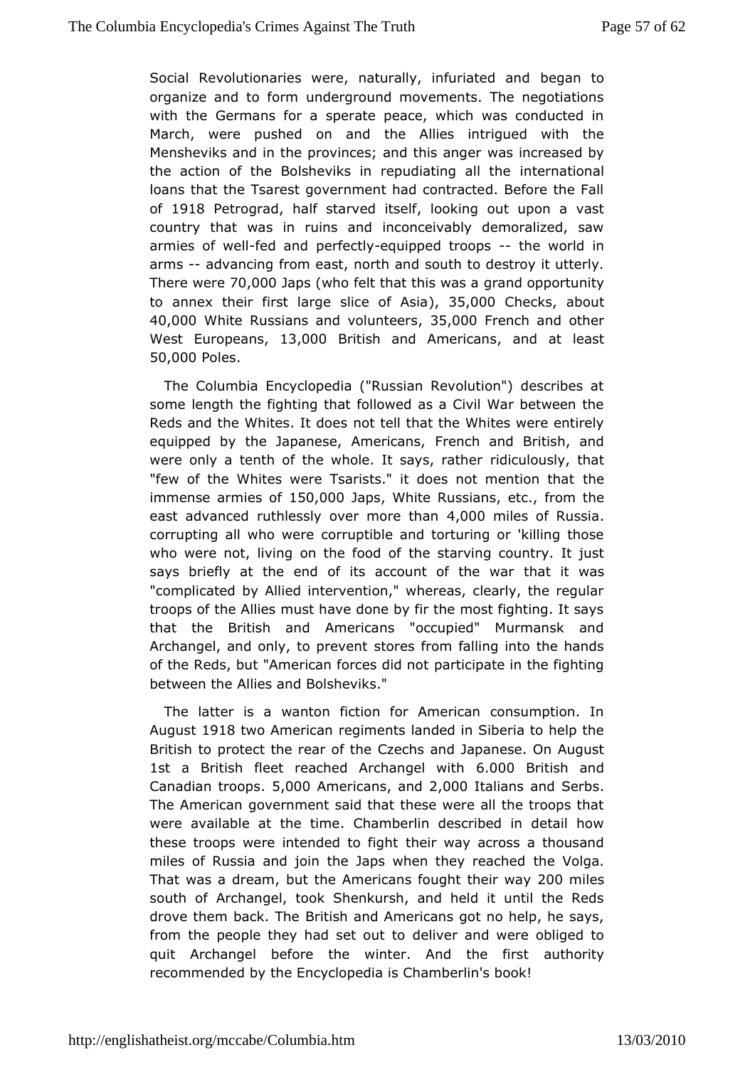Social Revolutionaries were, naturally, infuriated and began to organize and to form underground movements. The negotiations with the Germans for a sperate peace, which was conducted in March, were pushed on and the Allies intrigued with the Mensheviks and in the provinces; and this anger was increased by the action of the Bolsheviks in repudiating all the international loans that the Tsarest government had contracted. Before the Fall of 1918 Petrograd, half starved itself, looking out upon a vast country that was in ruins and inconceivably demoralized, saw armies of well-fed and perfectly-equipped troops -- the world in arms -- advancing from east, north and south to destroy it utterly. There were 70,000 Japs (who felt that this was a grand opportunity to annex their first large slice of Asia), 35,000 Checks, about 40,000 White Russians and volunteers, 35,000 French and other West Europeans, 13,000 British and Americans, and at least 50,000 Poles.

The Columbia Encyclopedia ("Russian Revolution") describes at some length the fighting that followed as a Civil War between the Reds and the Whites. It does not tell that the Whites were entirely equipped by the Japanese, Americans, French and British, and were only a tenth of the whole. It says, rather ridiculously, that "few of the Whites were Tsarists." it does not mention that the immense armies of 150,000 Japs, White Russians, etc., from the east advanced ruthlessly over more than 4,000 miles of Russia. corrupting all who were corruptible and torturing or 'killing those who were not, living on the food of the starving country. It just says briefly at the end of its account of the war that it was "complicated by Allied intervention," whereas, clearly, the regular troops of the Allies must have done by fir the most fighting. It says that the British and Americans "occupied" Murmansk and Archangel, and only, to prevent stores from falling into the hands of the Reds, but "American forces did not participate in the fighting between the Allies and Bolsheviks."

The latter is a wanton fiction for American consumption. In August 1918 two American regiments landed in Siberia to help the British to protect the rear of the Czechs and Japanese. On August 1st a British fleet reached Archangel with 6.000 British and Canadian troops. 5,000 Americans, and 2,000 Italians and Serbs. The American government said that these were all the troops that were available at the time. Chamberlin described in detail how these troops were intended to fight their way across a thousand miles of Russia and join the Japs when they reached the Volga. That was a dream, but the Americans fought their way 200 miles south of Archangel, took Shenkursh, and held it until the Reds drove them back. The British and Americans got no help, he says, from the people they had set out to deliver and were obliged to quit Archangel before the winter. And the first authority recommended by the Encyclopedia is Chamberlin's book!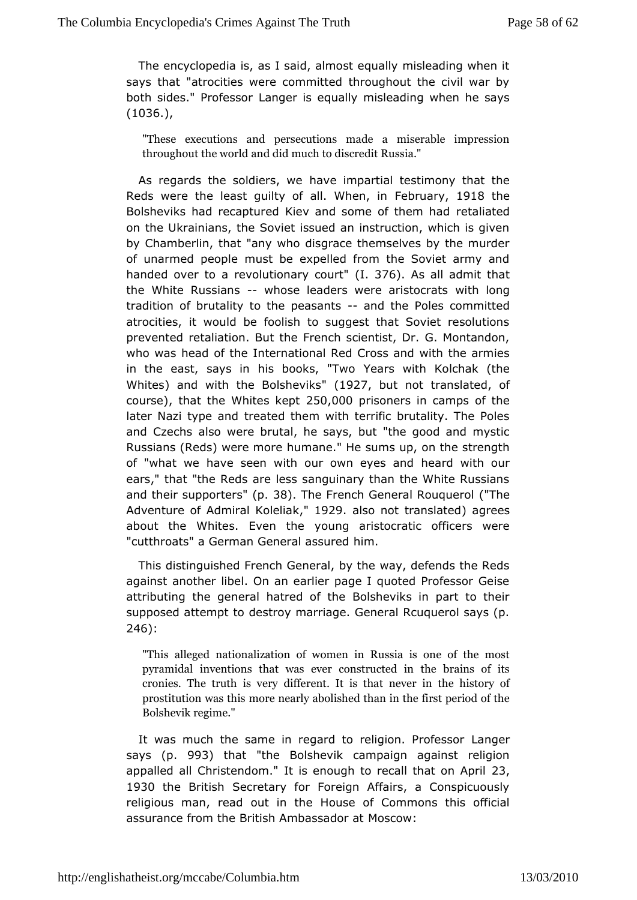The encyclopedia is, as I said, almost equally misleading when it says that "atrocities were committed throughout the civil war by both sides." Professor Langer is equally misleading when he says (1036.),

> "These executions and persecutions made a miserable impression throughout the world and did much to discredit Russia."

As regards the soldiers, we have impartial testimony that the Reds were the least guilty of all. When, in February, 1918 the Bolsheviks had recaptured Kiev and some of them had retaliated on the Ukrainians, the Soviet issued an instruction, which is given by Chamberlin, that "any who disgrace themselves by the murder of unarmed people must be expelled from the Soviet army and handed over to a revolutionary court" (I. 376). As all admit that the White Russians -- whose leaders were aristocrats with long tradition of brutality to the peasants -- and the Poles committed atrocities, it would be foolish to suggest that Soviet resolutions prevented retaliation. But the French scientist, Dr. G. Montandon, who was head of the International Red Cross and with the armies in the east, says in his books, "Two Years with Kolchak (the Whites) and with the Bolsheviks" (1927, but not translated, of course), that the Whites kept 250,000 prisoners in camps of the later Nazi type and treated them with terrific brutality. The Poles and Czechs also were brutal, he says, but "the good and mystic Russians (Reds) were more humane." He sums up, on the strength of "what we have seen with our own eyes and heard with our ears," that "the Reds are less sanguinary than the White Russians and their supporters" (p. 38). The French General Rouquerol ("The Adventure of Admiral Koleliak," 1929. also not translated) agrees about the Whites. Even the young aristocratic officers were "cutthroats" a German General assured him.

This distinguished French General, by the way, defends the Reds against another libel. On an earlier page I quoted Professor Geise attributing the general hatred of the Bolsheviks in part to their supposed attempt to destroy marriage. General Rcuquerol says (p. 246):

> "This alleged nationalization of women in Russia is one of the most pyramidal inventions that was ever constructed in the brains of its cronies. The truth is very different. It is that never in the history of prostitution was this more nearly abolished than in the first period of the Bolshevik regime."

It was much the same in regard to religion. Professor Langer says (p. 993) that "the Bolshevik campaign against religion appalled all Christendom." It is enough to recall that on April 23, 1930 the British Secretary for Foreign Affairs, a Conspicuously religious man, read out in the House of Commons this official assurance from the British Ambassador at Moscow: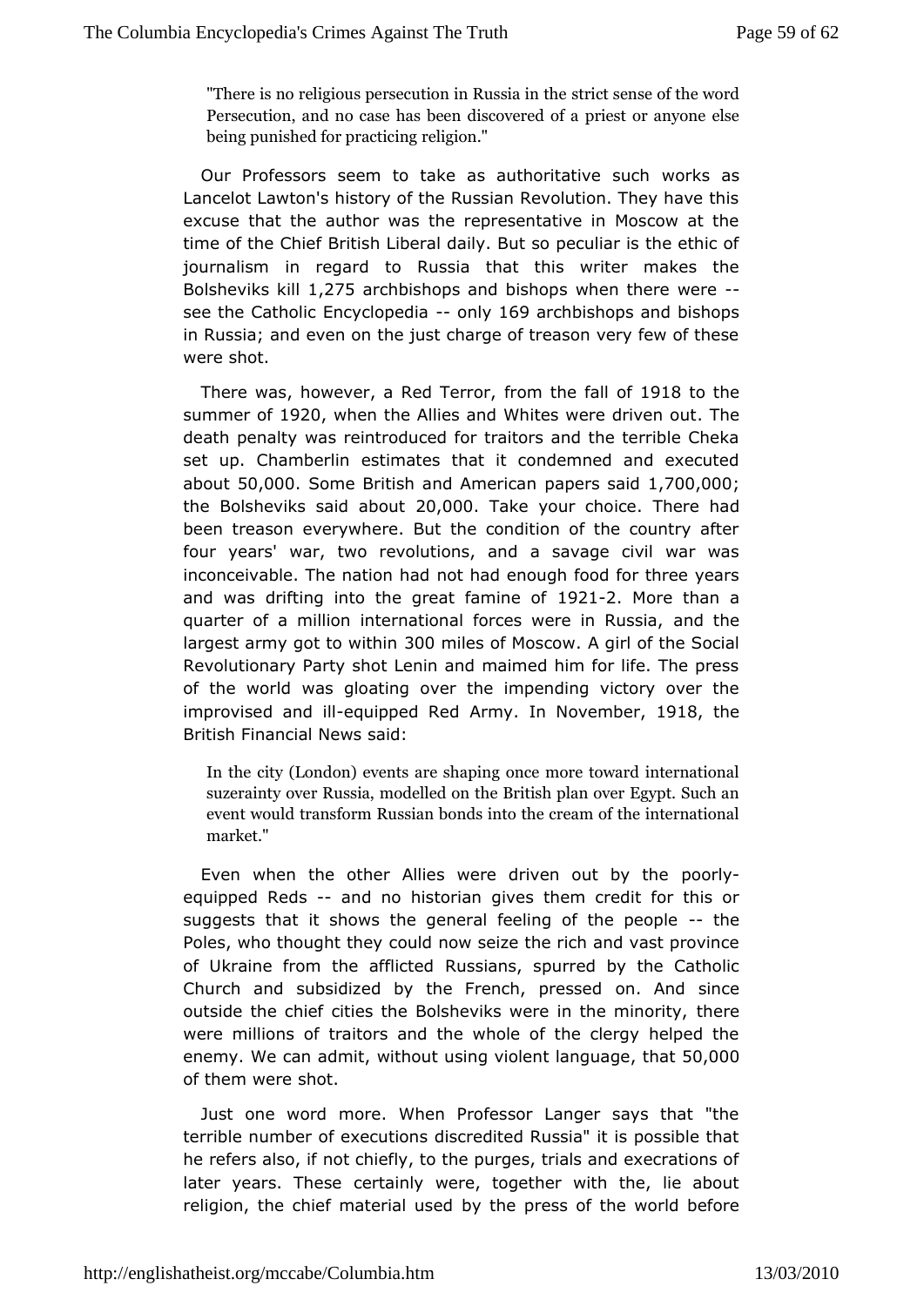> "There is no religious persecution in Russia in the strict sense of the word Persecution, and no case has been discovered of a priest or anyone else being punished for practicing religion."

Our Professors seem to take as authoritative such works as Lancelot Lawton's history of the Russian Revolution. They have this excuse that the author was the representative in Moscow at the time of the Chief British Liberal daily. But so peculiar is the ethic of journalism in regard to Russia that this writer makes the Bolsheviks kill 1,275 archbishops and bishops when there were -- see the Catholic Encyclopedia -- only 169 archbishops and bishops in Russia; and even on the just charge of treason very few of these were shot.

There was, however, a Red Terror, from the fall of 1918 to the summer of 1920, when the Allies and Whites were driven out. The death penalty was reintroduced for traitors and the terrible Cheka set up. Chamberlin estimates that it condemned and executed about 50,000. Some British and American papers said 1,700,000; the Bolsheviks said about 20,000. Take your choice. There had been treason everywhere. But the condition of the country after four years' war, two revolutions, and a savage civil war was inconceivable. The nation had not had enough food for three years and was drifting into the great famine of 1921-2. More than a quarter of a million international forces were in Russia, and the largest army got to within 300 miles of Moscow. A girl of the Social Revolutionary Party shot Lenin and maimed him for life. The press of the world was gloating over the impending victory over the improvised and ill-equipped Red Army. In November, 1918, the British Financial News said:

> In the city (London) events are shaping once more toward international suzerainty over Russia, modelled on the British plan over Egypt. Such an event would transform Russian bonds into the cream of the international market."

Even when the other Allies were driven out by the poorly-equipped Reds -- and no historian gives them credit for this or suggests that it shows the general feeling of the people -- the Poles, who thought they could now seize the rich and vast province of Ukraine from the afflicted Russians, spurred by the Catholic Church and subsidized by the French, pressed on. And since outside the chief cities the Bolsheviks were in the minority, there were millions of traitors and the whole of the clergy helped the enemy. We can admit, without using violent language, that 50,000 of them were shot.

Just one word more. When Professor Langer says that "the terrible number of executions discredited Russia" it is possible that he refers also, if not chiefly, to the purges, trials and execrations of later years. These certainly were, together with the, lie about religion, the chief material used by the press of the world before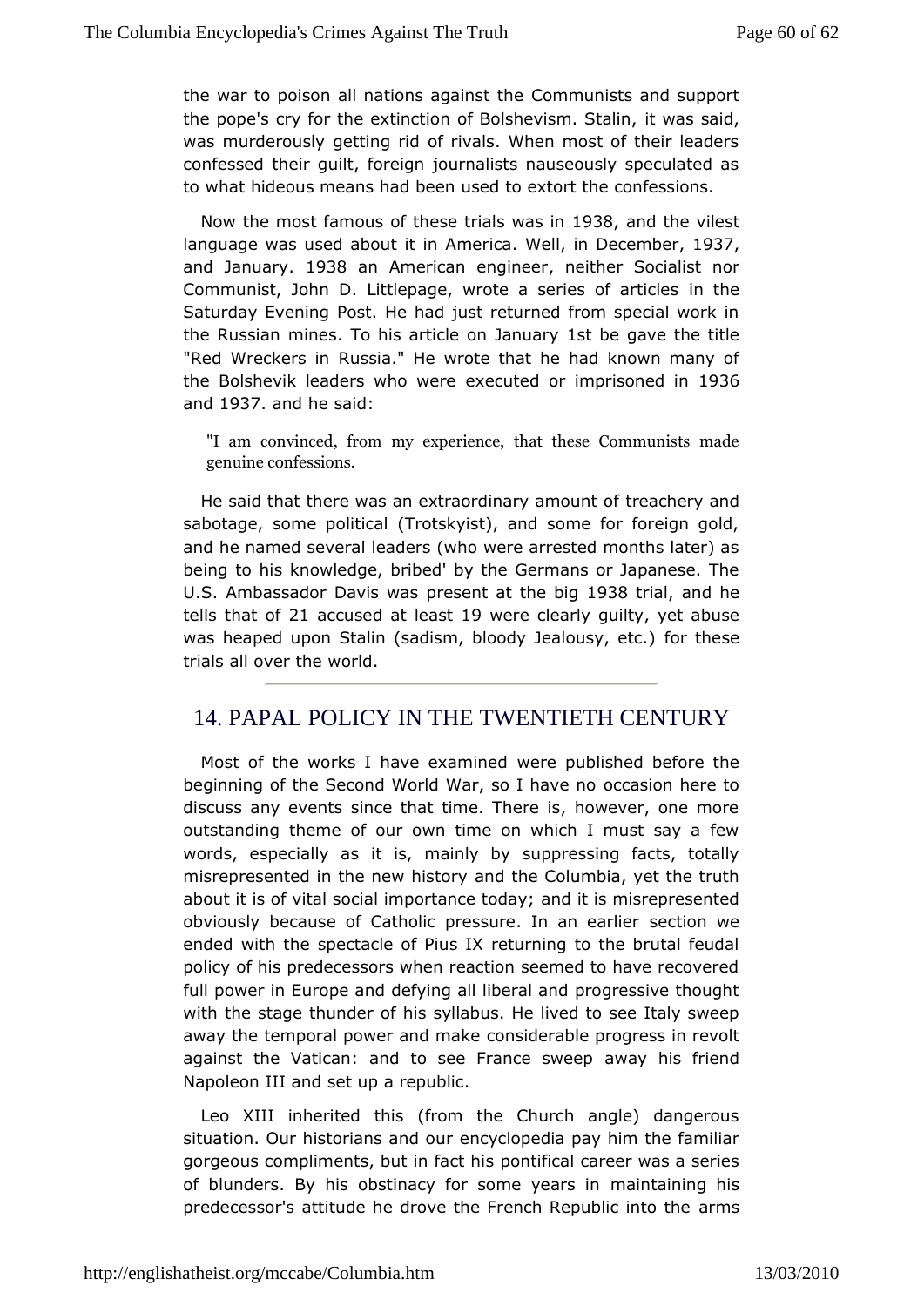the war to poison all nations against the Communists and support the pope's cry for the extinction of Bolshevism. Stalin, it was said, was murderously getting rid of rivals. When most of their leaders confessed their guilt, foreign journalists nauseously speculated as to what hideous means had been used to extort the confessions.

Now the most famous of these trials was in 1938, and the vilest language was used about it in America. Well, in December, 1937, and January. 1938 an American engineer, neither Socialist nor Communist, John D. Littlepage, wrote a series of articles in the Saturday Evening Post. He had just returned from special work in the Russian mines. To his article on January 1st be gave the title "Red Wreckers in Russia." He wrote that he had known many of the Bolshevik leaders who were executed or imprisoned in 1936 and 1937. and he said:

> "I am convinced, from my experience, that these Communists made genuine confessions.

He said that there was an extraordinary amount of treachery and sabotage, some political (Trotskyist), and some for foreign gold, and he named several leaders (who were arrested months later) as being to his knowledge, bribed' by the Germans or Japanese. The U.S. Ambassador Davis was present at the big 1938 trial, and he tells that of 21 accused at least 19 were clearly guilty, yet abuse was heaped upon Stalin (sadism, bloody Jealousy, etc.) for these trials all over the world.

---

## 14. PAPAL POLICY IN THE TWENTIETH CENTURY

Most of the works I have examined were published before the beginning of the Second World War, so I have no occasion here to discuss any events since that time. There is, however, one more outstanding theme of our own time on which I must say a few words, especially as it is, mainly by suppressing facts, totally misrepresented in the new history and the Columbia, yet the truth about it is of vital social importance today; and it is misrepresented obviously because of Catholic pressure. In an earlier section we ended with the spectacle of Pius IX returning to the brutal feudal policy of his predecessors when reaction seemed to have recovered full power in Europe and defying all liberal and progressive thought with the stage thunder of his syllabus. He lived to see Italy sweep away the temporal power and make considerable progress in revolt against the Vatican: and to see France sweep away his friend Napoleon III and set up a republic.

Leo XIII inherited this (from the Church angle) dangerous situation. Our historians and our encyclopedia pay him the familiar gorgeous compliments, but in fact his pontifical career was a series of blunders. By his obstinacy for some years in maintaining his predecessor's attitude he drove the French Republic into the arms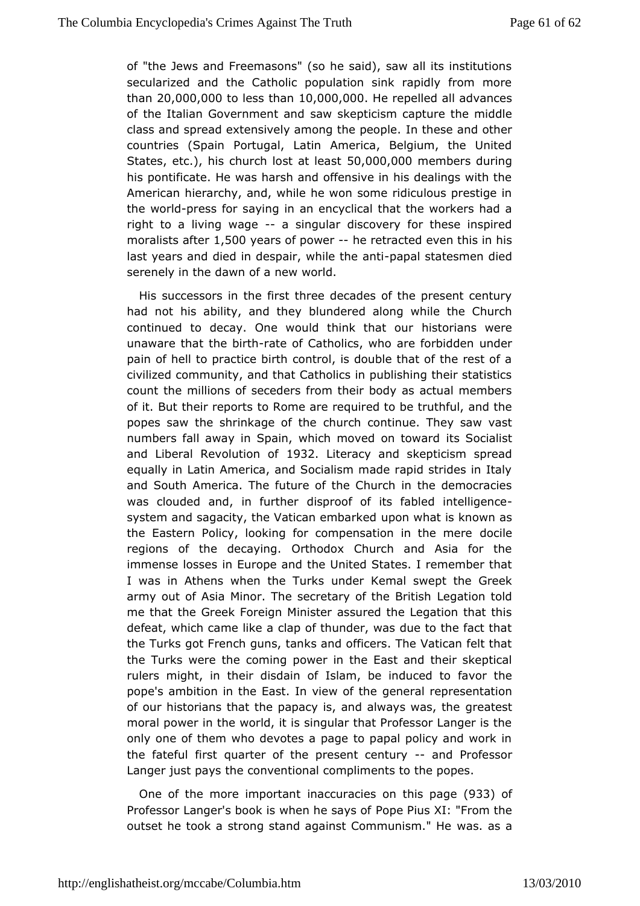of "the Jews and Freemasons" (so he said), saw all its institutions secularized and the Catholic population sink rapidly from more than 20,000,000 to less than 10,000,000. He repelled all advances of the Italian Government and saw skepticism capture the middle class and spread extensively among the people. In these and other countries (Spain Portugal, Latin America, Belgium, the United States, etc.), his church lost at least 50,000,000 members during his pontificate. He was harsh and offensive in his dealings with the American hierarchy, and, while he won some ridiculous prestige in the world-press for saying in an encyclical that the workers had a right to a living wage -- a singular discovery for these inspired moralists after 1,500 years of power -- he retracted even this in his last years and died in despair, while the anti-papal statesmen died serenely in the dawn of a new world.

His successors in the first three decades of the present century had not his ability, and they blundered along while the Church continued to decay. One would think that our historians were unaware that the birth-rate of Catholics, who are forbidden under pain of hell to practice birth control, is double that of the rest of a civilized community, and that Catholics in publishing their statistics count the millions of seceders from their body as actual members of it. But their reports to Rome are required to be truthful, and the popes saw the shrinkage of the church continue. They saw vast numbers fall away in Spain, which moved on toward its Socialist and Liberal Revolution of 1932. Literacy and skepticism spread equally in Latin America, and Socialism made rapid strides in Italy and South America. The future of the Church in the democracies was clouded and, in further disproof of its fabled intelligence-system and sagacity, the Vatican embarked upon what is known as the Eastern Policy, looking for compensation in the mere docile regions of the decaying. Orthodox Church and Asia for the immense losses in Europe and the United States. I remember that I was in Athens when the Turks under Kemal swept the Greek army out of Asia Minor. The secretary of the British Legation told me that the Greek Foreign Minister assured the Legation that this defeat, which came like a clap of thunder, was due to the fact that the Turks got French guns, tanks and officers. The Vatican felt that the Turks were the coming power in the East and their skeptical rulers might, in their disdain of Islam, be induced to favor the pope's ambition in the East. In view of the general representation of our historians that the papacy is, and always was, the greatest moral power in the world, it is singular that Professor Langer is the only one of them who devotes a page to papal policy and work in the fateful first quarter of the present century -- and Professor Langer just pays the conventional compliments to the popes.

One of the more important inaccuracies on this page (933) of Professor Langer's book is when he says of Pope Pius XI: "From the outset he took a strong stand against Communism." He was. as a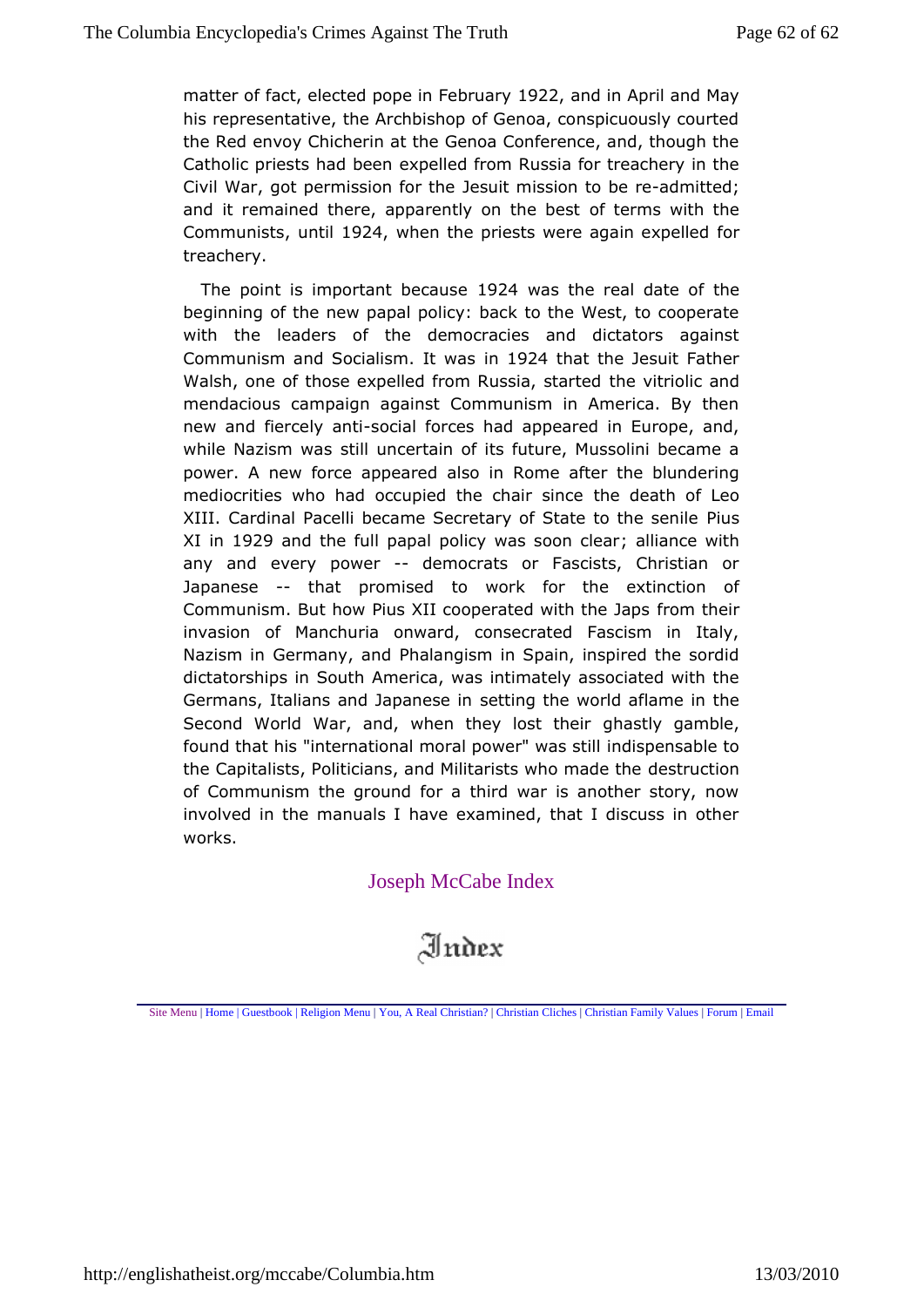matter of fact, elected pope in February 1922, and in April and May his representative, the Archbishop of Genoa, conspicuously courted the Red envoy Chicherin at the Genoa Conference, and, though the Catholic priests had been expelled from Russia for treachery in the Civil War, got permission for the Jesuit mission to be re-admitted; and it remained there, apparently on the best of terms with the Communists, until 1924, when the priests were again expelled for treachery.

The point is important because 1924 was the real date of the beginning of the new papal policy: back to the West, to cooperate with the leaders of the democracies and dictators against Communism and Socialism. It was in 1924 that the Jesuit Father Walsh, one of those expelled from Russia, started the vitriolic and mendacious campaign against Communism in America. By then new and fiercely anti-social forces had appeared in Europe, and, while Nazism was still uncertain of its future, Mussolini became a power. A new force appeared also in Rome after the blundering mediocrities who had occupied the chair since the death of Leo XIII. Cardinal Pacelli became Secretary of State to the senile Pius XI in 1929 and the full papal policy was soon clear; alliance with any and every power -- democrats or Fascists, Christian or Japanese -- that promised to work for the extinction of Communism. But how Pius XII cooperated with the Japs from their invasion of Manchuria onward, consecrated Fascism in Italy, Nazism in Germany, and Phalangism in Spain, inspired the sordid dictatorships in South America, was intimately associated with the Germans, Italians and Japanese in setting the world aflame in the Second World War, and, when they lost their ghastly gamble, found that his "international moral power" was still indispensable to the Capitalists, Politicians, and Militarists who made the destruction of Communism the ground for a third war is another story, now involved in the manuals I have examined, that I discuss in other works.

Joseph McCabe Index

Index

Site Menu | Home | Guestbook | Religion Menu | You, A Real Christian? | Christian Cliches | Christian Family Values | Forum | Email